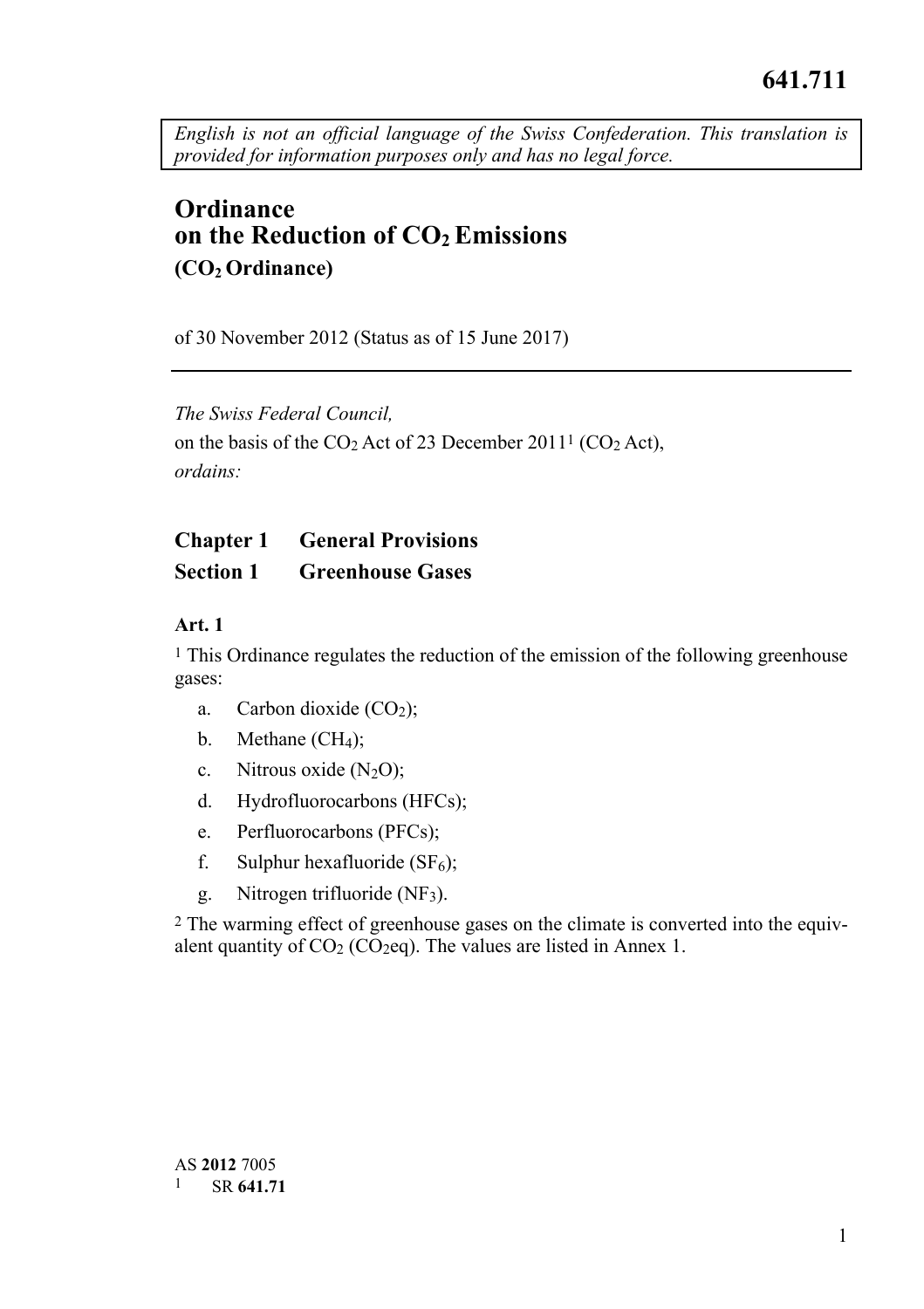641.711

*English is not an official language of the Swiss Confederation. This translation is provided for information purposes only and has no legal force.*

# Ordinance on the Reduction of $CO_2$ Emissions
## ($CO_2$ Ordinance)

of 30 November 2012 (Status as of 15 June 2017)

---

*The Swiss Federal Council,*

on the basis of the $CO_2$ Act of 23 December 2011[1] ($CO_2$ Act),

*ordains:*

## Chapter 1 General Provisions

## Section 1 Greenhouse Gases

### Art. 1

[1] This Ordinance regulates the reduction of the emission of the following greenhouse gases:

a. Carbon dioxide ($CO_2$);

b. Methane ($CH_4$);

c. Nitrous oxide ($N_2O$);

d. Hydrofluorocarbons (HFCs);

e. Perfluorocarbons (PFCs);

f. Sulphur hexafluoride ($SF_6$);

g. Nitrogen trifluoride ($NF_3$).

[2] The warming effect of greenhouse gases on the climate is converted into the equivalent quantity of $CO_2$ ($CO_2$eq). The values are listed in Annex 1.

AS **2012** 7005

[1] SR **641.71**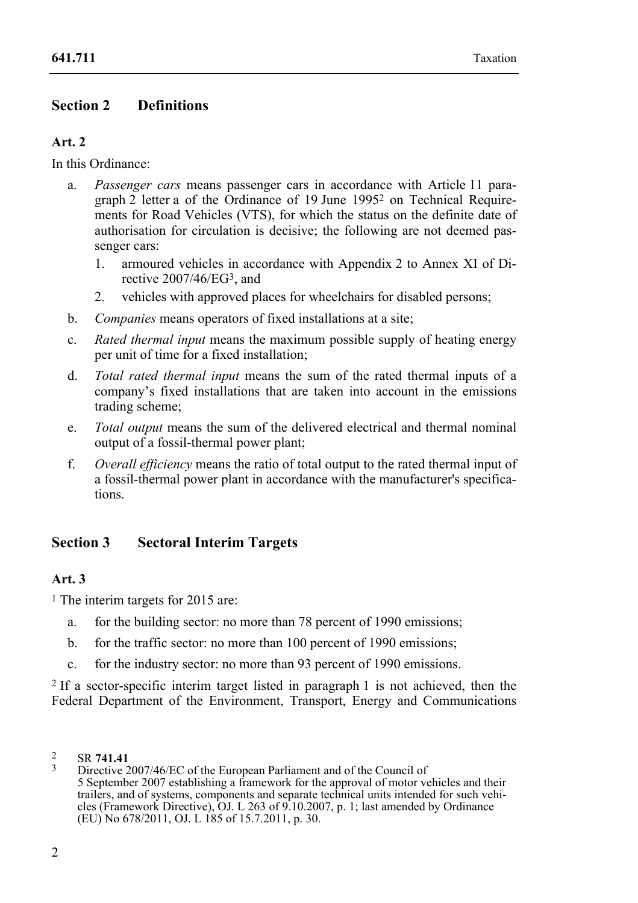## Section 2 Definitions

### Art. 2

In this Ordinance:

a. *Passenger cars* means passenger cars in accordance with Article 11 paragraph 2 letter a of the Ordinance of 19 June 1995[2] on Technical Requirements for Road Vehicles (VTS), for which the status on the definite date of authorisation for circulation is decisive; the following are not deemed passenger cars:

   1. armoured vehicles in accordance with Appendix 2 to Annex XI of Directive 2007/46/EG[3], and
   2. vehicles with approved places for wheelchairs for disabled persons;

b. *Companies* means operators of fixed installations at a site;

c. *Rated thermal input* means the maximum possible supply of heating energy per unit of time for a fixed installation;

d. *Total rated thermal input* means the sum of the rated thermal inputs of a company's fixed installations that are taken into account in the emissions trading scheme;

e. *Total output* means the sum of the delivered electrical and thermal nominal output of a fossil-thermal power plant;

f. *Overall efficiency* means the ratio of total output to the rated thermal input of a fossil-thermal power plant in accordance with the manufacturer's specifications.

## Section 3 Sectoral Interim Targets

### Art. 3

[1] The interim targets for 2015 are:

a. for the building sector: no more than 78 percent of 1990 emissions;

b. for the traffic sector: no more than 100 percent of 1990 emissions;

c. for the industry sector: no more than 93 percent of 1990 emissions.

[2] If a sector-specific interim target listed in paragraph 1 is not achieved, then the Federal Department of the Environment, Transport, Energy and Communications

---

[2] SR **741.41**

[3] Directive 2007/46/EC of the European Parliament and of the Council of 5 September 2007 establishing a framework for the approval of motor vehicles and their trailers, and of systems, components and separate technical units intended for such vehicles (Framework Directive), OJ. L 263 of 9.10.2007, p. 1; last amended by Ordinance (EU) No 678/2011, OJ. L 185 of 15.7.2011, p. 30.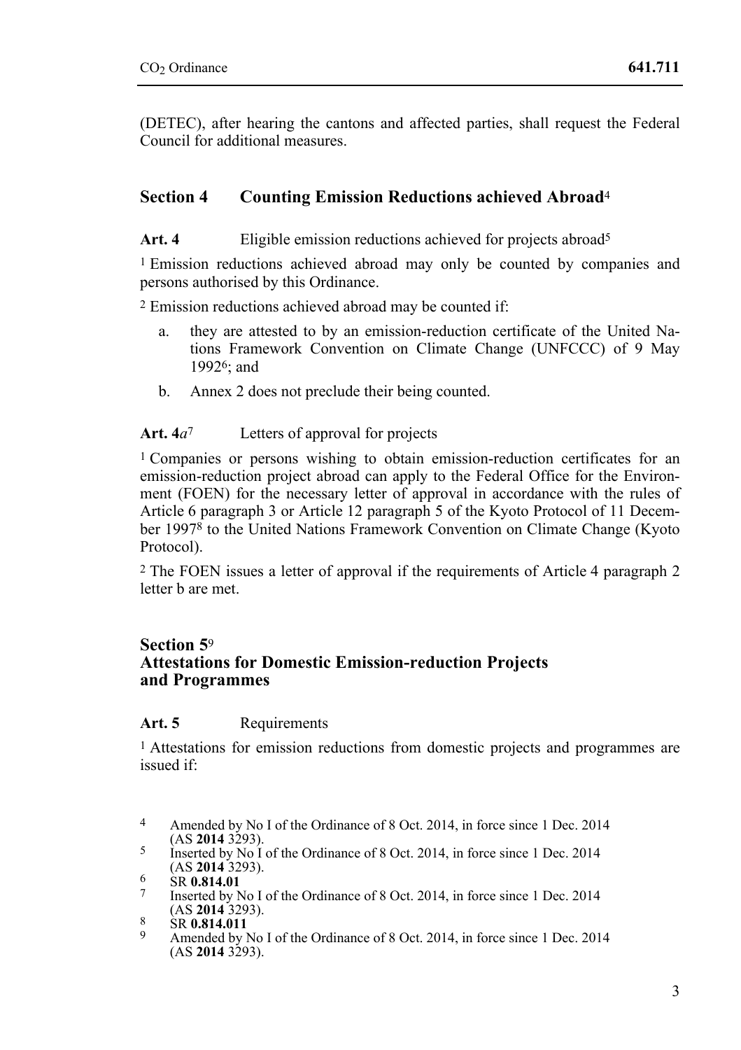(DETEC), after hearing the cantons and affected parties, shall request the Federal Council for additional measures.

## Section 4 Counting Emission Reductions achieved Abroad[4]

**Art. 4** Eligible emission reductions achieved for projects abroad[5]

[1] Emission reductions achieved abroad may only be counted by companies and persons authorised by this Ordinance.

[2] Emission reductions achieved abroad may be counted if:

a. they are attested to by an emission-reduction certificate of the United Nations Framework Convention on Climate Change (UNFCCC) of 9 May 1992[6]; and

b. Annex 2 does not preclude their being counted.

**Art. 4*a***[7] Letters of approval for projects

[1] Companies or persons wishing to obtain emission-reduction certificates for an emission-reduction project abroad can apply to the Federal Office for the Environment (FOEN) for the necessary letter of approval in accordance with the rules of Article 6 paragraph 3 or Article 12 paragraph 5 of the Kyoto Protocol of 11 December 1997[8] to the United Nations Framework Convention on Climate Change (Kyoto Protocol).

[2] The FOEN issues a letter of approval if the requirements of Article 4 paragraph 2 letter b are met.

## Section 5[9] Attestations for Domestic Emission-reduction Projects and Programmes

**Art. 5** Requirements

[1] Attestations for emission reductions from domestic projects and programmes are issued if:

---

[4] Amended by No I of the Ordinance of 8 Oct. 2014, in force since 1 Dec. 2014 (AS **2014** 3293).

[5] Inserted by No I of the Ordinance of 8 Oct. 2014, in force since 1 Dec. 2014 (AS **2014** 3293).

[6] SR **0.814.01**

[7] Inserted by No I of the Ordinance of 8 Oct. 2014, in force since 1 Dec. 2014 (AS **2014** 3293).

[8] SR **0.814.011**

[9] Amended by No I of the Ordinance of 8 Oct. 2014, in force since 1 Dec. 2014 (AS **2014** 3293).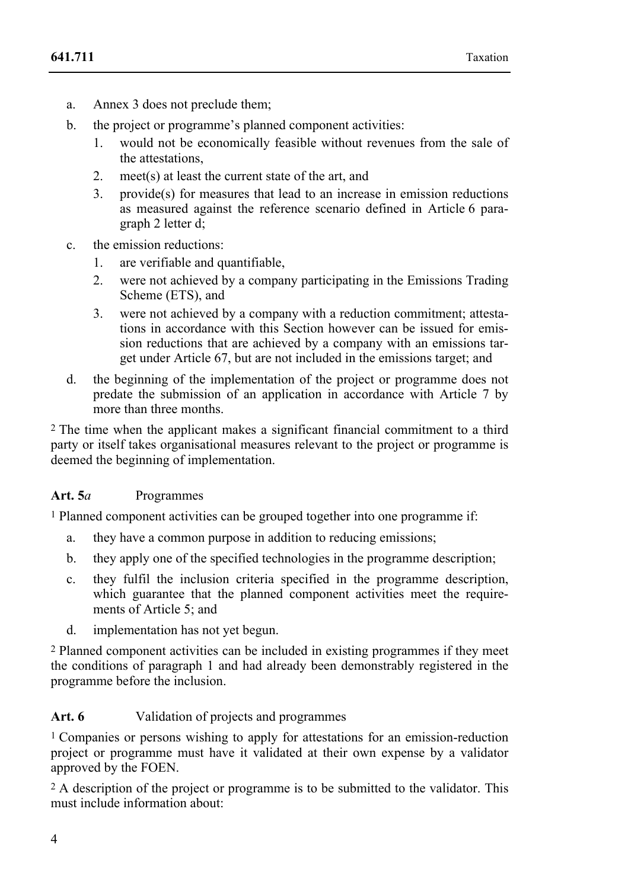a. Annex 3 does not preclude them;
b. the project or programme's planned component activities:
   1. would not be economically feasible without revenues from the sale of the attestations,
   2. meet(s) at least the current state of the art, and
   3. provide(s) for measures that lead to an increase in emission reductions as measured against the reference scenario defined in Article 6 paragraph 2 letter d;
c. the emission reductions:
   1. are verifiable and quantifiable,
   2. were not achieved by a company participating in the Emissions Trading Scheme (ETS), and
   3. were not achieved by a company with a reduction commitment; attestations in accordance with this Section however can be issued for emission reductions that are achieved by a company with an emissions target under Article 67, but are not included in the emissions target; and
d. the beginning of the implementation of the project or programme does not predate the submission of an application in accordance with Article 7 by more than three months.

2 The time when the applicant makes a significant financial commitment to a third party or itself takes organisational measures relevant to the project or programme is deemed the beginning of implementation.

**Art. 5*a*** Programmes

1 Planned component activities can be grouped together into one programme if:

a. they have a common purpose in addition to reducing emissions;
b. they apply one of the specified technologies in the programme description;
c. they fulfil the inclusion criteria specified in the programme description, which guarantee that the planned component activities meet the requirements of Article 5; and
d. implementation has not yet begun.

2 Planned component activities can be included in existing programmes if they meet the conditions of paragraph 1 and had already been demonstrably registered in the programme before the inclusion.

**Art. 6** Validation of projects and programmes

1 Companies or persons wishing to apply for attestations for an emission-reduction project or programme must have it validated at their own expense by a validator approved by the FOEN.

2 A description of the project or programme is to be submitted to the validator. This must include information about: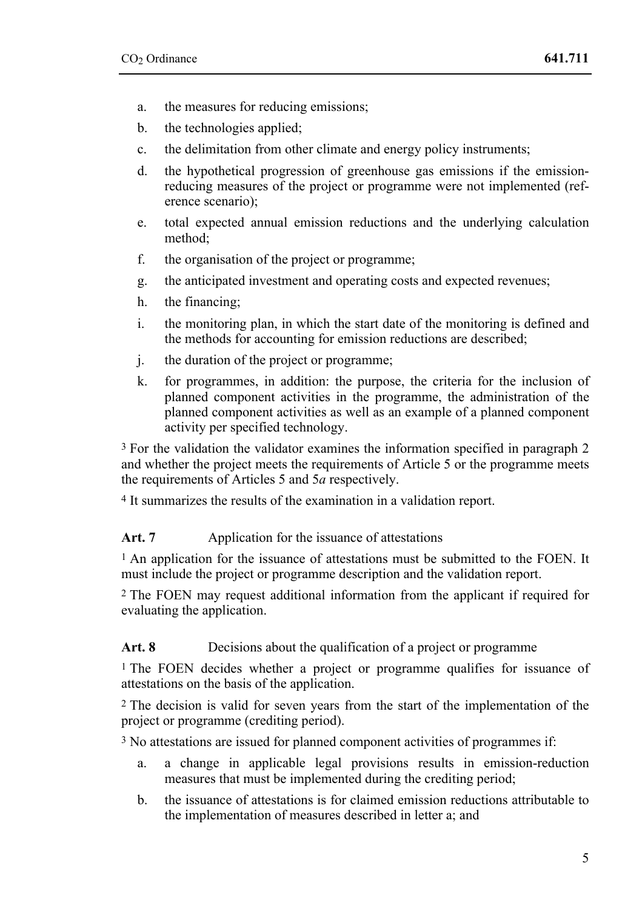a. the measures for reducing emissions;

b. the technologies applied;

c. the delimitation from other climate and energy policy instruments;

d. the hypothetical progression of greenhouse gas emissions if the emission-reducing measures of the project or programme were not implemented (reference scenario);

e. total expected annual emission reductions and the underlying calculation method;

f. the organisation of the project or programme;

g. the anticipated investment and operating costs and expected revenues;

h. the financing;

i. the monitoring plan, in which the start date of the monitoring is defined and the methods for accounting for emission reductions are described;

j. the duration of the project or programme;

k. for programmes, in addition: the purpose, the criteria for the inclusion of planned component activities in the programme, the administration of the planned component activities as well as an example of a planned component activity per specified technology.

[3] For the validation the validator examines the information specified in paragraph 2 and whether the project meets the requirements of Article 5 or the programme meets the requirements of Articles 5 and 5*a* respectively.

[4] It summarizes the results of the examination in a validation report.

**Art. 7** Application for the issuance of attestations

[1] An application for the issuance of attestations must be submitted to the FOEN. It must include the project or programme description and the validation report.

[2] The FOEN may request additional information from the applicant if required for evaluating the application.

**Art. 8** Decisions about the qualification of a project or programme

[1] The FOEN decides whether a project or programme qualifies for issuance of attestations on the basis of the application.

[2] The decision is valid for seven years from the start of the implementation of the project or programme (crediting period).

[3] No attestations are issued for planned component activities of programmes if:

a. a change in applicable legal provisions results in emission-reduction measures that must be implemented during the crediting period;

b. the issuance of attestations is for claimed emission reductions attributable to the implementation of measures described in letter a; and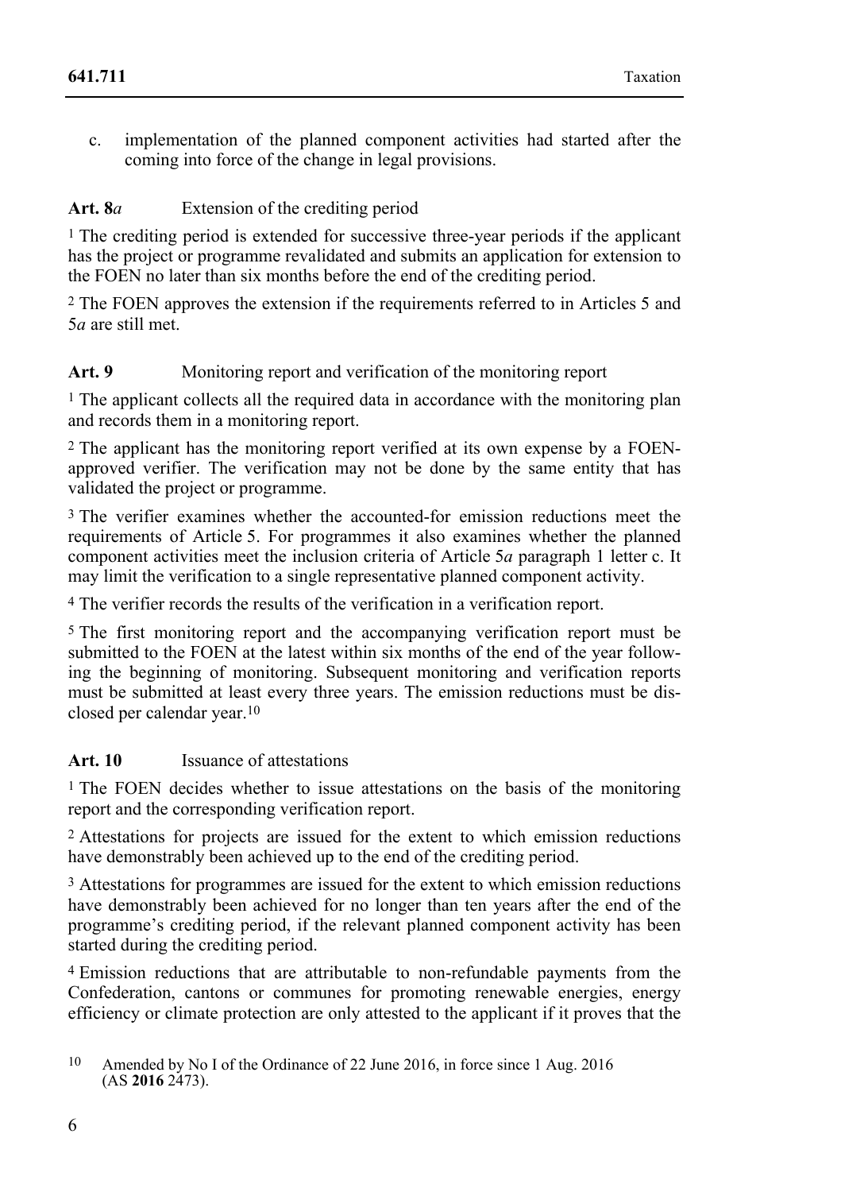c. implementation of the planned component activities had started after the coming into force of the change in legal provisions.

### Art. 8*a* Extension of the crediting period

[1] The crediting period is extended for successive three-year periods if the applicant has the project or programme revalidated and submits an application for extension to the FOEN no later than six months before the end of the crediting period.

[2] The FOEN approves the extension if the requirements referred to in Articles 5 and 5*a* are still met.

### Art. 9 Monitoring report and verification of the monitoring report

[1] The applicant collects all the required data in accordance with the monitoring plan and records them in a monitoring report.

[2] The applicant has the monitoring report verified at its own expense by a FOEN-approved verifier. The verification may not be done by the same entity that has validated the project or programme.

[3] The verifier examines whether the accounted-for emission reductions meet the requirements of Article 5. For programmes it also examines whether the planned component activities meet the inclusion criteria of Article 5*a* paragraph 1 letter c. It may limit the verification to a single representative planned component activity.

[4] The verifier records the results of the verification in a verification report.

[5] The first monitoring report and the accompanying verification report must be submitted to the FOEN at the latest within six months of the end of the year following the beginning of monitoring. Subsequent monitoring and verification reports must be submitted at least every three years. The emission reductions must be disclosed per calendar year.[10]

### Art. 10 Issuance of attestations

[1] The FOEN decides whether to issue attestations on the basis of the monitoring report and the corresponding verification report.

[2] Attestations for projects are issued for the extent to which emission reductions have demonstrably been achieved up to the end of the crediting period.

[3] Attestations for programmes are issued for the extent to which emission reductions have demonstrably been achieved for no longer than ten years after the end of the programme's crediting period, if the relevant planned component activity has been started during the crediting period.

[4] Emission reductions that are attributable to non-refundable payments from the Confederation, cantons or communes for promoting renewable energies, energy efficiency or climate protection are only attested to the applicant if it proves that the

---

[10] Amended by No I of the Ordinance of 22 June 2016, in force since 1 Aug. 2016 (AS **2016** 2473).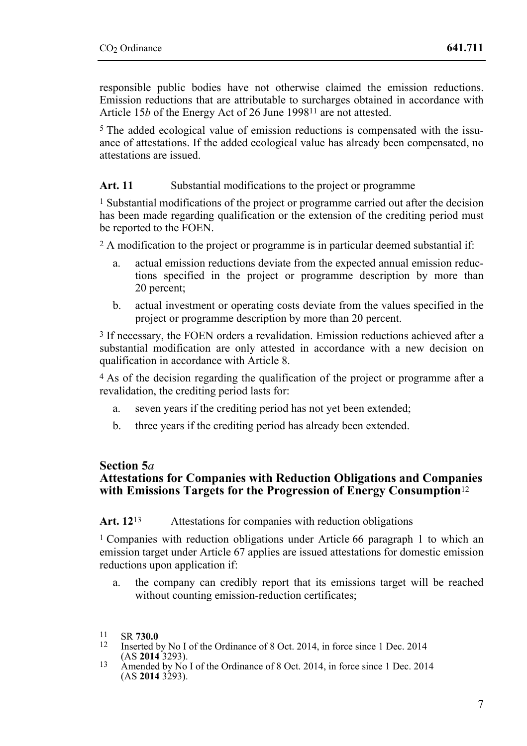responsible public bodies have not otherwise claimed the emission reductions. Emission reductions that are attributable to surcharges obtained in accordance with Article 15*b* of the Energy Act of 26 June 1998[11] are not attested.

[5] The added ecological value of emission reductions is compensated with the issuance of attestations. If the added ecological value has already been compensated, no attestations are issued.

**Art. 11** Substantial modifications to the project or programme

[1] Substantial modifications of the project or programme carried out after the decision has been made regarding qualification or the extension of the crediting period must be reported to the FOEN.

[2] A modification to the project or programme is in particular deemed substantial if:

a. actual emission reductions deviate from the expected annual emission reductions specified in the project or programme description by more than 20 percent;

b. actual investment or operating costs deviate from the values specified in the project or programme description by more than 20 percent.

[3] If necessary, the FOEN orders a revalidation. Emission reductions achieved after a substantial modification are only attested in accordance with a new decision on qualification in accordance with Article 8.

[4] As of the decision regarding the qualification of the project or programme after a revalidation, the crediting period lasts for:

a. seven years if the crediting period has not yet been extended;

b. three years if the crediting period has already been extended.

## Section 5*a* Attestations for Companies with Reduction Obligations and Companies with Emissions Targets for the Progression of Energy Consumption[12]

**Art. 12**[13] Attestations for companies with reduction obligations

[1] Companies with reduction obligations under Article 66 paragraph 1 to which an emission target under Article 67 applies are issued attestations for domestic emission reductions upon application if:

a. the company can credibly report that its emissions target will be reached without counting emission-reduction certificates;

---

[11] SR **730.0**

[12] Inserted by No I of the Ordinance of 8 Oct. 2014, in force since 1 Dec. 2014 (AS **2014** 3293).

[13] Amended by No I of the Ordinance of 8 Oct. 2014, in force since 1 Dec. 2014 (AS **2014** 3293).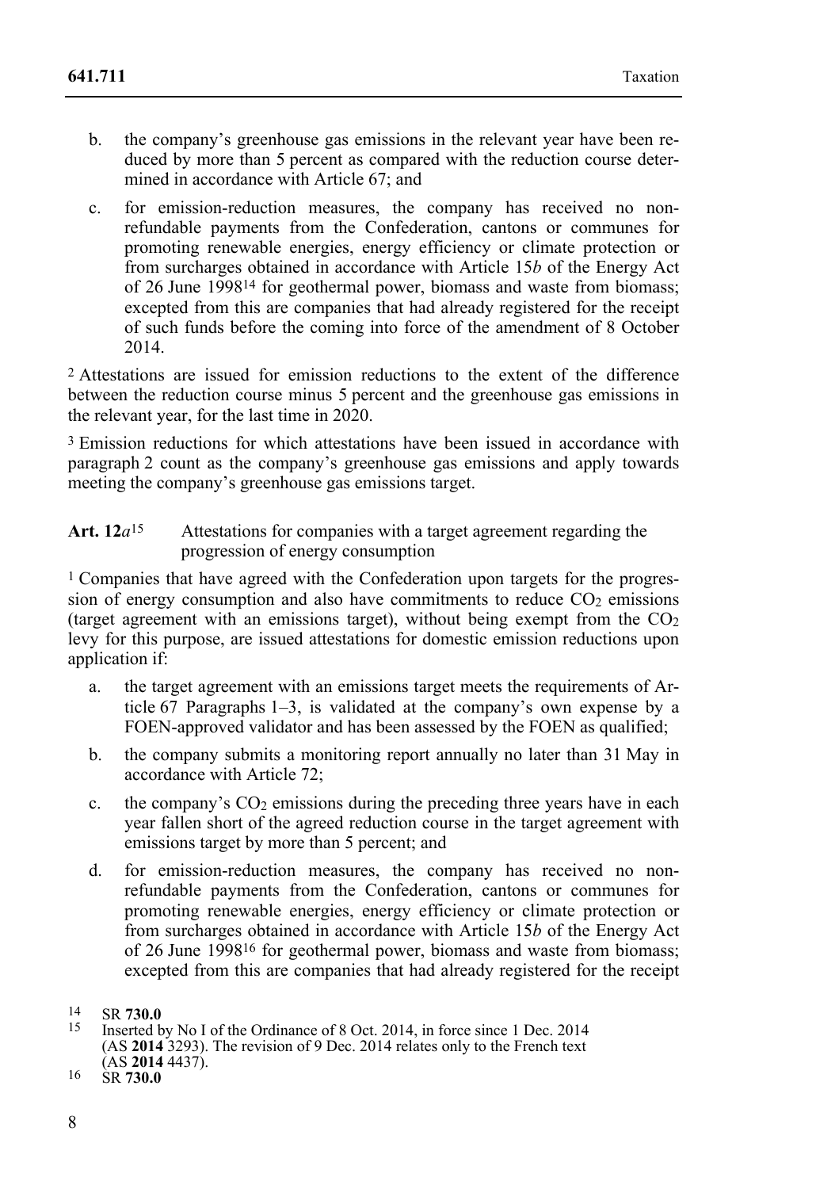b. the company's greenhouse gas emissions in the relevant year have been reduced by more than 5 percent as compared with the reduction course determined in accordance with Article 67; and

c. for emission-reduction measures, the company has received no non-refundable payments from the Confederation, cantons or communes for promoting renewable energies, energy efficiency or climate protection or from surcharges obtained in accordance with Article 15*b* of the Energy Act of 26 June 1998[14] for geothermal power, biomass and waste from biomass; excepted from this are companies that had already registered for the receipt of such funds before the coming into force of the amendment of 8 October 2014.

[2] Attestations are issued for emission reductions to the extent of the difference between the reduction course minus 5 percent and the greenhouse gas emissions in the relevant year, for the last time in 2020.

[3] Emission reductions for which attestations have been issued in accordance with paragraph 2 count as the company's greenhouse gas emissions and apply towards meeting the company's greenhouse gas emissions target.

**Art. 12*a*[15]** Attestations for companies with a target agreement regarding the progression of energy consumption

[1] Companies that have agreed with the Confederation upon targets for the progression of energy consumption and also have commitments to reduce $CO_2$ emissions (target agreement with an emissions target), without being exempt from the $CO_2$ levy for this purpose, are issued attestations for domestic emission reductions upon application if:

a. the target agreement with an emissions target meets the requirements of Article 67 Paragraphs 1–3, is validated at the company's own expense by a FOEN-approved validator and has been assessed by the FOEN as qualified;

b. the company submits a monitoring report annually no later than 31 May in accordance with Article 72;

c. the company's $CO_2$ emissions during the preceding three years have in each year fallen short of the agreed reduction course in the target agreement with emissions target by more than 5 percent; and

d. for emission-reduction measures, the company has received no non-refundable payments from the Confederation, cantons or communes for promoting renewable energies, energy efficiency or climate protection or from surcharges obtained in accordance with Article 15*b* of the Energy Act of 26 June 1998[16] for geothermal power, biomass and waste from biomass; excepted from this are companies that had already registered for the receipt

---

[14] SR **730.0**

[15] Inserted by No I of the Ordinance of 8 Oct. 2014, in force since 1 Dec. 2014 (AS **2014** 3293). The revision of 9 Dec. 2014 relates only to the French text (AS **2014** 4437).

[16] SR **730.0**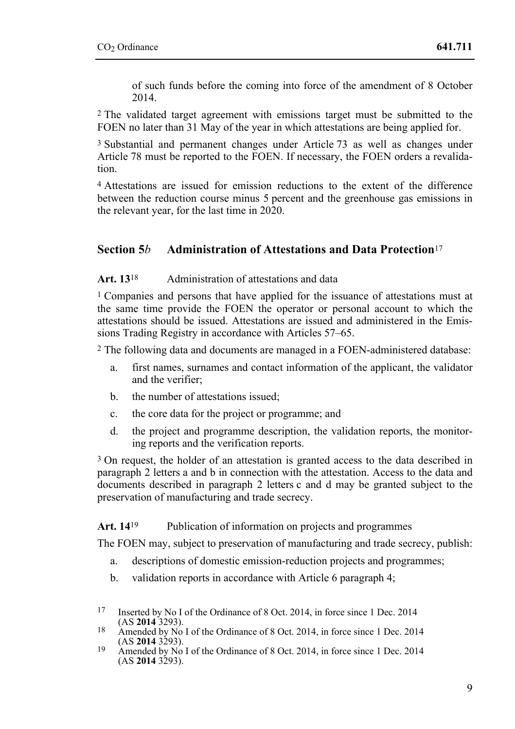of such funds before the coming into force of the amendment of 8 October 2014.

2 The validated target agreement with emissions target must be submitted to the FOEN no later than 31 May of the year in which attestations are being applied for.

3 Substantial and permanent changes under Article 73 as well as changes under Article 78 must be reported to the FOEN. If necessary, the FOEN orders a revalidation.

4 Attestations are issued for emission reductions to the extent of the difference between the reduction course minus 5 percent and the greenhouse gas emissions in the relevant year, for the last time in 2020.

## Section 5*b* Administration of Attestations and Data Protection[17]

**Art. 13**[18] Administration of attestations and data

1 Companies and persons that have applied for the issuance of attestations must at the same time provide the FOEN the operator or personal account to which the attestations should be issued. Attestations are issued and administered in the Emissions Trading Registry in accordance with Articles 57–65.

2 The following data and documents are managed in a FOEN-administered database:

a. first names, surnames and contact information of the applicant, the validator and the verifier;

b. the number of attestations issued;

c. the core data for the project or programme; and

d. the project and programme description, the validation reports, the monitoring reports and the verification reports.

3 On request, the holder of an attestation is granted access to the data described in paragraph 2 letters a and b in connection with the attestation. Access to the data and documents described in paragraph 2 letters c and d may be granted subject to the preservation of manufacturing and trade secrecy.

**Art. 14**[19] Publication of information on projects and programmes

The FOEN may, subject to preservation of manufacturing and trade secrecy, publish:

a. descriptions of domestic emission-reduction projects and programmes;

b. validation reports in accordance with Article 6 paragraph 4;

---

17 Inserted by No I of the Ordinance of 8 Oct. 2014, in force since 1 Dec. 2014 (AS **2014** 3293).

18 Amended by No I of the Ordinance of 8 Oct. 2014, in force since 1 Dec. 2014 (AS **2014** 3293).

19 Amended by No I of the Ordinance of 8 Oct. 2014, in force since 1 Dec. 2014 (AS **2014** 3293).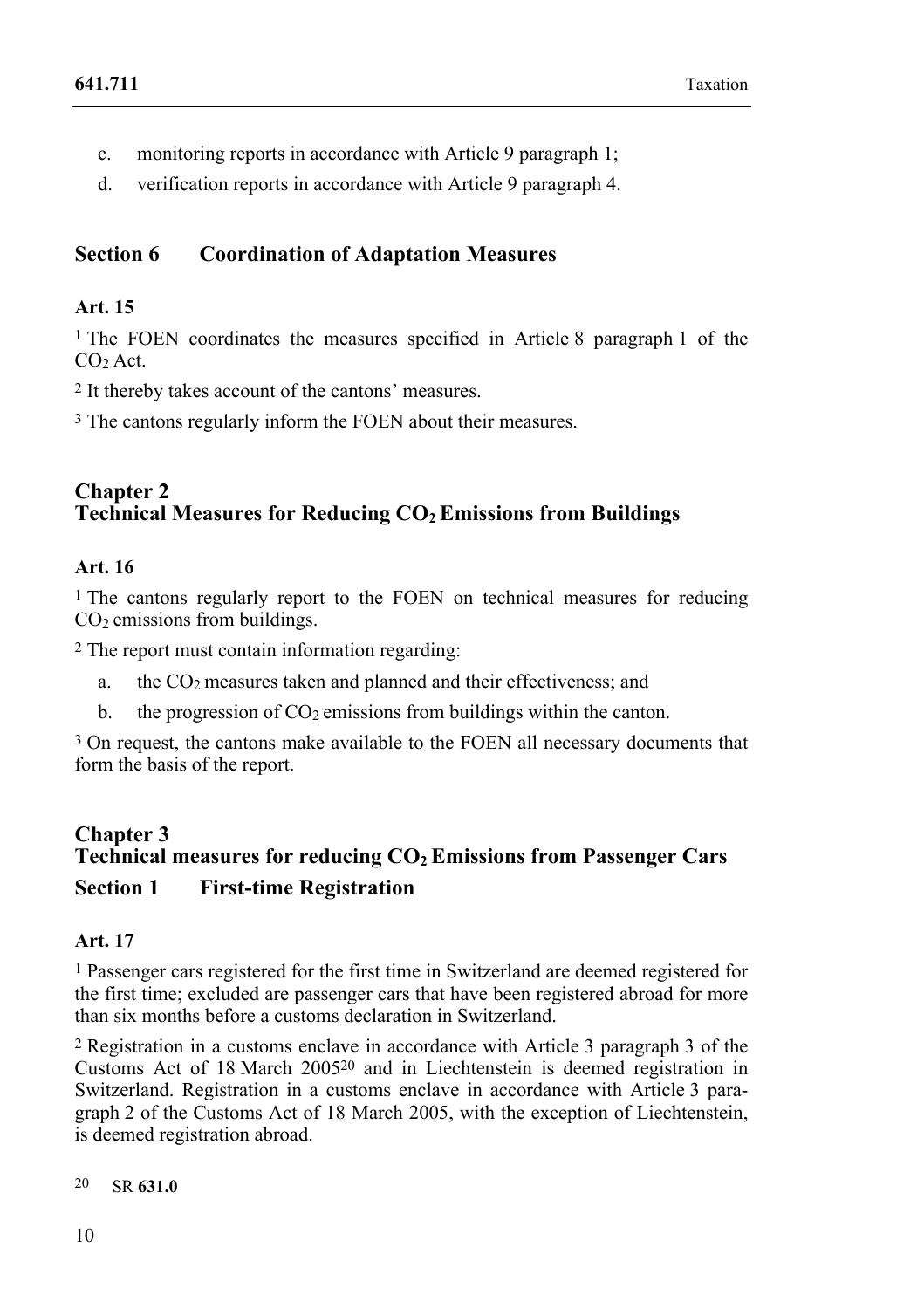c. monitoring reports in accordance with Article 9 paragraph 1;
d. verification reports in accordance with Article 9 paragraph 4.

## Section 6 Coordination of Adaptation Measures

### Art. 15

[1] The FOEN coordinates the measures specified in Article 8 paragraph 1 of the $CO_2$ Act.

[2] It thereby takes account of the cantons' measures.

[3] The cantons regularly inform the FOEN about their measures.

# Chapter 2 Technical Measures for Reducing $CO_2$ Emissions from Buildings

### Art. 16

[1] The cantons regularly report to the FOEN on technical measures for reducing $CO_2$ emissions from buildings.

[2] The report must contain information regarding:

a. the $CO_2$ measures taken and planned and their effectiveness; and
b. the progression of $CO_2$ emissions from buildings within the canton.

[3] On request, the cantons make available to the FOEN all necessary documents that form the basis of the report.

# Chapter 3 Technical measures for reducing $CO_2$ Emissions from Passenger Cars

## Section 1 First-time Registration

### Art. 17

[1] Passenger cars registered for the first time in Switzerland are deemed registered for the first time; excluded are passenger cars that have been registered abroad for more than six months before a customs declaration in Switzerland.

[2] Registration in a customs enclave in accordance with Article 3 paragraph 3 of the Customs Act of 18 March 2005[20] and in Liechtenstein is deemed registration in Switzerland. Registration in a customs enclave in accordance with Article 3 paragraph 2 of the Customs Act of 18 March 2005, with the exception of Liechtenstein, is deemed registration abroad.

[20] SR **631.0**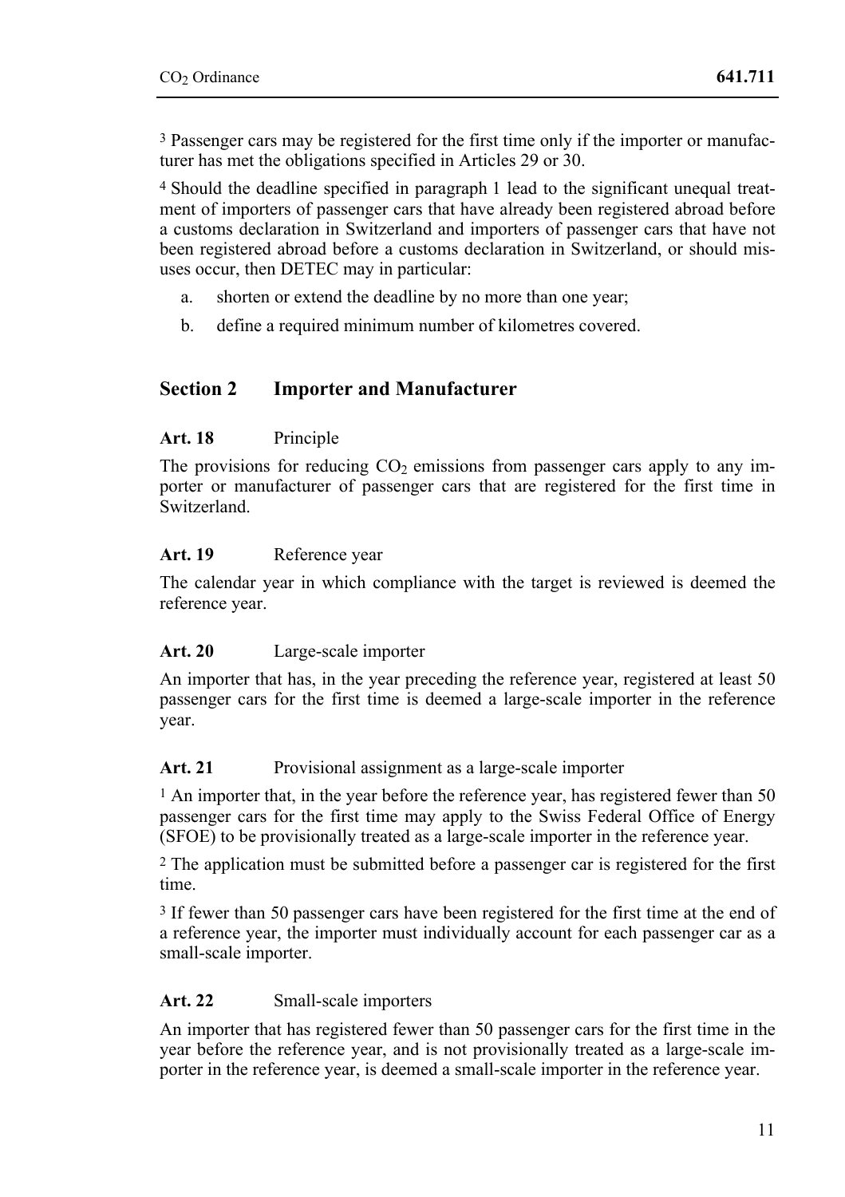[3] Passenger cars may be registered for the first time only if the importer or manufacturer has met the obligations specified in Articles 29 or 30.

[4] Should the deadline specified in paragraph 1 lead to the significant unequal treatment of importers of passenger cars that have already been registered abroad before a customs declaration in Switzerland and importers of passenger cars that have not been registered abroad before a customs declaration in Switzerland, or should misuses occur, then DETEC may in particular:

a. shorten or extend the deadline by no more than one year;

b. define a required minimum number of kilometres covered.

## Section 2 Importer and Manufacturer

### Art. 18 Principle

The provisions for reducing $CO_2$ emissions from passenger cars apply to any importer or manufacturer of passenger cars that are registered for the first time in Switzerland.

### Art. 19 Reference year

The calendar year in which compliance with the target is reviewed is deemed the reference year.

### Art. 20 Large-scale importer

An importer that has, in the year preceding the reference year, registered at least 50 passenger cars for the first time is deemed a large-scale importer in the reference year.

### Art. 21 Provisional assignment as a large-scale importer

[1] An importer that, in the year before the reference year, has registered fewer than 50 passenger cars for the first time may apply to the Swiss Federal Office of Energy (SFOE) to be provisionally treated as a large-scale importer in the reference year.

[2] The application must be submitted before a passenger car is registered for the first time.

[3] If fewer than 50 passenger cars have been registered for the first time at the end of a reference year, the importer must individually account for each passenger car as a small-scale importer.

### Art. 22 Small-scale importers

An importer that has registered fewer than 50 passenger cars for the first time in the year before the reference year, and is not provisionally treated as a large-scale importer in the reference year, is deemed a small-scale importer in the reference year.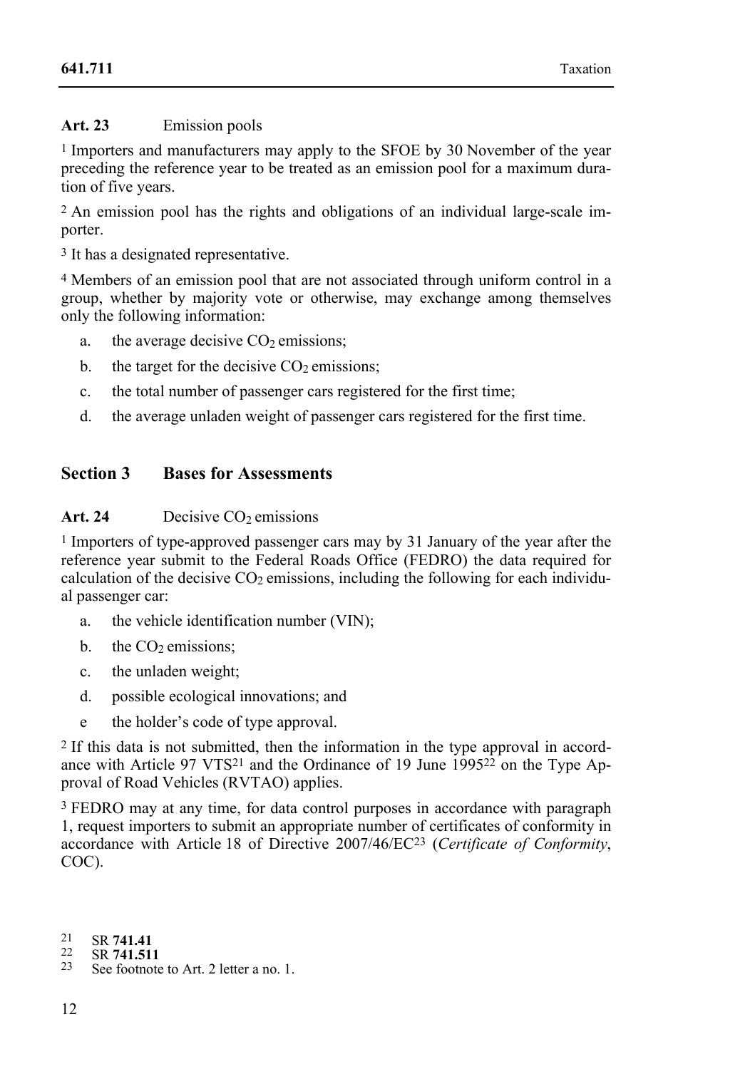**Art. 23** Emission pools

[1] Importers and manufacturers may apply to the SFOE by 30 November of the year preceding the reference year to be treated as an emission pool for a maximum duration of five years.

[2] An emission pool has the rights and obligations of an individual large-scale importer.

[3] It has a designated representative.

[4] Members of an emission pool that are not associated through uniform control in a group, whether by majority vote or otherwise, may exchange among themselves only the following information:

a. the average decisive $CO_2$ emissions;

b. the target for the decisive $CO_2$ emissions;

c. the total number of passenger cars registered for the first time;

d. the average unladen weight of passenger cars registered for the first time.

## Section 3 Bases for Assessments

**Art. 24** Decisive $CO_2$ emissions

[1] Importers of type-approved passenger cars may by 31 January of the year after the reference year submit to the Federal Roads Office (FEDRO) the data required for calculation of the decisive $CO_2$ emissions, including the following for each individual passenger car:

a. the vehicle identification number (VIN);

b. the $CO_2$ emissions;

c. the unladen weight;

d. possible ecological innovations; and

e the holder's code of type approval.

[2] If this data is not submitted, then the information in the type approval in accordance with Article 97 VTS[21] and the Ordinance of 19 June 1995[22] on the Type Approval of Road Vehicles (RVTAO) applies.

[3] FEDRO may at any time, for data control purposes in accordance with paragraph 1, request importers to submit an appropriate number of certificates of conformity in accordance with Article 18 of Directive 2007/46/EC[23] (*Certificate of Conformity*, COC).

---

21 SR **741.41**

22 SR **741.511**

23 See footnote to Art. 2 letter a no. 1.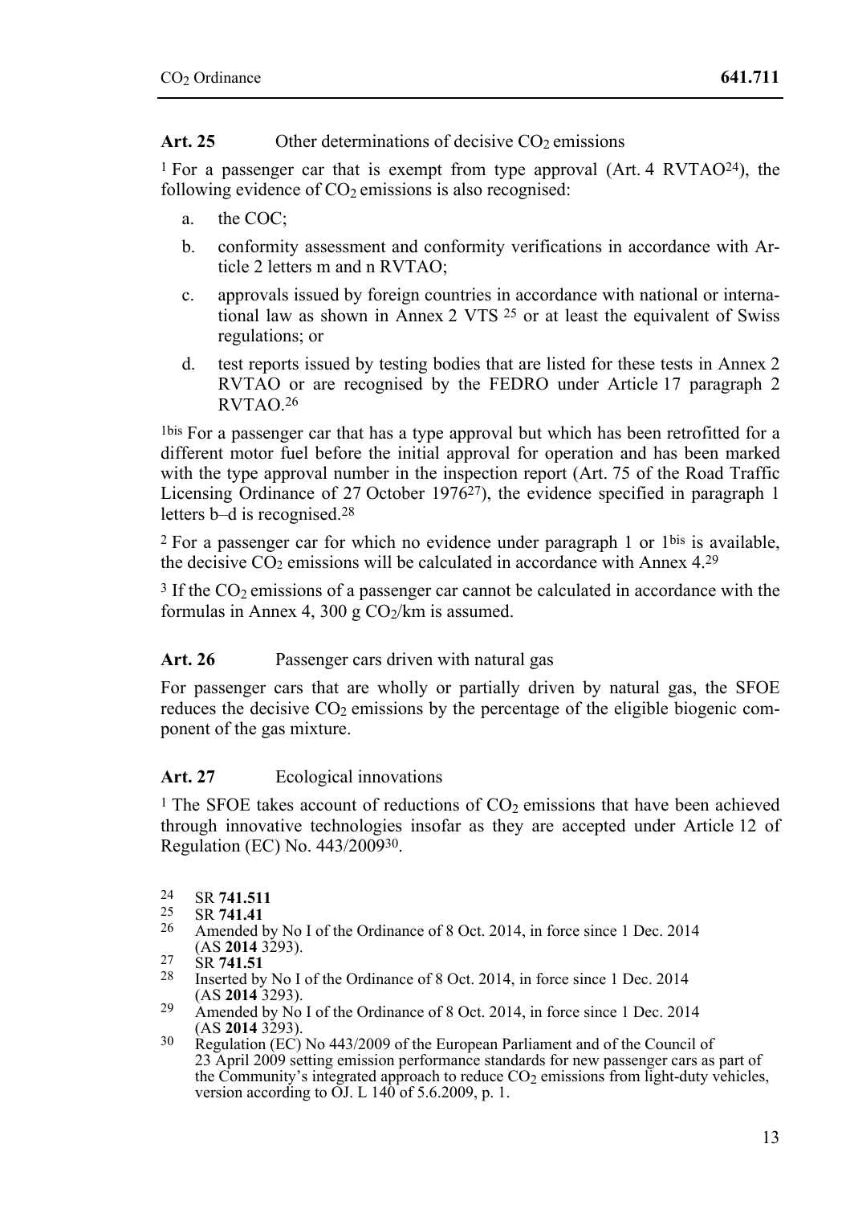**Art. 25** Other determinations of decisive $CO_2$ emissions

[1] For a passenger car that is exempt from type approval (Art. 4 RVTAO[24]), the following evidence of $CO_2$ emissions is also recognised:

a. the COC;

b. conformity assessment and conformity verifications in accordance with Article 2 letters m and n RVTAO;

c. approvals issued by foreign countries in accordance with national or international law as shown in Annex 2 VTS [25] or at least the equivalent of Swiss regulations; or

d. test reports issued by testing bodies that are listed for these tests in Annex 2 RVTAO or are recognised by the FEDRO under Article 17 paragraph 2 RVTAO.[26]

[1bis] For a passenger car that has a type approval but which has been retrofitted for a different motor fuel before the initial approval for operation and has been marked with the type approval number in the inspection report (Art. 75 of the Road Traffic Licensing Ordinance of 27 October 1976[27]), the evidence specified in paragraph 1 letters b–d is recognised.[28]

[2] For a passenger car for which no evidence under paragraph 1 or 1[bis] is available, the decisive $CO_2$ emissions will be calculated in accordance with Annex 4.[29]

[3] If the $CO_2$ emissions of a passenger car cannot be calculated in accordance with the formulas in Annex 4, 300 g $CO_2$/km is assumed.

**Art. 26** Passenger cars driven with natural gas

For passenger cars that are wholly or partially driven by natural gas, the SFOE reduces the decisive $CO_2$ emissions by the percentage of the eligible biogenic component of the gas mixture.

**Art. 27** Ecological innovations

[1] The SFOE takes account of reductions of $CO_2$ emissions that have been achieved through innovative technologies insofar as they are accepted under Article 12 of Regulation (EC) No. 443/2009[30].

---

[24] SR **741.511**

[25] SR **741.41**

[26] Amended by No I of the Ordinance of 8 Oct. 2014, in force since 1 Dec. 2014 (AS **2014** 3293).

[27] SR **741.51**

[28] Inserted by No I of the Ordinance of 8 Oct. 2014, in force since 1 Dec. 2014 (AS **2014** 3293).

[29] Amended by No I of the Ordinance of 8 Oct. 2014, in force since 1 Dec. 2014 (AS **2014** 3293).

[30] Regulation (EC) No 443/2009 of the European Parliament and of the Council of 23 April 2009 setting emission performance standards for new passenger cars as part of the Community's integrated approach to reduce $CO_2$ emissions from light-duty vehicles, version according to OJ. L 140 of 5.6.2009, p. 1.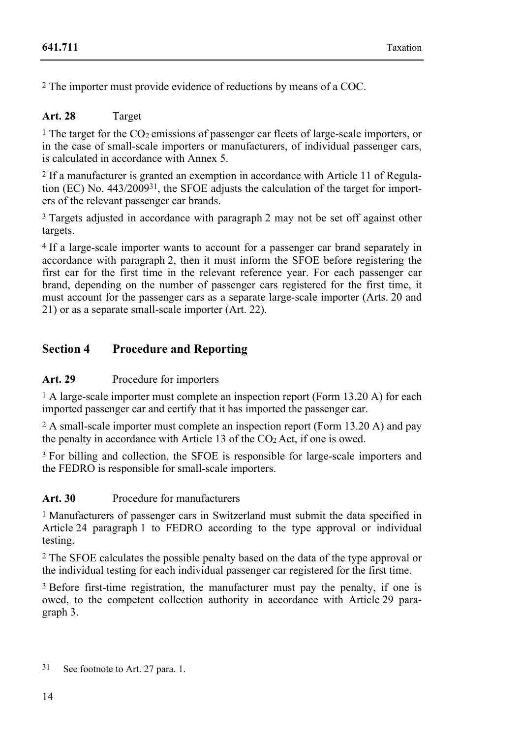[2] The importer must provide evidence of reductions by means of a COC.

**Art. 28** Target

[1] The target for the $CO_2$ emissions of passenger car fleets of large-scale importers, or in the case of small-scale importers or manufacturers, of individual passenger cars, is calculated in accordance with Annex 5.

[2] If a manufacturer is granted an exemption in accordance with Article 11 of Regulation (EC) No. 443/2009[31], the SFOE adjusts the calculation of the target for importers of the relevant passenger car brands.

[3] Targets adjusted in accordance with paragraph 2 may not be set off against other targets.

[4] If a large-scale importer wants to account for a passenger car brand separately in accordance with paragraph 2, then it must inform the SFOE before registering the first car for the first time in the relevant reference year. For each passenger car brand, depending on the number of passenger cars registered for the first time, it must account for the passenger cars as a separate large-scale importer (Arts. 20 and 21) or as a separate small-scale importer (Art. 22).

## Section 4 Procedure and Reporting

**Art. 29** Procedure for importers

[1] A large-scale importer must complete an inspection report (Form 13.20 A) for each imported passenger car and certify that it has imported the passenger car.

[2] A small-scale importer must complete an inspection report (Form 13.20 A) and pay the penalty in accordance with Article 13 of the $CO_2$ Act, if one is owed.

[3] For billing and collection, the SFOE is responsible for large-scale importers and the FEDRO is responsible for small-scale importers.

**Art. 30** Procedure for manufacturers

[1] Manufacturers of passenger cars in Switzerland must submit the data specified in Article 24 paragraph 1 to FEDRO according to the type approval or individual testing.

[2] The SFOE calculates the possible penalty based on the data of the type approval or the individual testing for each individual passenger car registered for the first time.

[3] Before first-time registration, the manufacturer must pay the penalty, if one is owed, to the competent collection authority in accordance with Article 29 paragraph 3.

---

[31] See footnote to Art. 27 para. 1.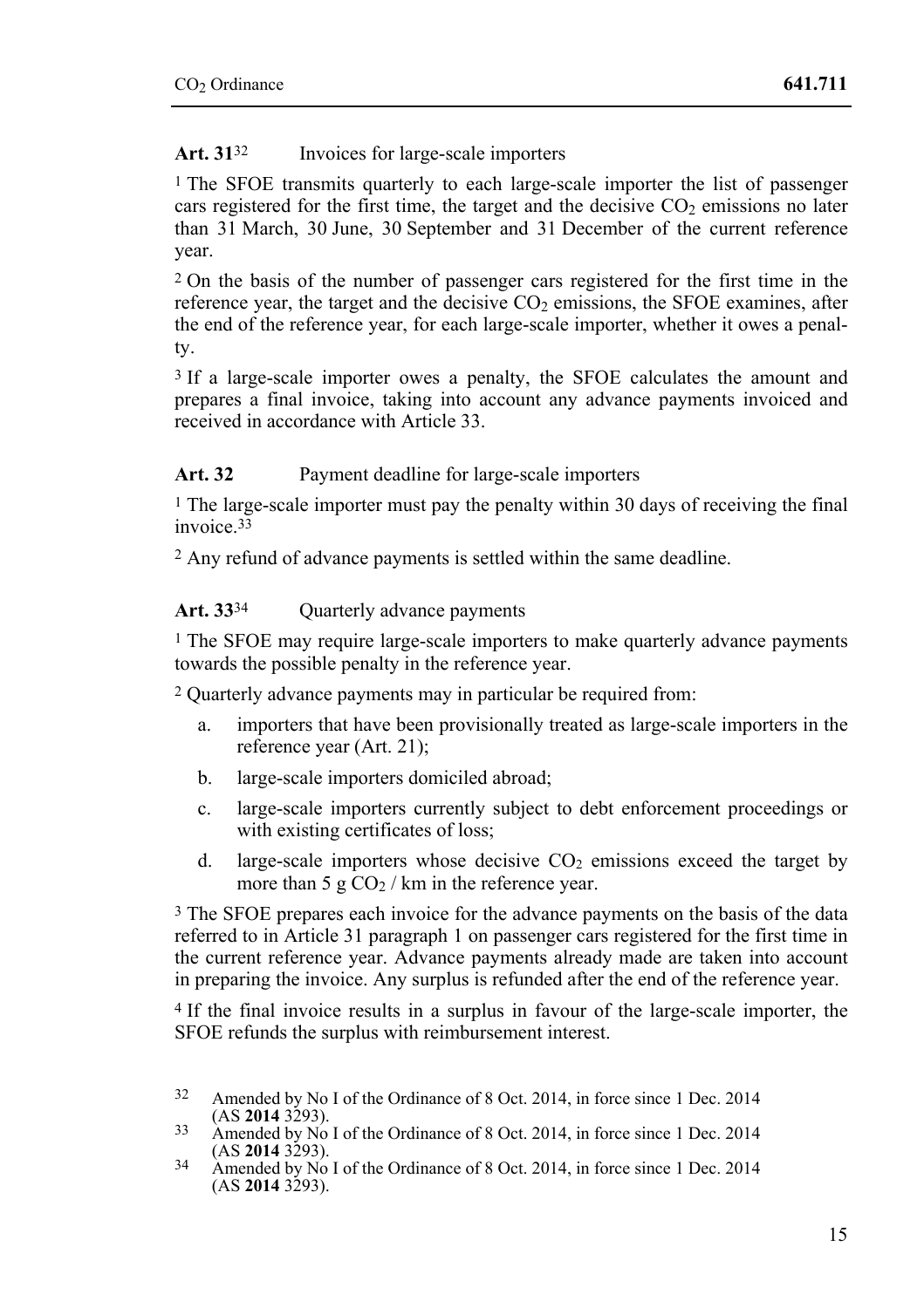**Art. 31**[32] Invoices for large-scale importers

[1] The SFOE transmits quarterly to each large-scale importer the list of passenger cars registered for the first time, the target and the decisive $CO_2$ emissions no later than 31 March, 30 June, 30 September and 31 December of the current reference year.

[2] On the basis of the number of passenger cars registered for the first time in the reference year, the target and the decisive $CO_2$ emissions, the SFOE examines, after the end of the reference year, for each large-scale importer, whether it owes a penalty.

[3] If a large-scale importer owes a penalty, the SFOE calculates the amount and prepares a final invoice, taking into account any advance payments invoiced and received in accordance with Article 33.

**Art. 32** Payment deadline for large-scale importers

[1] The large-scale importer must pay the penalty within 30 days of receiving the final invoice.[33]

[2] Any refund of advance payments is settled within the same deadline.

**Art. 33**[34] Quarterly advance payments

[1] The SFOE may require large-scale importers to make quarterly advance payments towards the possible penalty in the reference year.

[2] Quarterly advance payments may in particular be required from:

a. importers that have been provisionally treated as large-scale importers in the reference year (Art. 21);

b. large-scale importers domiciled abroad;

c. large-scale importers currently subject to debt enforcement proceedings or with existing certificates of loss;

d. large-scale importers whose decisive $CO_2$ emissions exceed the target by more than 5 g $CO_2$ / km in the reference year.

[3] The SFOE prepares each invoice for the advance payments on the basis of the data referred to in Article 31 paragraph 1 on passenger cars registered for the first time in the current reference year. Advance payments already made are taken into account in preparing the invoice. Any surplus is refunded after the end of the reference year.

[4] If the final invoice results in a surplus in favour of the large-scale importer, the SFOE refunds the surplus with reimbursement interest.

---

32 Amended by No I of the Ordinance of 8 Oct. 2014, in force since 1 Dec. 2014 (AS **2014** 3293).

33 Amended by No I of the Ordinance of 8 Oct. 2014, in force since 1 Dec. 2014 (AS **2014** 3293).

34 Amended by No I of the Ordinance of 8 Oct. 2014, in force since 1 Dec. 2014 (AS **2014** 3293).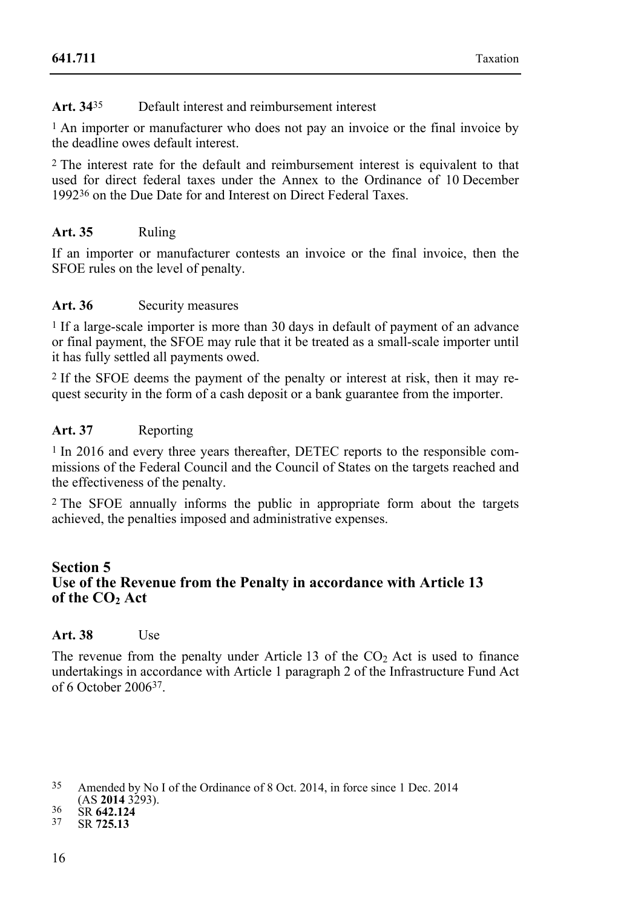**Art. 34**[35] Default interest and reimbursement interest

[1] An importer or manufacturer who does not pay an invoice or the final invoice by the deadline owes default interest.

[2] The interest rate for the default and reimbursement interest is equivalent to that used for direct federal taxes under the Annex to the Ordinance of 10 December 1992[36] on the Due Date for and Interest on Direct Federal Taxes.

**Art. 35** Ruling

If an importer or manufacturer contests an invoice or the final invoice, then the SFOE rules on the level of penalty.

**Art. 36** Security measures

[1] If a large-scale importer is more than 30 days in default of payment of an advance or final payment, the SFOE may rule that it be treated as a small-scale importer until it has fully settled all payments owed.

[2] If the SFOE deems the payment of the penalty or interest at risk, then it may request security in the form of a cash deposit or a bank guarantee from the importer.

**Art. 37** Reporting

[1] In 2016 and every three years thereafter, DETEC reports to the responsible commissions of the Federal Council and the Council of States on the targets reached and the effectiveness of the penalty.

[2] The SFOE annually informs the public in appropriate form about the targets achieved, the penalties imposed and administrative expenses.

## Section 5
## Use of the Revenue from the Penalty in accordance with Article 13 of the $CO_2$ Act

**Art. 38** Use

The revenue from the penalty under Article 13 of the $CO_2$ Act is used to finance undertakings in accordance with Article 1 paragraph 2 of the Infrastructure Fund Act of 6 October 2006[37].

---

[35] Amended by No I of the Ordinance of 8 Oct. 2014, in force since 1 Dec. 2014 (AS **2014** 3293).

[36] SR **642.124**

[37] SR **725.13**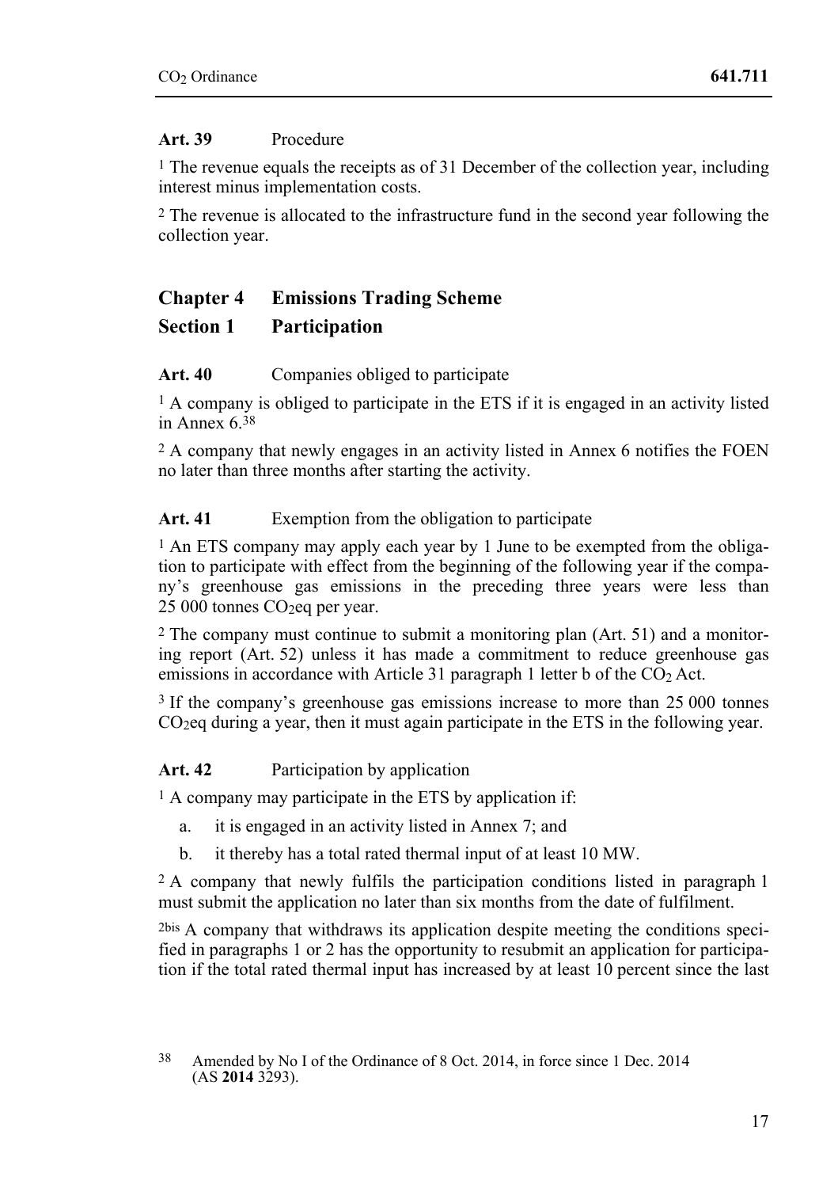**Art. 39** Procedure

[1] The revenue equals the receipts as of 31 December of the collection year, including interest minus implementation costs.

[2] The revenue is allocated to the infrastructure fund in the second year following the collection year.

## Chapter 4 Emissions Trading Scheme

## Section 1 Participation

**Art. 40** Companies obliged to participate

[1] A company is obliged to participate in the ETS if it is engaged in an activity listed in Annex 6.[38]

[2] A company that newly engages in an activity listed in Annex 6 notifies the FOEN no later than three months after starting the activity.

**Art. 41** Exemption from the obligation to participate

[1] An ETS company may apply each year by 1 June to be exempted from the obligation to participate with effect from the beginning of the following year if the company's greenhouse gas emissions in the preceding three years were less than 25 000 tonnes $CO_2$eq per year.

[2] The company must continue to submit a monitoring plan (Art. 51) and a monitoring report (Art. 52) unless it has made a commitment to reduce greenhouse gas emissions in accordance with Article 31 paragraph 1 letter b of the $CO_2$ Act.

[3] If the company's greenhouse gas emissions increase to more than 25 000 tonnes $CO_2$eq during a year, then it must again participate in the ETS in the following year.

**Art. 42** Participation by application

[1] A company may participate in the ETS by application if:

a. it is engaged in an activity listed in Annex 7; and

b. it thereby has a total rated thermal input of at least 10 MW.

[2] A company that newly fulfils the participation conditions listed in paragraph 1 must submit the application no later than six months from the date of fulfilment.

[2bis] A company that withdraws its application despite meeting the conditions specified in paragraphs 1 or 2 has the opportunity to resubmit an application for participation if the total rated thermal input has increased by at least 10 percent since the last

---

[38] Amended by No I of the Ordinance of 8 Oct. 2014, in force since 1 Dec. 2014 (AS **2014** 3293).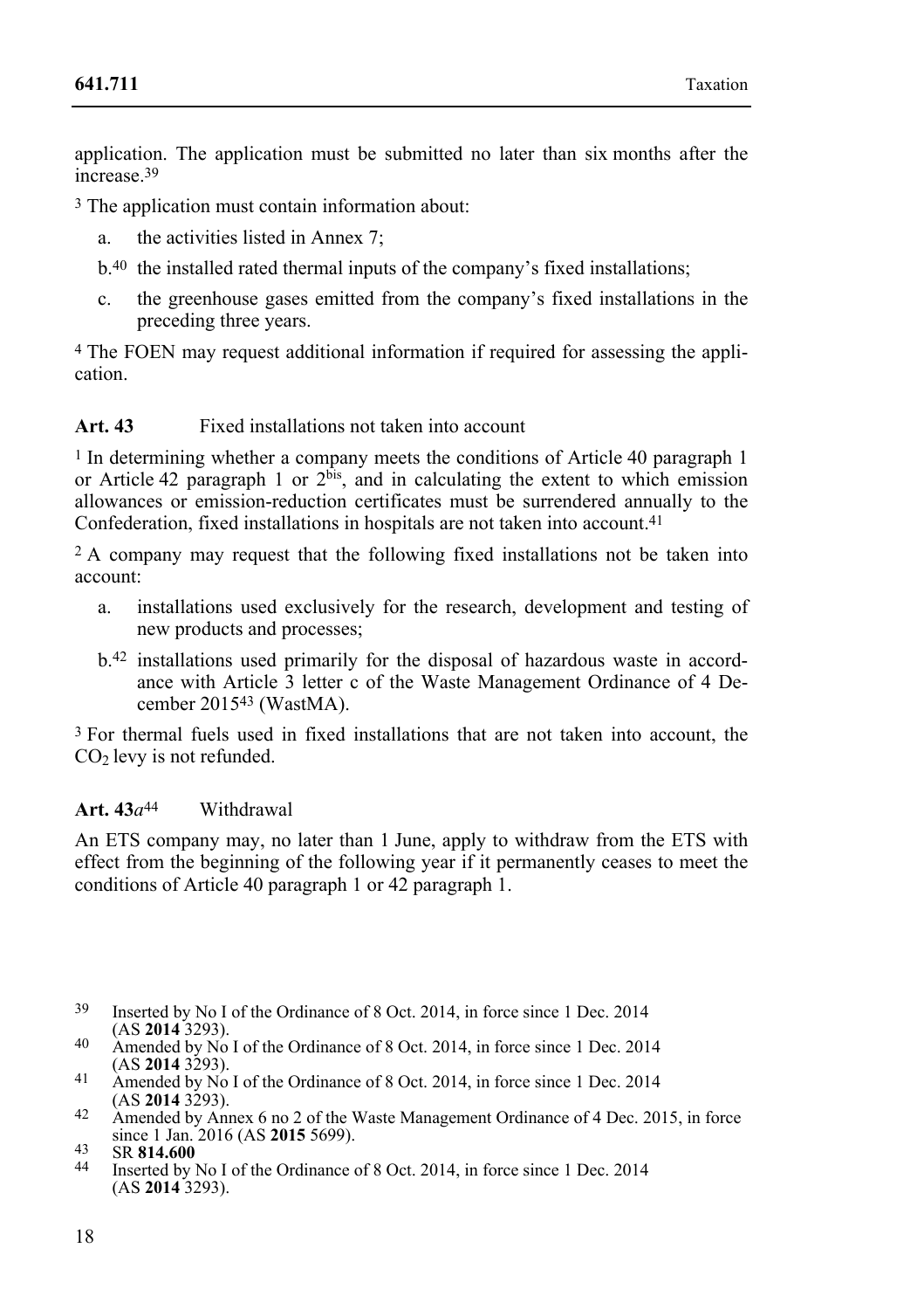application. The application must be submitted no later than six months after the increase.[39]

[3] The application must contain information about:

a. the activities listed in Annex 7;

b.[40] the installed rated thermal inputs of the company's fixed installations;

c. the greenhouse gases emitted from the company's fixed installations in the preceding three years.

[4] The FOEN may request additional information if required for assessing the application.

**Art. 43** Fixed installations not taken into account

[1] In determining whether a company meets the conditions of Article 40 paragraph 1 or Article 42 paragraph 1 or 2[bis], and in calculating the extent to which emission allowances or emission-reduction certificates must be surrendered annually to the Confederation, fixed installations in hospitals are not taken into account.[41]

[2] A company may request that the following fixed installations not be taken into account:

a. installations used exclusively for the research, development and testing of new products and processes;

b.[42] installations used primarily for the disposal of hazardous waste in accordance with Article 3 letter c of the Waste Management Ordinance of 4 December 2015[43] (WastMA).

[3] For thermal fuels used in fixed installations that are not taken into account, the $CO_2$ levy is not refunded.

**Art. 43*a*[44]** Withdrawal

An ETS company may, no later than 1 June, apply to withdraw from the ETS with effect from the beginning of the following year if it permanently ceases to meet the conditions of Article 40 paragraph 1 or 42 paragraph 1.

---

39 Inserted by No I of the Ordinance of 8 Oct. 2014, in force since 1 Dec. 2014 (AS **2014** 3293).

40 Amended by No I of the Ordinance of 8 Oct. 2014, in force since 1 Dec. 2014 (AS **2014** 3293).

41 Amended by No I of the Ordinance of 8 Oct. 2014, in force since 1 Dec. 2014 (AS **2014** 3293).

42 Amended by Annex 6 no 2 of the Waste Management Ordinance of 4 Dec. 2015, in force since 1 Jan. 2016 (AS **2015** 5699).

43 SR **814.600**

44 Inserted by No I of the Ordinance of 8 Oct. 2014, in force since 1 Dec. 2014 (AS **2014** 3293).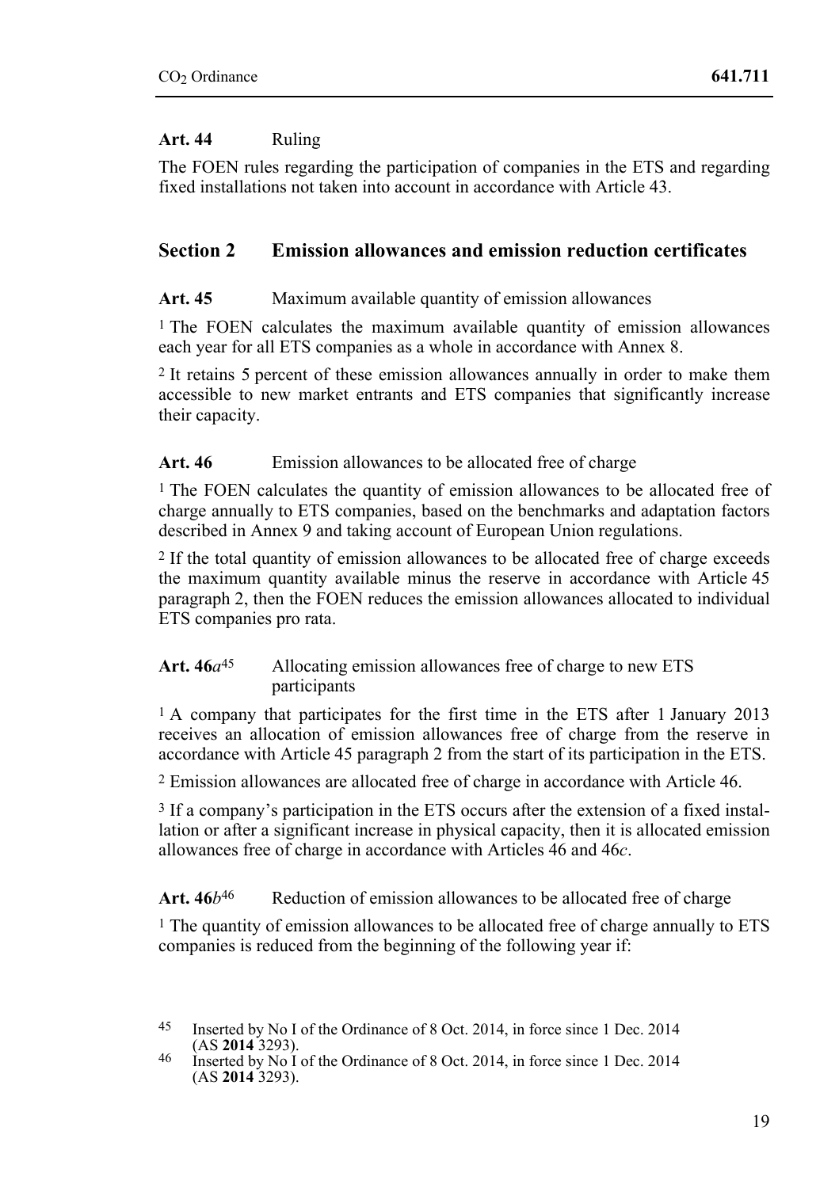**Art. 44** Ruling

The FOEN rules regarding the participation of companies in the ETS and regarding fixed installations not taken into account in accordance with Article 43.

## Section 2 Emission allowances and emission reduction certificates

**Art. 45** Maximum available quantity of emission allowances

[1] The FOEN calculates the maximum available quantity of emission allowances each year for all ETS companies as a whole in accordance with Annex 8.

[2] It retains 5 percent of these emission allowances annually in order to make them accessible to new market entrants and ETS companies that significantly increase their capacity.

**Art. 46** Emission allowances to be allocated free of charge

[1] The FOEN calculates the quantity of emission allowances to be allocated free of charge annually to ETS companies, based on the benchmarks and adaptation factors described in Annex 9 and taking account of European Union regulations.

[2] If the total quantity of emission allowances to be allocated free of charge exceeds the maximum quantity available minus the reserve in accordance with Article 45 paragraph 2, then the FOEN reduces the emission allowances allocated to individual ETS companies pro rata.

**Art. 46*a***[45] Allocating emission allowances free of charge to new ETS participants

[1] A company that participates for the first time in the ETS after 1 January 2013 receives an allocation of emission allowances free of charge from the reserve in accordance with Article 45 paragraph 2 from the start of its participation in the ETS.

[2] Emission allowances are allocated free of charge in accordance with Article 46.

[3] If a company's participation in the ETS occurs after the extension of a fixed installation or after a significant increase in physical capacity, then it is allocated emission allowances free of charge in accordance with Articles 46 and 46*c*.

**Art. 46*b***[46] Reduction of emission allowances to be allocated free of charge

[1] The quantity of emission allowances to be allocated free of charge annually to ETS companies is reduced from the beginning of the following year if:

---

[45] Inserted by No I of the Ordinance of 8 Oct. 2014, in force since 1 Dec. 2014 (AS **2014** 3293).

[46] Inserted by No I of the Ordinance of 8 Oct. 2014, in force since 1 Dec. 2014 (AS **2014** 3293).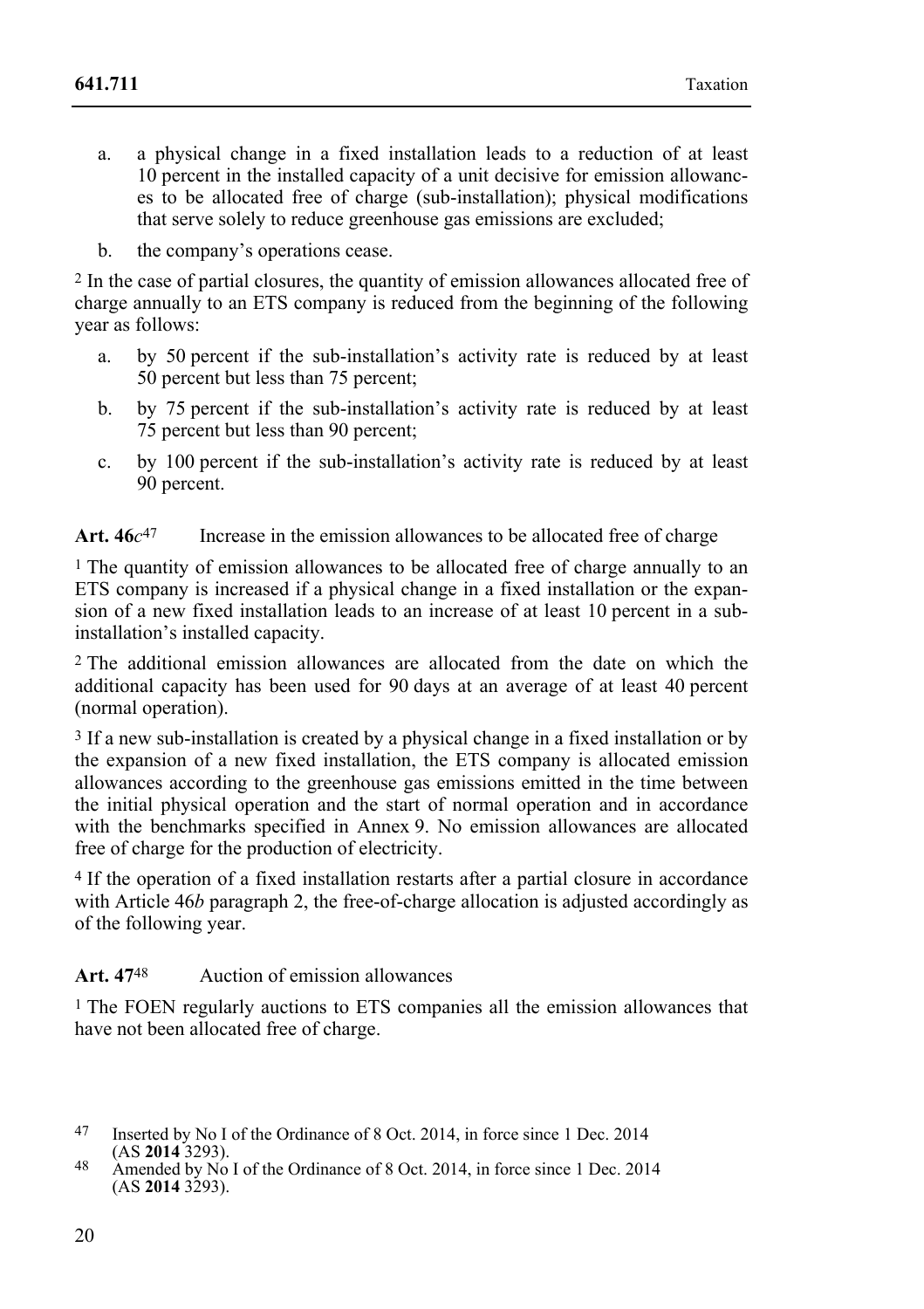a. a physical change in a fixed installation leads to a reduction of at least 10 percent in the installed capacity of a unit decisive for emission allowances to be allocated free of charge (sub-installation); physical modifications that serve solely to reduce greenhouse gas emissions are excluded;

b. the company's operations cease.

[2] In the case of partial closures, the quantity of emission allowances allocated free of charge annually to an ETS company is reduced from the beginning of the following year as follows:

a. by 50 percent if the sub-installation's activity rate is reduced by at least 50 percent but less than 75 percent;

b. by 75 percent if the sub-installation's activity rate is reduced by at least 75 percent but less than 90 percent;

c. by 100 percent if the sub-installation's activity rate is reduced by at least 90 percent.

**Art. 46*c*[47]** Increase in the emission allowances to be allocated free of charge

[1] The quantity of emission allowances to be allocated free of charge annually to an ETS company is increased if a physical change in a fixed installation or the expansion of a new fixed installation leads to an increase of at least 10 percent in a sub-installation's installed capacity.

[2] The additional emission allowances are allocated from the date on which the additional capacity has been used for 90 days at an average of at least 40 percent (normal operation).

[3] If a new sub-installation is created by a physical change in a fixed installation or by the expansion of a new fixed installation, the ETS company is allocated emission allowances according to the greenhouse gas emissions emitted in the time between the initial physical operation and the start of normal operation and in accordance with the benchmarks specified in Annex 9. No emission allowances are allocated free of charge for the production of electricity.

[4] If the operation of a fixed installation restarts after a partial closure in accordance with Article 46*b* paragraph 2, the free-of-charge allocation is adjusted accordingly as of the following year.

**Art. 47[48]** Auction of emission allowances

[1] The FOEN regularly auctions to ETS companies all the emission allowances that have not been allocated free of charge.

---

[47] Inserted by No I of the Ordinance of 8 Oct. 2014, in force since 1 Dec. 2014 (AS **2014** 3293).

[48] Amended by No I of the Ordinance of 8 Oct. 2014, in force since 1 Dec. 2014 (AS **2014** 3293).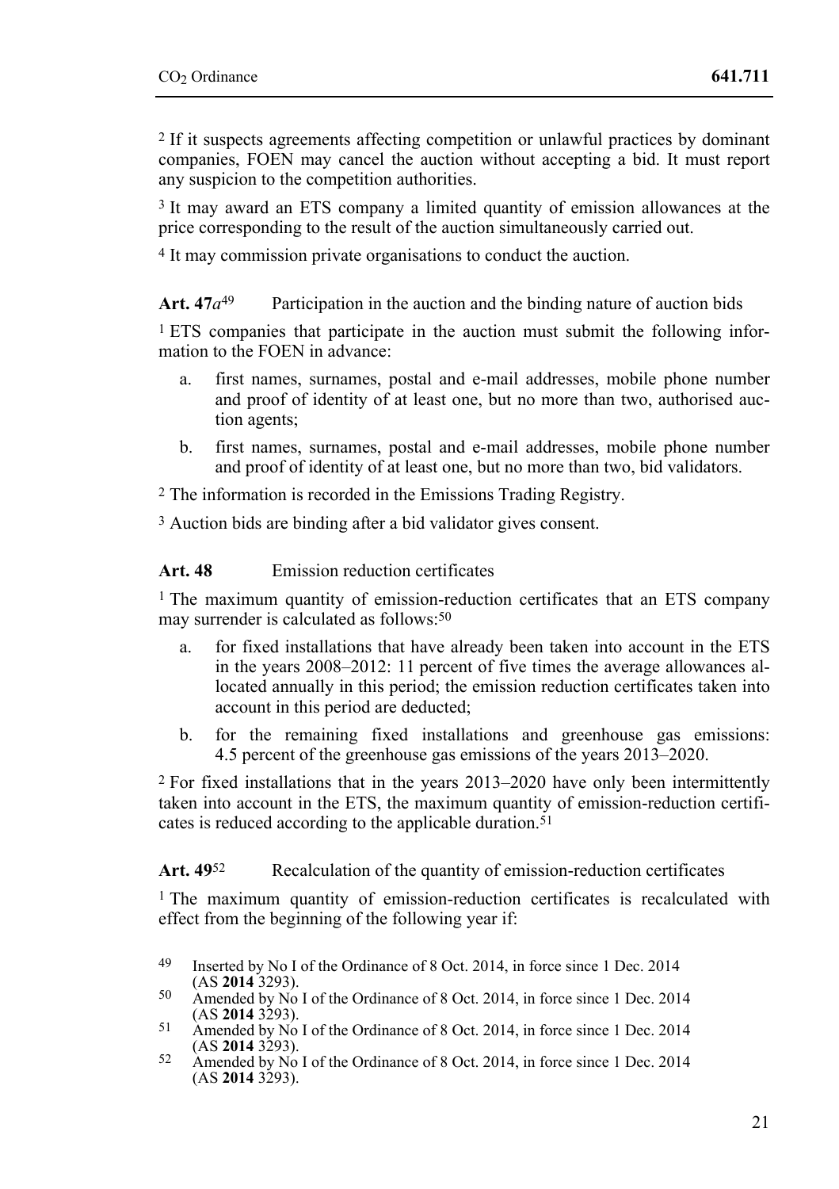[2] If it suspects agreements affecting competition or unlawful practices by dominant companies, FOEN may cancel the auction without accepting a bid. It must report any suspicion to the competition authorities.

[3] It may award an ETS company a limited quantity of emission allowances at the price corresponding to the result of the auction simultaneously carried out.

[4] It may commission private organisations to conduct the auction.

**Art. 47*a*[49]** Participation in the auction and the binding nature of auction bids

[1] ETS companies that participate in the auction must submit the following information to the FOEN in advance:

a. first names, surnames, postal and e-mail addresses, mobile phone number and proof of identity of at least one, but no more than two, authorised auction agents;

b. first names, surnames, postal and e-mail addresses, mobile phone number and proof of identity of at least one, but no more than two, bid validators.

[2] The information is recorded in the Emissions Trading Registry.

[3] Auction bids are binding after a bid validator gives consent.

**Art. 48** Emission reduction certificates

[1] The maximum quantity of emission-reduction certificates that an ETS company may surrender is calculated as follows:[50]

a. for fixed installations that have already been taken into account in the ETS in the years 2008–2012: 11 percent of five times the average allowances allocated annually in this period; the emission reduction certificates taken into account in this period are deducted;

b. for the remaining fixed installations and greenhouse gas emissions: 4.5 percent of the greenhouse gas emissions of the years 2013–2020.

[2] For fixed installations that in the years 2013–2020 have only been intermittently taken into account in the ETS, the maximum quantity of emission-reduction certificates is reduced according to the applicable duration.[51]

**Art. 49[52]** Recalculation of the quantity of emission-reduction certificates

[1] The maximum quantity of emission-reduction certificates is recalculated with effect from the beginning of the following year if:

---

[49] Inserted by No I of the Ordinance of 8 Oct. 2014, in force since 1 Dec. 2014 (AS **2014** 3293).

[50] Amended by No I of the Ordinance of 8 Oct. 2014, in force since 1 Dec. 2014 (AS **2014** 3293).

[51] Amended by No I of the Ordinance of 8 Oct. 2014, in force since 1 Dec. 2014 (AS **2014** 3293).

[52] Amended by No I of the Ordinance of 8 Oct. 2014, in force since 1 Dec. 2014 (AS **2014** 3293).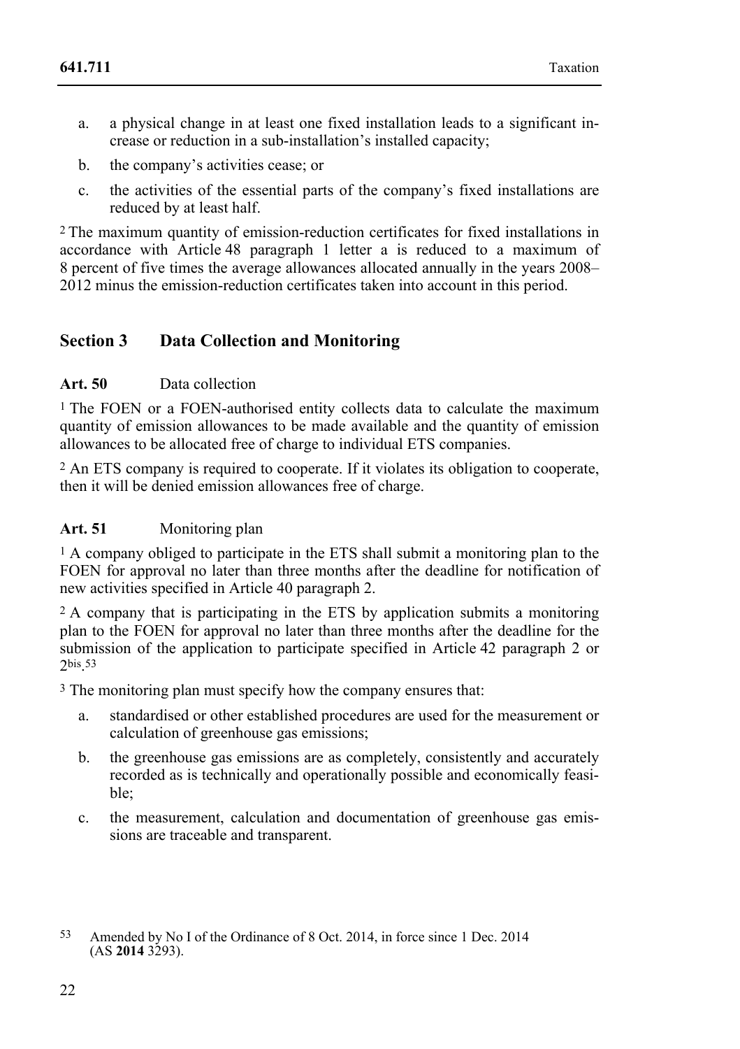a. a physical change in at least one fixed installation leads to a significant increase or reduction in a sub-installation's installed capacity;

b. the company's activities cease; or

c. the activities of the essential parts of the company's fixed installations are reduced by at least half.

[2] The maximum quantity of emission-reduction certificates for fixed installations in accordance with Article 48 paragraph 1 letter a is reduced to a maximum of 8 percent of five times the average allowances allocated annually in the years 2008–2012 minus the emission-reduction certificates taken into account in this period.

## Section 3 Data Collection and Monitoring

**Art. 50** Data collection

[1] The FOEN or a FOEN-authorised entity collects data to calculate the maximum quantity of emission allowances to be made available and the quantity of emission allowances to be allocated free of charge to individual ETS companies.

[2] An ETS company is required to cooperate. If it violates its obligation to cooperate, then it will be denied emission allowances free of charge.

**Art. 51** Monitoring plan

[1] A company obliged to participate in the ETS shall submit a monitoring plan to the FOEN for approval no later than three months after the deadline for notification of new activities specified in Article 40 paragraph 2.

[2] A company that is participating in the ETS by application submits a monitoring plan to the FOEN for approval no later than three months after the deadline for the submission of the application to participate specified in Article 42 paragraph 2 or 2bis.[53]

[3] The monitoring plan must specify how the company ensures that:

a. standardised or other established procedures are used for the measurement or calculation of greenhouse gas emissions;

b. the greenhouse gas emissions are as completely, consistently and accurately recorded as is technically and operationally possible and economically feasible;

c. the measurement, calculation and documentation of greenhouse gas emissions are traceable and transparent.

---

[53] Amended by No I of the Ordinance of 8 Oct. 2014, in force since 1 Dec. 2014 (AS **2014** 3293).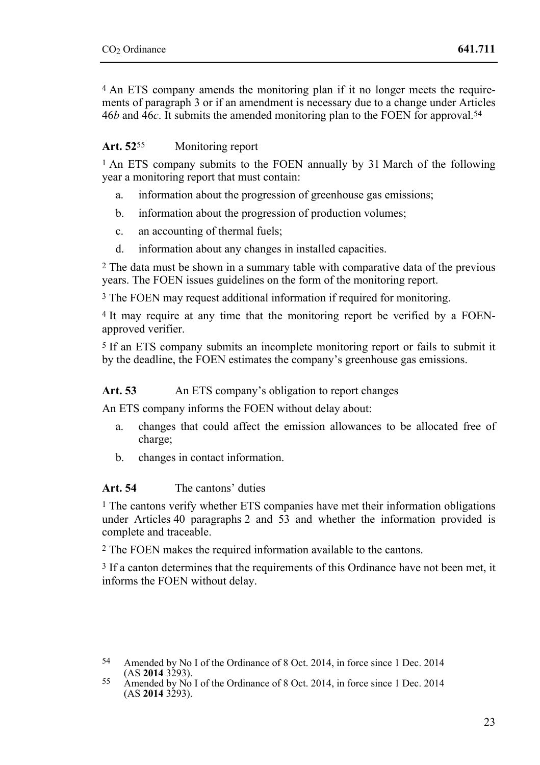[4] An ETS company amends the monitoring plan if it no longer meets the requirements of paragraph 3 or if an amendment is necessary due to a change under Articles 46*b* and 46*c*. It submits the amended monitoring plan to the FOEN for approval.[54]

### Art. 52[55] Monitoring report

[1] An ETS company submits to the FOEN annually by 31 March of the following year a monitoring report that must contain:

a. information about the progression of greenhouse gas emissions;

b. information about the progression of production volumes;

c. an accounting of thermal fuels;

d. information about any changes in installed capacities.

[2] The data must be shown in a summary table with comparative data of the previous years. The FOEN issues guidelines on the form of the monitoring report.

[3] The FOEN may request additional information if required for monitoring.

[4] It may require at any time that the monitoring report be verified by a FOEN-approved verifier.

[5] If an ETS company submits an incomplete monitoring report or fails to submit it by the deadline, the FOEN estimates the company's greenhouse gas emissions.

### Art. 53 An ETS company's obligation to report changes

An ETS company informs the FOEN without delay about:

a. changes that could affect the emission allowances to be allocated free of charge;

b. changes in contact information.

### Art. 54 The cantons' duties

[1] The cantons verify whether ETS companies have met their information obligations under Articles 40 paragraphs 2 and 53 and whether the information provided is complete and traceable.

[2] The FOEN makes the required information available to the cantons.

[3] If a canton determines that the requirements of this Ordinance have not been met, it informs the FOEN without delay.

---

54 Amended by No I of the Ordinance of 8 Oct. 2014, in force since 1 Dec. 2014 (AS **2014** 3293).

55 Amended by No I of the Ordinance of 8 Oct. 2014, in force since 1 Dec. 2014 (AS **2014** 3293).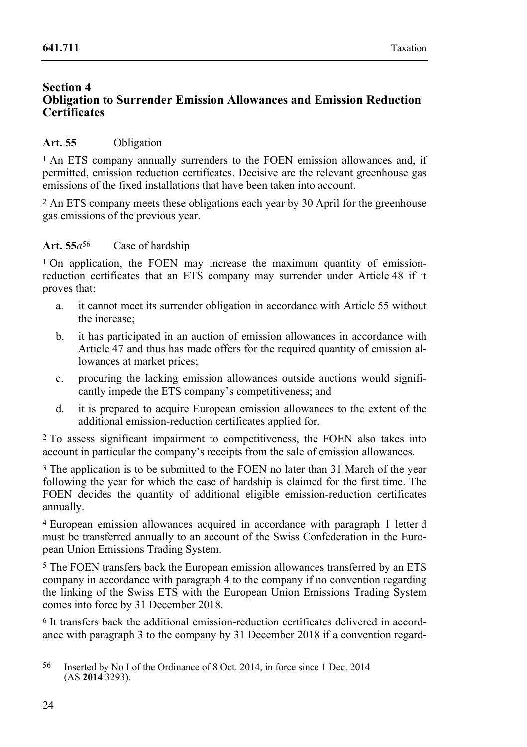## Section 4 Obligation to Surrender Emission Allowances and Emission Reduction Certificates

**Art. 55** Obligation

[1] An ETS company annually surrenders to the FOEN emission allowances and, if permitted, emission reduction certificates. Decisive are the relevant greenhouse gas emissions of the fixed installations that have been taken into account.

[2] An ETS company meets these obligations each year by 30 April for the greenhouse gas emissions of the previous year.

**Art. 55*a***[56] Case of hardship

[1] On application, the FOEN may increase the maximum quantity of emission-reduction certificates that an ETS company may surrender under Article 48 if it proves that:

a. it cannot meet its surrender obligation in accordance with Article 55 without the increase;

b. it has participated in an auction of emission allowances in accordance with Article 47 and thus has made offers for the required quantity of emission allowances at market prices;

c. procuring the lacking emission allowances outside auctions would significantly impede the ETS company's competitiveness; and

d. it is prepared to acquire European emission allowances to the extent of the additional emission-reduction certificates applied for.

[2] To assess significant impairment to competitiveness, the FOEN also takes into account in particular the company's receipts from the sale of emission allowances.

[3] The application is to be submitted to the FOEN no later than 31 March of the year following the year for which the case of hardship is claimed for the first time. The FOEN decides the quantity of additional eligible emission-reduction certificates annually.

[4] European emission allowances acquired in accordance with paragraph 1 letter d must be transferred annually to an account of the Swiss Confederation in the European Union Emissions Trading System.

[5] The FOEN transfers back the European emission allowances transferred by an ETS company in accordance with paragraph 4 to the company if no convention regarding the linking of the Swiss ETS with the European Union Emissions Trading System comes into force by 31 December 2018.

[6] It transfers back the additional emission-reduction certificates delivered in accordance with paragraph 3 to the company by 31 December 2018 if a convention regard-

---

[56] Inserted by No I of the Ordinance of 8 Oct. 2014, in force since 1 Dec. 2014 (AS **2014** 3293).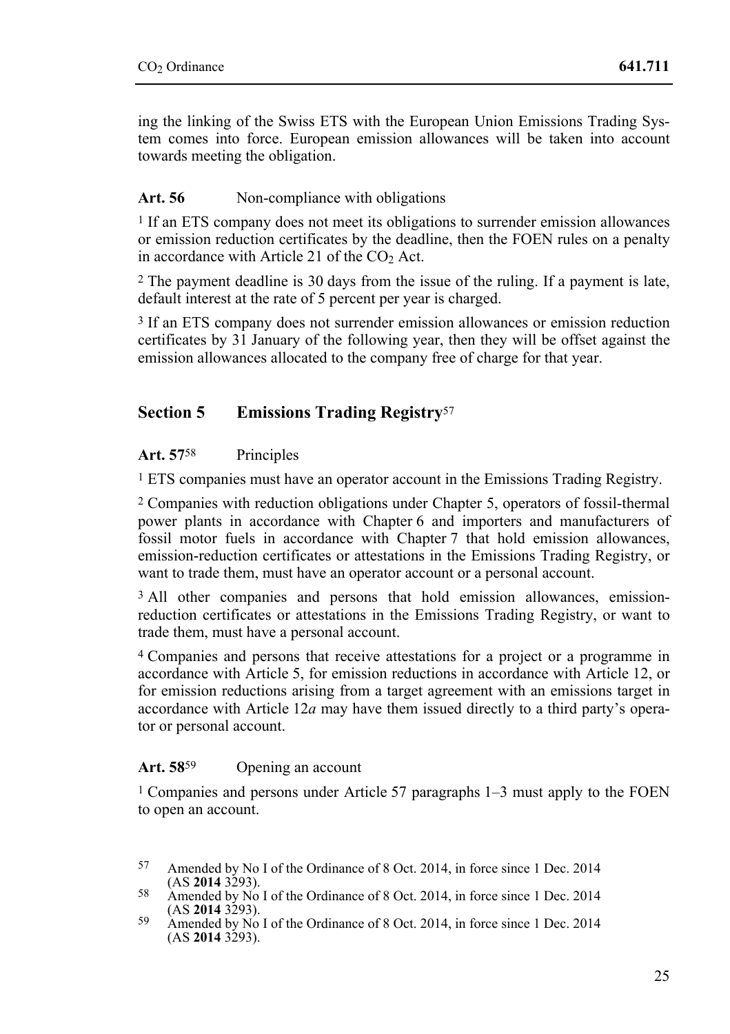ing the linking of the Swiss ETS with the European Union Emissions Trading System comes into force. European emission allowances will be taken into account towards meeting the obligation.

**Art. 56** Non-compliance with obligations

[1] If an ETS company does not meet its obligations to surrender emission allowances or emission reduction certificates by the deadline, then the FOEN rules on a penalty in accordance with Article 21 of the $CO_2$ Act.

[2] The payment deadline is 30 days from the issue of the ruling. If a payment is late, default interest at the rate of 5 percent per year is charged.

[3] If an ETS company does not surrender emission allowances or emission reduction certificates by 31 January of the following year, then they will be offset against the emission allowances allocated to the company free of charge for that year.

## Section 5 Emissions Trading Registry[57]

**Art. 57**[58] Principles

[1] ETS companies must have an operator account in the Emissions Trading Registry.

[2] Companies with reduction obligations under Chapter 5, operators of fossil-thermal power plants in accordance with Chapter 6 and importers and manufacturers of fossil motor fuels in accordance with Chapter 7 that hold emission allowances, emission-reduction certificates or attestations in the Emissions Trading Registry, or want to trade them, must have an operator account or a personal account.

[3] All other companies and persons that hold emission allowances, emission-reduction certificates or attestations in the Emissions Trading Registry, or want to trade them, must have a personal account.

[4] Companies and persons that receive attestations for a project or a programme in accordance with Article 5, for emission reductions in accordance with Article 12, or for emission reductions arising from a target agreement with an emissions target in accordance with Article 12*a* may have them issued directly to a third party's operator or personal account.

**Art. 58**[59] Opening an account

[1] Companies and persons under Article 57 paragraphs 1–3 must apply to the FOEN to open an account.

---

57 Amended by No I of the Ordinance of 8 Oct. 2014, in force since 1 Dec. 2014 (AS **2014** 3293).

58 Amended by No I of the Ordinance of 8 Oct. 2014, in force since 1 Dec. 2014 (AS **2014** 3293).

59 Amended by No I of the Ordinance of 8 Oct. 2014, in force since 1 Dec. 2014 (AS **2014** 3293).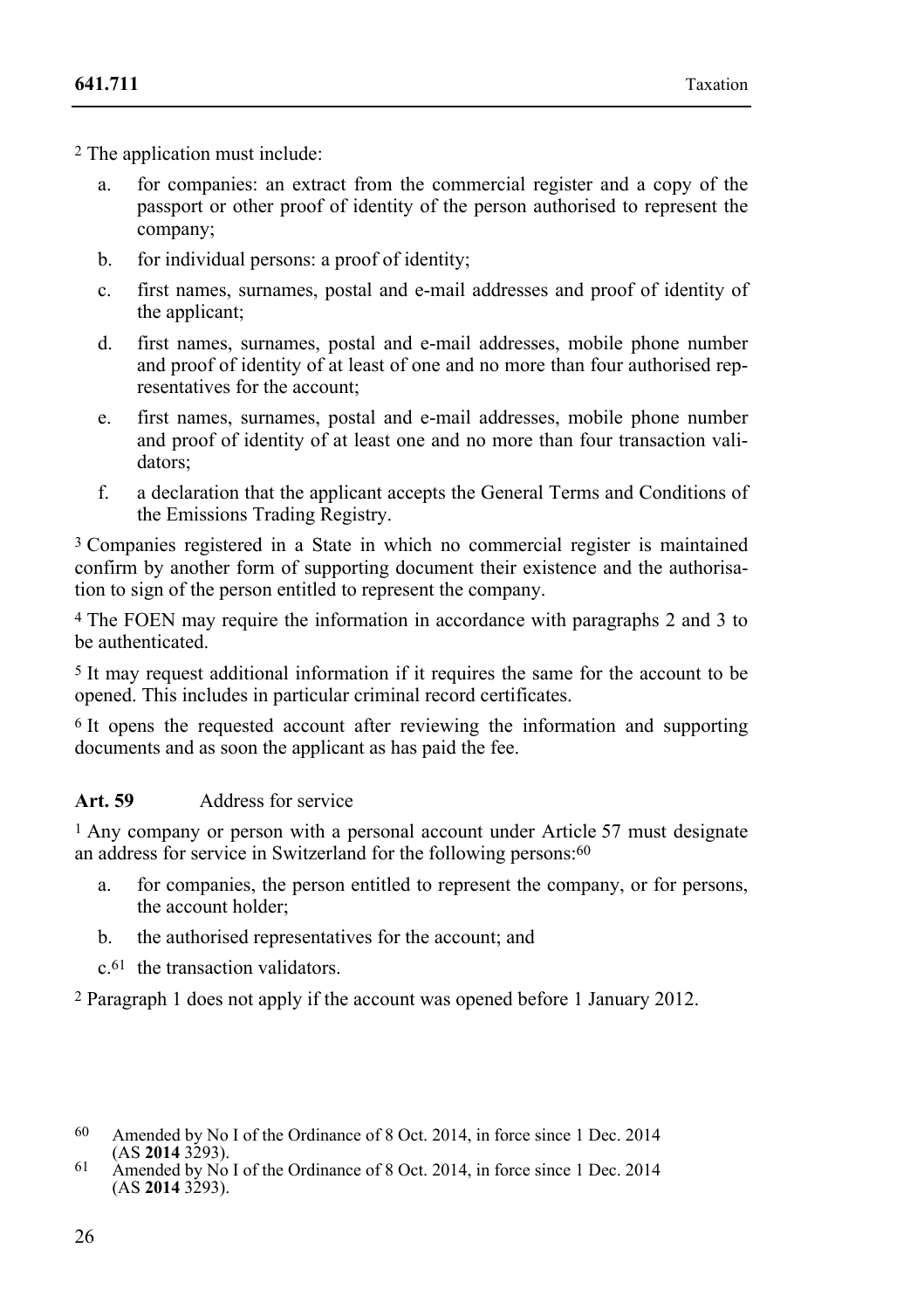[2] The application must include:

a. for companies: an extract from the commercial register and a copy of the passport or other proof of identity of the person authorised to represent the company;

b. for individual persons: a proof of identity;

c. first names, surnames, postal and e-mail addresses and proof of identity of the applicant;

d. first names, surnames, postal and e-mail addresses, mobile phone number and proof of identity of at least of one and no more than four authorised representatives for the account;

e. first names, surnames, postal and e-mail addresses, mobile phone number and proof of identity of at least one and no more than four transaction validators;

f. a declaration that the applicant accepts the General Terms and Conditions of the Emissions Trading Registry.

[3] Companies registered in a State in which no commercial register is maintained confirm by another form of supporting document their existence and the authorisation to sign of the person entitled to represent the company.

[4] The FOEN may require the information in accordance with paragraphs 2 and 3 to be authenticated.

[5] It may request additional information if it requires the same for the account to be opened. This includes in particular criminal record certificates.

[6] It opens the requested account after reviewing the information and supporting documents and as soon the applicant as has paid the fee.

### Art. 59 Address for service

[1] Any company or person with a personal account under Article 57 must designate an address for service in Switzerland for the following persons:[60]

a. for companies, the person entitled to represent the company, or for persons, the account holder;

b. the authorised representatives for the account; and

c.[61] the transaction validators.

[2] Paragraph 1 does not apply if the account was opened before 1 January 2012.

---

[60] Amended by No I of the Ordinance of 8 Oct. 2014, in force since 1 Dec. 2014 (AS **2014** 3293).

[61] Amended by No I of the Ordinance of 8 Oct. 2014, in force since 1 Dec. 2014 (AS **2014** 3293).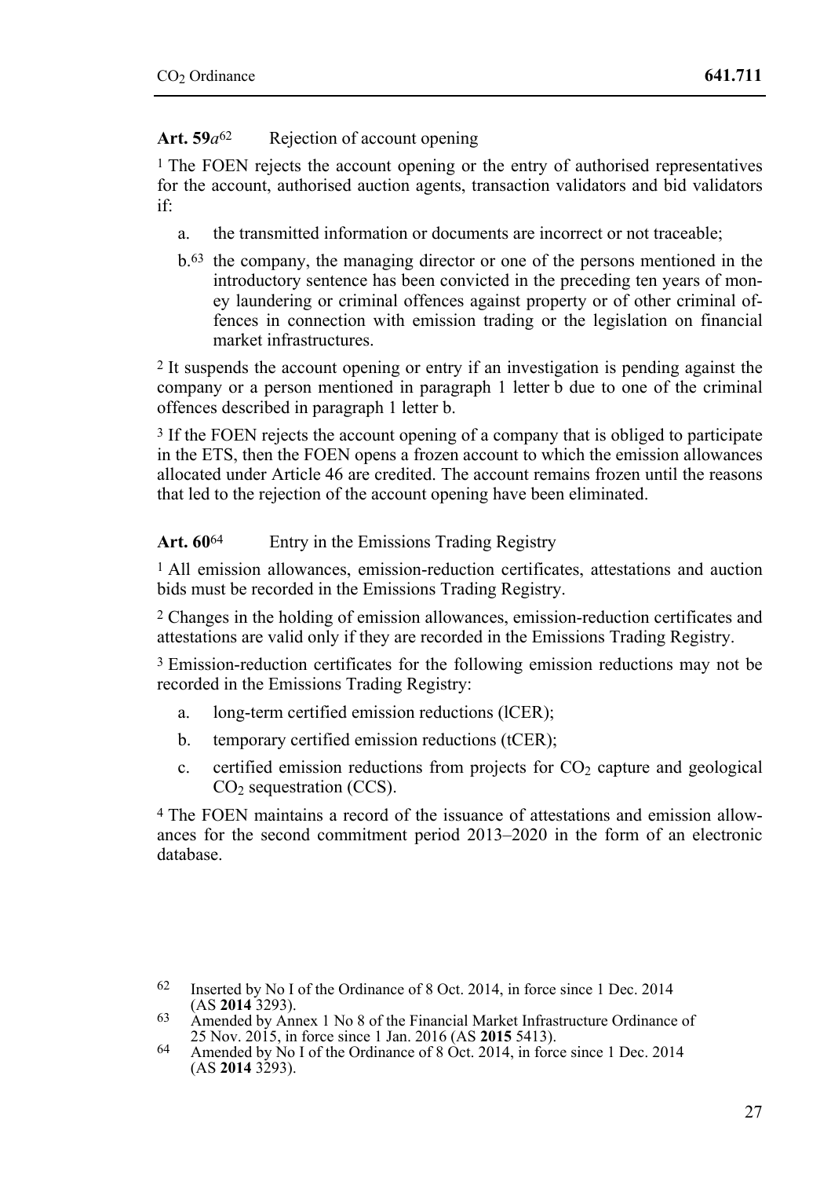**Art. 59*a*[62]** Rejection of account opening

[1] The FOEN rejects the account opening or the entry of authorised representatives for the account, authorised auction agents, transaction validators and bid validators if:

a. the transmitted information or documents are incorrect or not traceable;

b.[63] the company, the managing director or one of the persons mentioned in the introductory sentence has been convicted in the preceding ten years of money laundering or criminal offences against property or of other criminal offences in connection with emission trading or the legislation on financial market infrastructures.

[2] It suspends the account opening or entry if an investigation is pending against the company or a person mentioned in paragraph 1 letter b due to one of the criminal offences described in paragraph 1 letter b.

[3] If the FOEN rejects the account opening of a company that is obliged to participate in the ETS, then the FOEN opens a frozen account to which the emission allowances allocated under Article 46 are credited. The account remains frozen until the reasons that led to the rejection of the account opening have been eliminated.

**Art. 60[64]** Entry in the Emissions Trading Registry

[1] All emission allowances, emission-reduction certificates, attestations and auction bids must be recorded in the Emissions Trading Registry.

[2] Changes in the holding of emission allowances, emission-reduction certificates and attestations are valid only if they are recorded in the Emissions Trading Registry.

[3] Emission-reduction certificates for the following emission reductions may not be recorded in the Emissions Trading Registry:

a. long-term certified emission reductions (lCER);

b. temporary certified emission reductions (tCER);

c. certified emission reductions from projects for $CO_2$ capture and geological $CO_2$ sequestration (CCS).

[4] The FOEN maintains a record of the issuance of attestations and emission allowances for the second commitment period 2013–2020 in the form of an electronic database.

---

[62] Inserted by No I of the Ordinance of 8 Oct. 2014, in force since 1 Dec. 2014 (AS **2014** 3293).

[63] Amended by Annex 1 No 8 of the Financial Market Infrastructure Ordinance of 25 Nov. 2015, in force since 1 Jan. 2016 (AS **2015** 5413).

[64] Amended by No I of the Ordinance of 8 Oct. 2014, in force since 1 Dec. 2014 (AS **2014** 3293).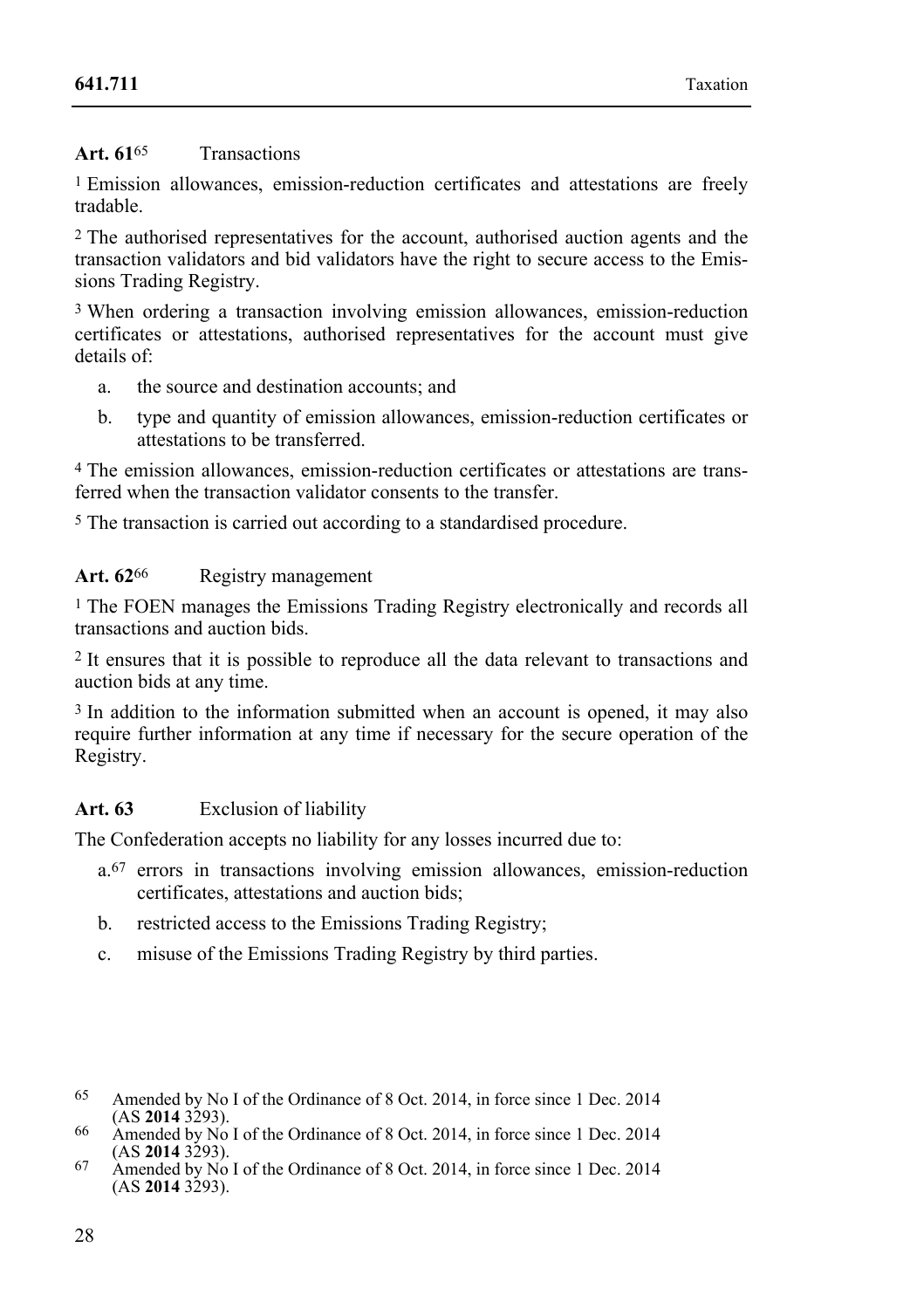**Art. 61**[65] Transactions

[1] Emission allowances, emission-reduction certificates and attestations are freely tradable.

[2] The authorised representatives for the account, authorised auction agents and the transaction validators and bid validators have the right to secure access to the Emissions Trading Registry.

[3] When ordering a transaction involving emission allowances, emission-reduction certificates or attestations, authorised representatives for the account must give details of:

a. the source and destination accounts; and

b. type and quantity of emission allowances, emission-reduction certificates or attestations to be transferred.

[4] The emission allowances, emission-reduction certificates or attestations are transferred when the transaction validator consents to the transfer.

[5] The transaction is carried out according to a standardised procedure.

**Art. 62**[66] Registry management

[1] The FOEN manages the Emissions Trading Registry electronically and records all transactions and auction bids.

[2] It ensures that it is possible to reproduce all the data relevant to transactions and auction bids at any time.

[3] In addition to the information submitted when an account is opened, it may also require further information at any time if necessary for the secure operation of the Registry.

**Art. 63** Exclusion of liability

The Confederation accepts no liability for any losses incurred due to:

a.[67] errors in transactions involving emission allowances, emission-reduction certificates, attestations and auction bids;

b. restricted access to the Emissions Trading Registry;

c. misuse of the Emissions Trading Registry by third parties.

---

[65] Amended by No I of the Ordinance of 8 Oct. 2014, in force since 1 Dec. 2014 (AS **2014** 3293).

[66] Amended by No I of the Ordinance of 8 Oct. 2014, in force since 1 Dec. 2014 (AS **2014** 3293).

[67] Amended by No I of the Ordinance of 8 Oct. 2014, in force since 1 Dec. 2014 (AS **2014** 3293).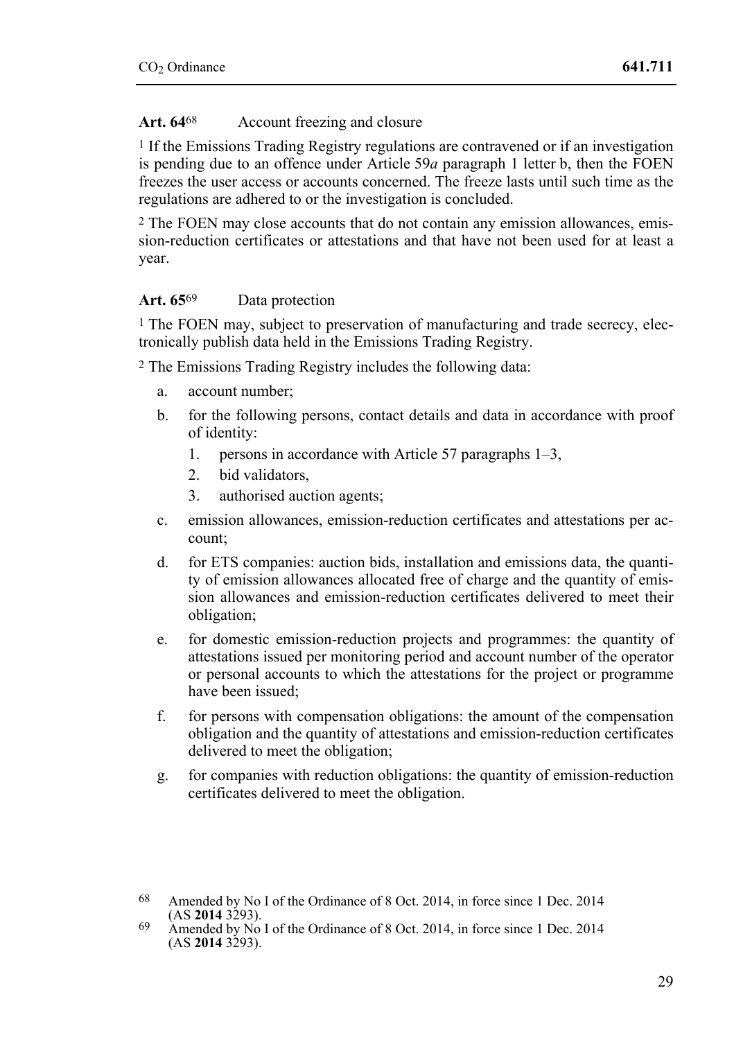**Art. 64**[68] Account freezing and closure

[1] If the Emissions Trading Registry regulations are contravened or if an investigation is pending due to an offence under Article 59*a* paragraph 1 letter b, then the FOEN freezes the user access or accounts concerned. The freeze lasts until such time as the regulations are adhered to or the investigation is concluded.

[2] The FOEN may close accounts that do not contain any emission allowances, emission-reduction certificates or attestations and that have not been used for at least a year.

**Art. 65**[69] Data protection

[1] The FOEN may, subject to preservation of manufacturing and trade secrecy, electronically publish data held in the Emissions Trading Registry.

[2] The Emissions Trading Registry includes the following data:

a. account number;

b. for the following persons, contact details and data in accordance with proof of identity:
   1. persons in accordance with Article 57 paragraphs 1–3,
   2. bid validators,
   3. authorised auction agents;

c. emission allowances, emission-reduction certificates and attestations per account;

d. for ETS companies: auction bids, installation and emissions data, the quantity of emission allowances allocated free of charge and the quantity of emission allowances and emission-reduction certificates delivered to meet their obligation;

e. for domestic emission-reduction projects and programmes: the quantity of attestations issued per monitoring period and account number of the operator or personal accounts to which the attestations for the project or programme have been issued;

f. for persons with compensation obligations: the amount of the compensation obligation and the quantity of attestations and emission-reduction certificates delivered to meet the obligation;

g. for companies with reduction obligations: the quantity of emission-reduction certificates delivered to meet the obligation.

---

[68] Amended by No I of the Ordinance of 8 Oct. 2014, in force since 1 Dec. 2014 (AS **2014** 3293).

[69] Amended by No I of the Ordinance of 8 Oct. 2014, in force since 1 Dec. 2014 (AS **2014** 3293).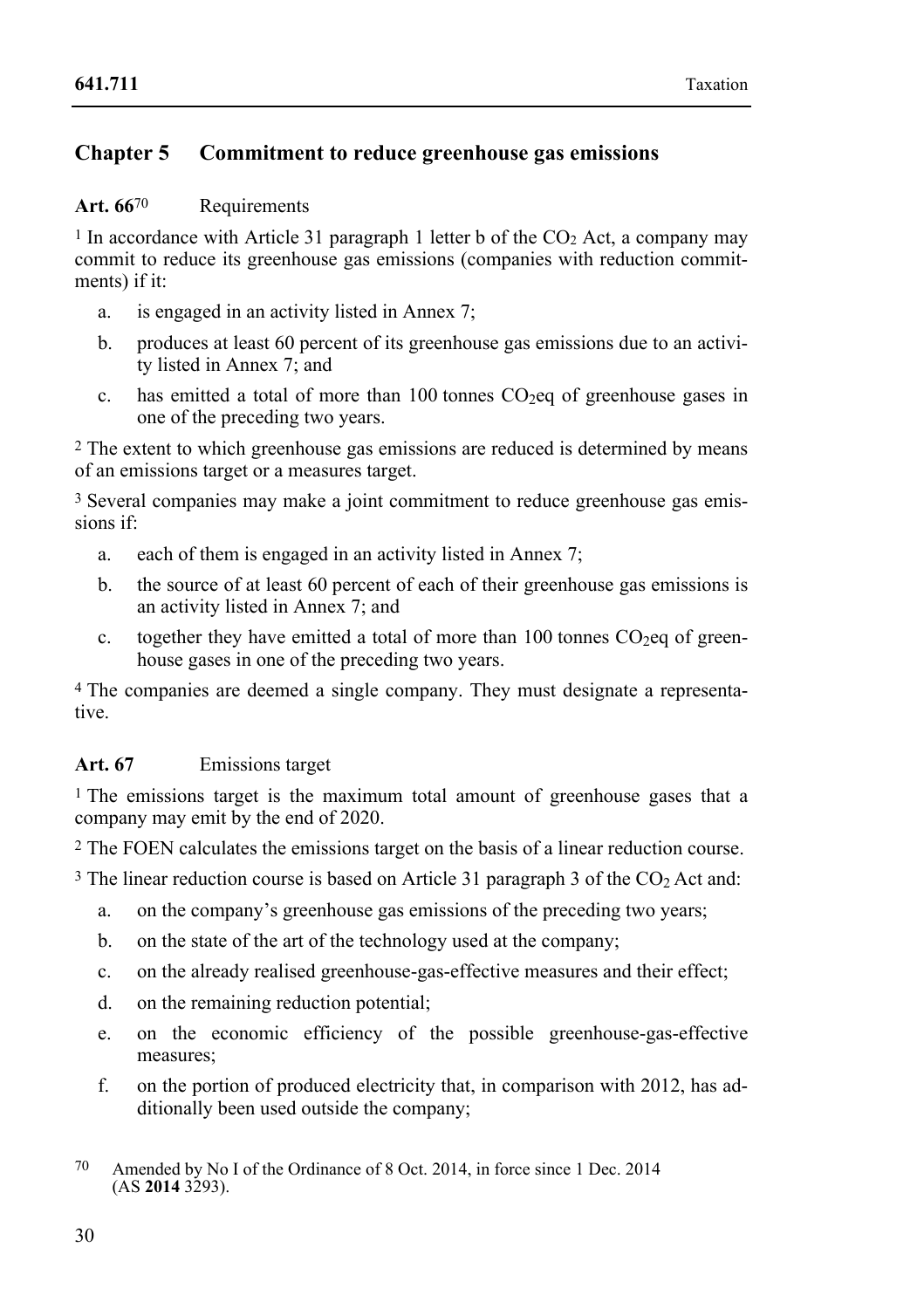## Chapter 5 Commitment to reduce greenhouse gas emissions

**Art. 66**[70] Requirements

[1] In accordance with Article 31 paragraph 1 letter b of the $CO_2$ Act, a company may commit to reduce its greenhouse gas emissions (companies with reduction commitments) if it:

a. is engaged in an activity listed in Annex 7;

b. produces at least 60 percent of its greenhouse gas emissions due to an activity listed in Annex 7; and

c. has emitted a total of more than 100 tonnes $CO_2eq$ of greenhouse gases in one of the preceding two years.

[2] The extent to which greenhouse gas emissions are reduced is determined by means of an emissions target or a measures target.

[3] Several companies may make a joint commitment to reduce greenhouse gas emissions if:

a. each of them is engaged in an activity listed in Annex 7;

b. the source of at least 60 percent of each of their greenhouse gas emissions is an activity listed in Annex 7; and

c. together they have emitted a total of more than 100 tonnes $CO_2eq$ of greenhouse gases in one of the preceding two years.

[4] The companies are deemed a single company. They must designate a representative.

**Art. 67** Emissions target

[1] The emissions target is the maximum total amount of greenhouse gases that a company may emit by the end of 2020.

[2] The FOEN calculates the emissions target on the basis of a linear reduction course.

[3] The linear reduction course is based on Article 31 paragraph 3 of the $CO_2$ Act and:

a. on the company's greenhouse gas emissions of the preceding two years;

b. on the state of the art of the technology used at the company;

c. on the already realised greenhouse-gas-effective measures and their effect;

d. on the remaining reduction potential;

e. on the economic efficiency of the possible greenhouse-gas-effective measures;

f. on the portion of produced electricity that, in comparison with 2012, has additionally been used outside the company;

[70] Amended by No I of the Ordinance of 8 Oct. 2014, in force since 1 Dec. 2014 (AS **2014** 3293).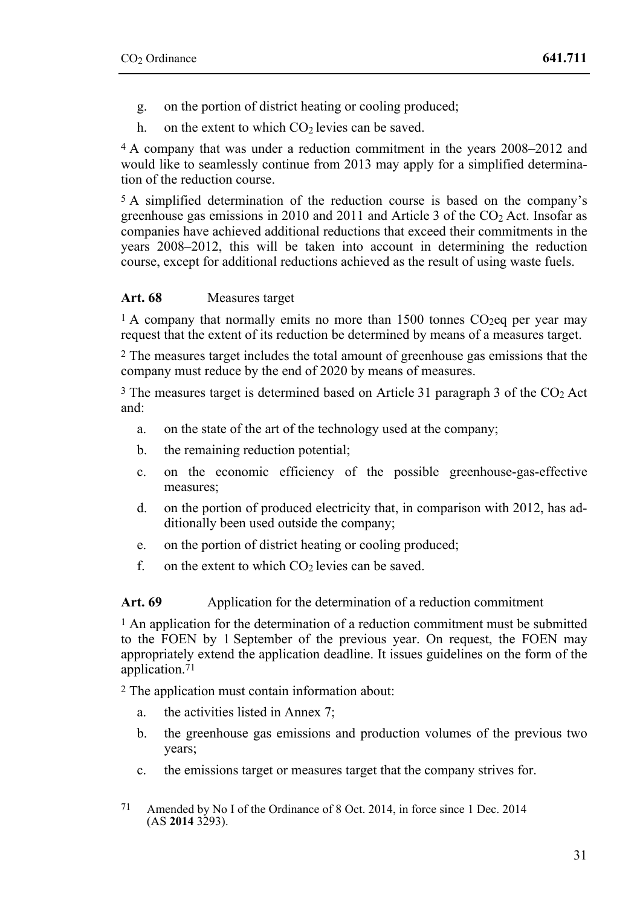g. on the portion of district heating or cooling produced;

h. on the extent to which $CO_2$ levies can be saved.

[4] A company that was under a reduction commitment in the years 2008–2012 and would like to seamlessly continue from 2013 may apply for a simplified determination of the reduction course.

[5] A simplified determination of the reduction course is based on the company's greenhouse gas emissions in 2010 and 2011 and Article 3 of the $CO_2$ Act. Insofar as companies have achieved additional reductions that exceed their commitments in the years 2008–2012, this will be taken into account in determining the reduction course, except for additional reductions achieved as the result of using waste fuels.

### Art. 68 Measures target

[1] A company that normally emits no more than 1500 tonnes $CO_2$eq per year may request that the extent of its reduction be determined by means of a measures target.

[2] The measures target includes the total amount of greenhouse gas emissions that the company must reduce by the end of 2020 by means of measures.

[3] The measures target is determined based on Article 31 paragraph 3 of the $CO_2$ Act and:

a. on the state of the art of the technology used at the company;

b. the remaining reduction potential;

c. on the economic efficiency of the possible greenhouse-gas-effective measures;

d. on the portion of produced electricity that, in comparison with 2012, has additionally been used outside the company;

e. on the portion of district heating or cooling produced;

f. on the extent to which $CO_2$ levies can be saved.

### Art. 69 Application for the determination of a reduction commitment

[1] An application for the determination of a reduction commitment must be submitted to the FOEN by 1 September of the previous year. On request, the FOEN may appropriately extend the application deadline. It issues guidelines on the form of the application.[71]

[2] The application must contain information about:

a. the activities listed in Annex 7;

b. the greenhouse gas emissions and production volumes of the previous two years;

c. the emissions target or measures target that the company strives for.

[71] Amended by No I of the Ordinance of 8 Oct. 2014, in force since 1 Dec. 2014 (AS **2014** 3293).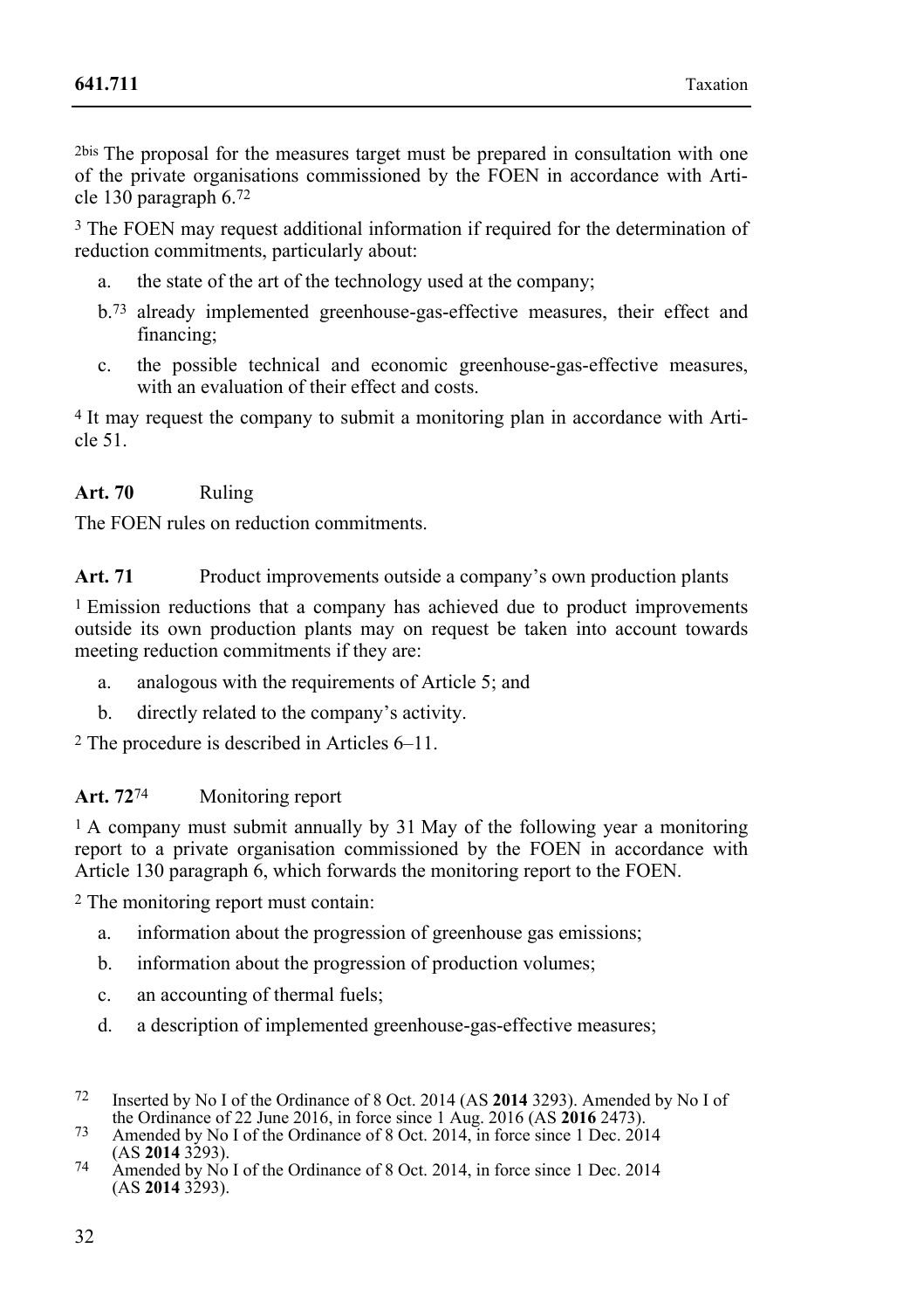2bis The proposal for the measures target must be prepared in consultation with one of the private organisations commissioned by the FOEN in accordance with Article 130 paragraph 6.[72]

3 The FOEN may request additional information if required for the determination of reduction commitments, particularly about:

a. the state of the art of the technology used at the company;

b.[73] already implemented greenhouse-gas-effective measures, their effect and financing;

c. the possible technical and economic greenhouse-gas-effective measures, with an evaluation of their effect and costs.

4 It may request the company to submit a monitoring plan in accordance with Article 51.

**Art. 70** Ruling

The FOEN rules on reduction commitments.

**Art. 71** Product improvements outside a company's own production plants

1 Emission reductions that a company has achieved due to product improvements outside its own production plants may on request be taken into account towards meeting reduction commitments if they are:

a. analogous with the requirements of Article 5; and

b. directly related to the company's activity.

2 The procedure is described in Articles 6–11.

**Art. 72**[74] Monitoring report

1 A company must submit annually by 31 May of the following year a monitoring report to a private organisation commissioned by the FOEN in accordance with Article 130 paragraph 6, which forwards the monitoring report to the FOEN.

2 The monitoring report must contain:

a. information about the progression of greenhouse gas emissions;

b. information about the progression of production volumes;

c. an accounting of thermal fuels;

d. a description of implemented greenhouse-gas-effective measures;

---

72 Inserted by No I of the Ordinance of 8 Oct. 2014 (AS **2014** 3293). Amended by No I of the Ordinance of 22 June 2016, in force since 1 Aug. 2016 (AS **2016** 2473).

73 Amended by No I of the Ordinance of 8 Oct. 2014, in force since 1 Dec. 2014 (AS **2014** 3293).

74 Amended by No I of the Ordinance of 8 Oct. 2014, in force since 1 Dec. 2014 (AS **2014** 3293).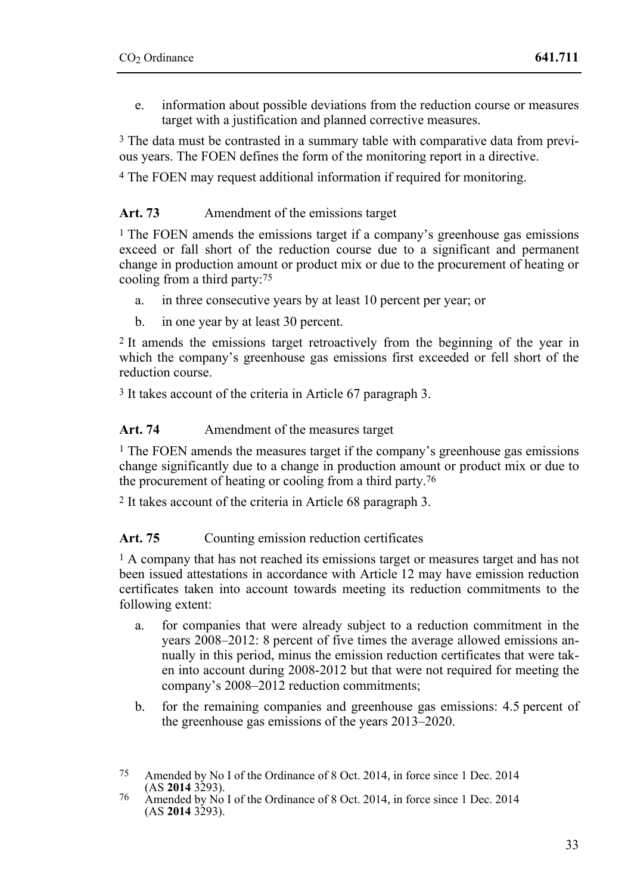e. information about possible deviations from the reduction course or measures target with a justification and planned corrective measures.

[3] The data must be contrasted in a summary table with comparative data from previous years. The FOEN defines the form of the monitoring report in a directive.

[4] The FOEN may request additional information if required for monitoring.

### Art. 73 Amendment of the emissions target

[1] The FOEN amends the emissions target if a company's greenhouse gas emissions exceed or fall short of the reduction course due to a significant and permanent change in production amount or product mix or due to the procurement of heating or cooling from a third party:[75]

a. in three consecutive years by at least 10 percent per year; or

b. in one year by at least 30 percent.

[2] It amends the emissions target retroactively from the beginning of the year in which the company's greenhouse gas emissions first exceeded or fell short of the reduction course.

[3] It takes account of the criteria in Article 67 paragraph 3.

### Art. 74 Amendment of the measures target

[1] The FOEN amends the measures target if the company's greenhouse gas emissions change significantly due to a change in production amount or product mix or due to the procurement of heating or cooling from a third party.[76]

[2] It takes account of the criteria in Article 68 paragraph 3.

### Art. 75 Counting emission reduction certificates

[1] A company that has not reached its emissions target or measures target and has not been issued attestations in accordance with Article 12 may have emission reduction certificates taken into account towards meeting its reduction commitments to the following extent:

a. for companies that were already subject to a reduction commitment in the years 2008–2012: 8 percent of five times the average allowed emissions annually in this period, minus the emission reduction certificates that were taken into account during 2008-2012 but that were not required for meeting the company's 2008–2012 reduction commitments;

b. for the remaining companies and greenhouse gas emissions: 4.5 percent of the greenhouse gas emissions of the years 2013–2020.

---

75 Amended by No I of the Ordinance of 8 Oct. 2014, in force since 1 Dec. 2014 (AS **2014** 3293).

76 Amended by No I of the Ordinance of 8 Oct. 2014, in force since 1 Dec. 2014 (AS **2014** 3293).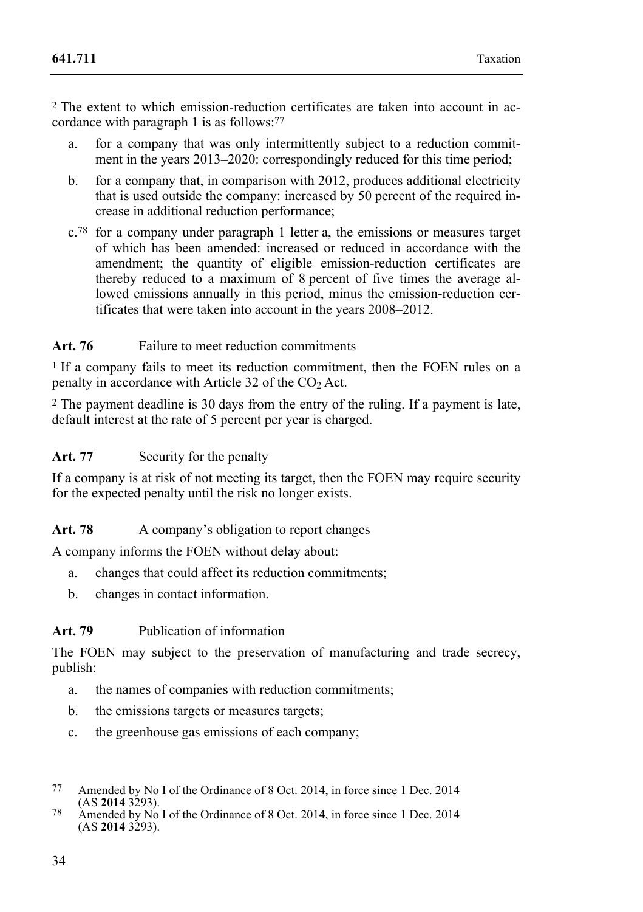[2] The extent to which emission-reduction certificates are taken into account in accordance with paragraph 1 is as follows:[77]

a. for a company that was only intermittently subject to a reduction commitment in the years 2013–2020: correspondingly reduced for this time period;

b. for a company that, in comparison with 2012, produces additional electricity that is used outside the company: increased by 50 percent of the required increase in additional reduction performance;

c.[78] for a company under paragraph 1 letter a, the emissions or measures target of which has been amended: increased or reduced in accordance with the amendment; the quantity of eligible emission-reduction certificates are thereby reduced to a maximum of 8 percent of five times the average allowed emissions annually in this period, minus the emission-reduction certificates that were taken into account in the years 2008–2012.

**Art. 76** Failure to meet reduction commitments

[1] If a company fails to meet its reduction commitment, then the FOEN rules on a penalty in accordance with Article 32 of the $CO_2$ Act.

[2] The payment deadline is 30 days from the entry of the ruling. If a payment is late, default interest at the rate of 5 percent per year is charged.

**Art. 77** Security for the penalty

If a company is at risk of not meeting its target, then the FOEN may require security for the expected penalty until the risk no longer exists.

**Art. 78** A company's obligation to report changes

A company informs the FOEN without delay about:

a. changes that could affect its reduction commitments;

b. changes in contact information.

**Art. 79** Publication of information

The FOEN may subject to the preservation of manufacturing and trade secrecy, publish:

a. the names of companies with reduction commitments;

b. the emissions targets or measures targets;

c. the greenhouse gas emissions of each company;

---

[77] Amended by No I of the Ordinance of 8 Oct. 2014, in force since 1 Dec. 2014 (AS **2014** 3293).

[78] Amended by No I of the Ordinance of 8 Oct. 2014, in force since 1 Dec. 2014 (AS **2014** 3293).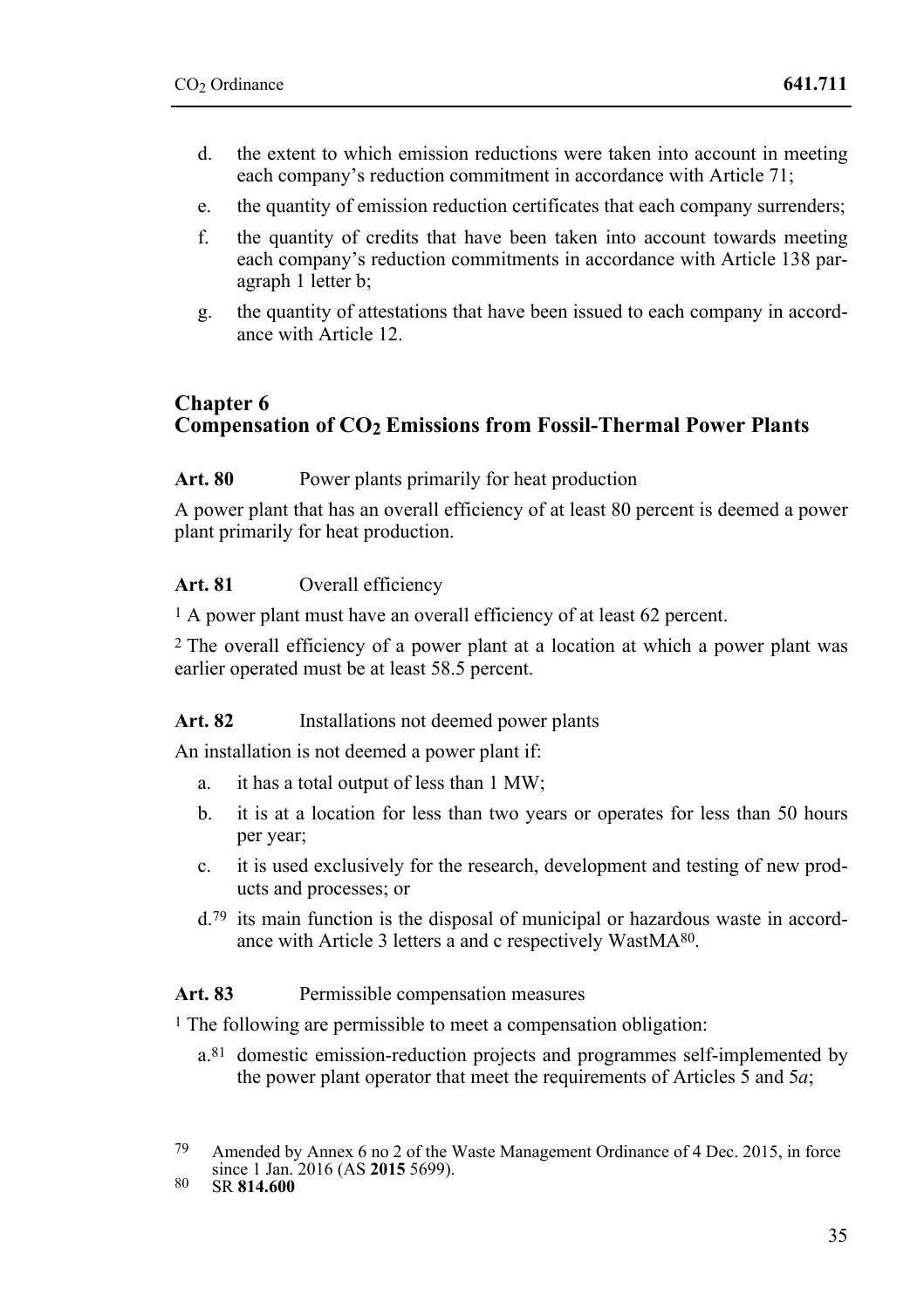d. the extent to which emission reductions were taken into account in meeting each company's reduction commitment in accordance with Article 71;

e. the quantity of emission reduction certificates that each company surrenders;

f. the quantity of credits that have been taken into account towards meeting each company's reduction commitments in accordance with Article 138 paragraph 1 letter b;

g. the quantity of attestations that have been issued to each company in accordance with Article 12.

## Chapter 6 Compensation of $CO_2$ Emissions from Fossil-Thermal Power Plants

**Art. 80** Power plants primarily for heat production

A power plant that has an overall efficiency of at least 80 percent is deemed a power plant primarily for heat production.

**Art. 81** Overall efficiency

[1] A power plant must have an overall efficiency of at least 62 percent.

[2] The overall efficiency of a power plant at a location at which a power plant was earlier operated must be at least 58.5 percent.

**Art. 82** Installations not deemed power plants

An installation is not deemed a power plant if:

a. it has a total output of less than 1 MW;

b. it is at a location for less than two years or operates for less than 50 hours per year;

c. it is used exclusively for the research, development and testing of new products and processes; or

d.[79] its main function is the disposal of municipal or hazardous waste in accordance with Article 3 letters a and c respectively WastMA[80].

**Art. 83** Permissible compensation measures

[1] The following are permissible to meet a compensation obligation:

a.[81] domestic emission-reduction projects and programmes self-implemented by the power plant operator that meet the requirements of Articles 5 and 5*a*;

---

[79] Amended by Annex 6 no 2 of the Waste Management Ordinance of 4 Dec. 2015, in force since 1 Jan. 2016 (AS **2015** 5699).

[80] SR **814.600**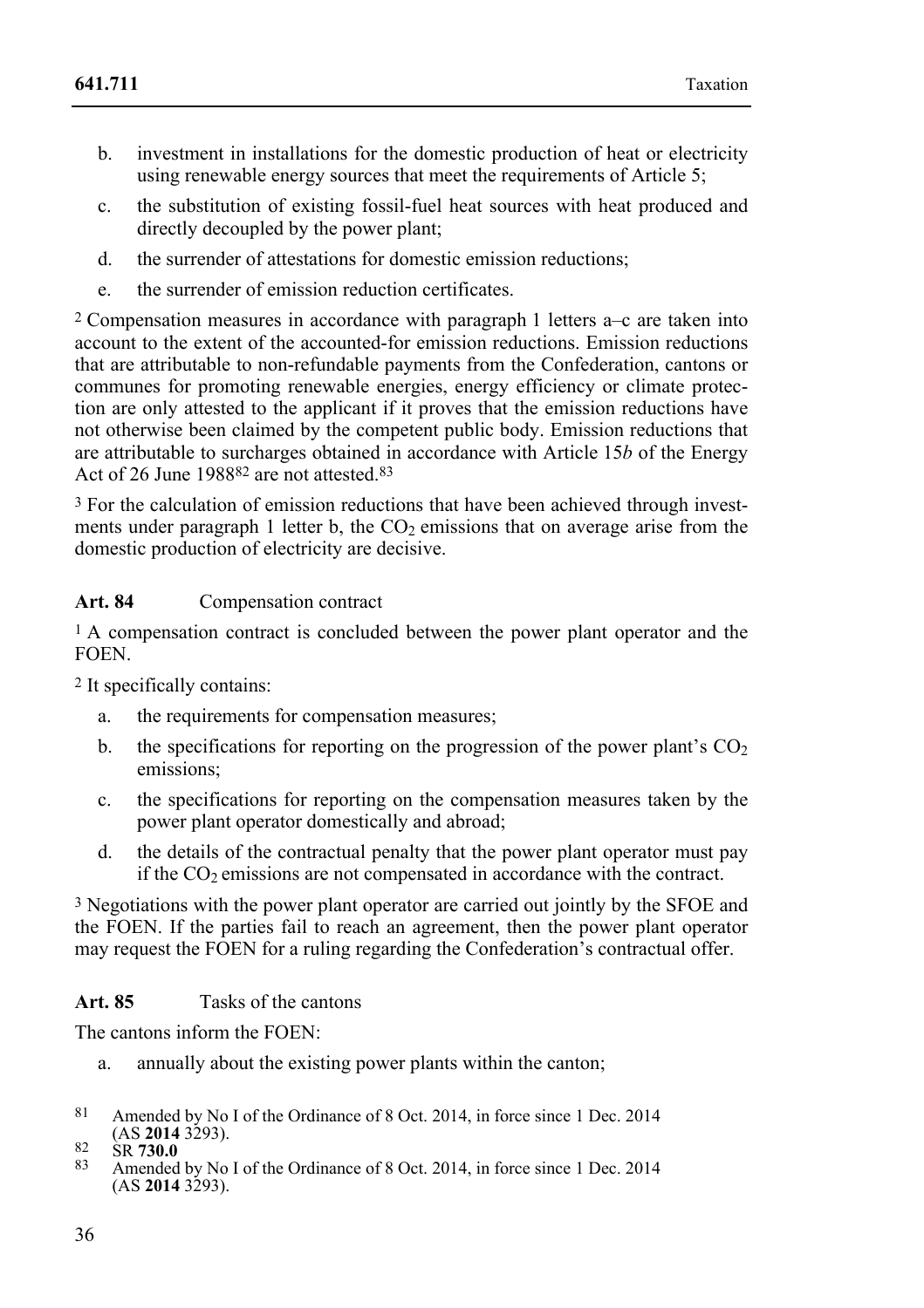b. investment in installations for the domestic production of heat or electricity using renewable energy sources that meet the requirements of Article 5;

c. the substitution of existing fossil-fuel heat sources with heat produced and directly decoupled by the power plant;

d. the surrender of attestations for domestic emission reductions;

e. the surrender of emission reduction certificates.

[2] Compensation measures in accordance with paragraph 1 letters a–c are taken into account to the extent of the accounted-for emission reductions. Emission reductions that are attributable to non-refundable payments from the Confederation, cantons or communes for promoting renewable energies, energy efficiency or climate protection are only attested to the applicant if it proves that the emission reductions have not otherwise been claimed by the competent public body. Emission reductions that are attributable to surcharges obtained in accordance with Article 15*b* of the Energy Act of 26 June 1988[82] are not attested.[83]

[3] For the calculation of emission reductions that have been achieved through investments under paragraph 1 letter b, the $CO_2$ emissions that on average arise from the domestic production of electricity are decisive.

### Art. 84 Compensation contract

[1] A compensation contract is concluded between the power plant operator and the FOEN.

[2] It specifically contains:

a. the requirements for compensation measures;

b. the specifications for reporting on the progression of the power plant's $CO_2$ emissions;

c. the specifications for reporting on the compensation measures taken by the power plant operator domestically and abroad;

d. the details of the contractual penalty that the power plant operator must pay if the $CO_2$ emissions are not compensated in accordance with the contract.

[3] Negotiations with the power plant operator are carried out jointly by the SFOE and the FOEN. If the parties fail to reach an agreement, then the power plant operator may request the FOEN for a ruling regarding the Confederation's contractual offer.

### Art. 85 Tasks of the cantons

The cantons inform the FOEN:

a. annually about the existing power plants within the canton;

---

[81] Amended by No I of the Ordinance of 8 Oct. 2014, in force since 1 Dec. 2014 (AS **2014** 3293).

[82] SR **730.0**

[83] Amended by No I of the Ordinance of 8 Oct. 2014, in force since 1 Dec. 2014 (AS **2014** 3293).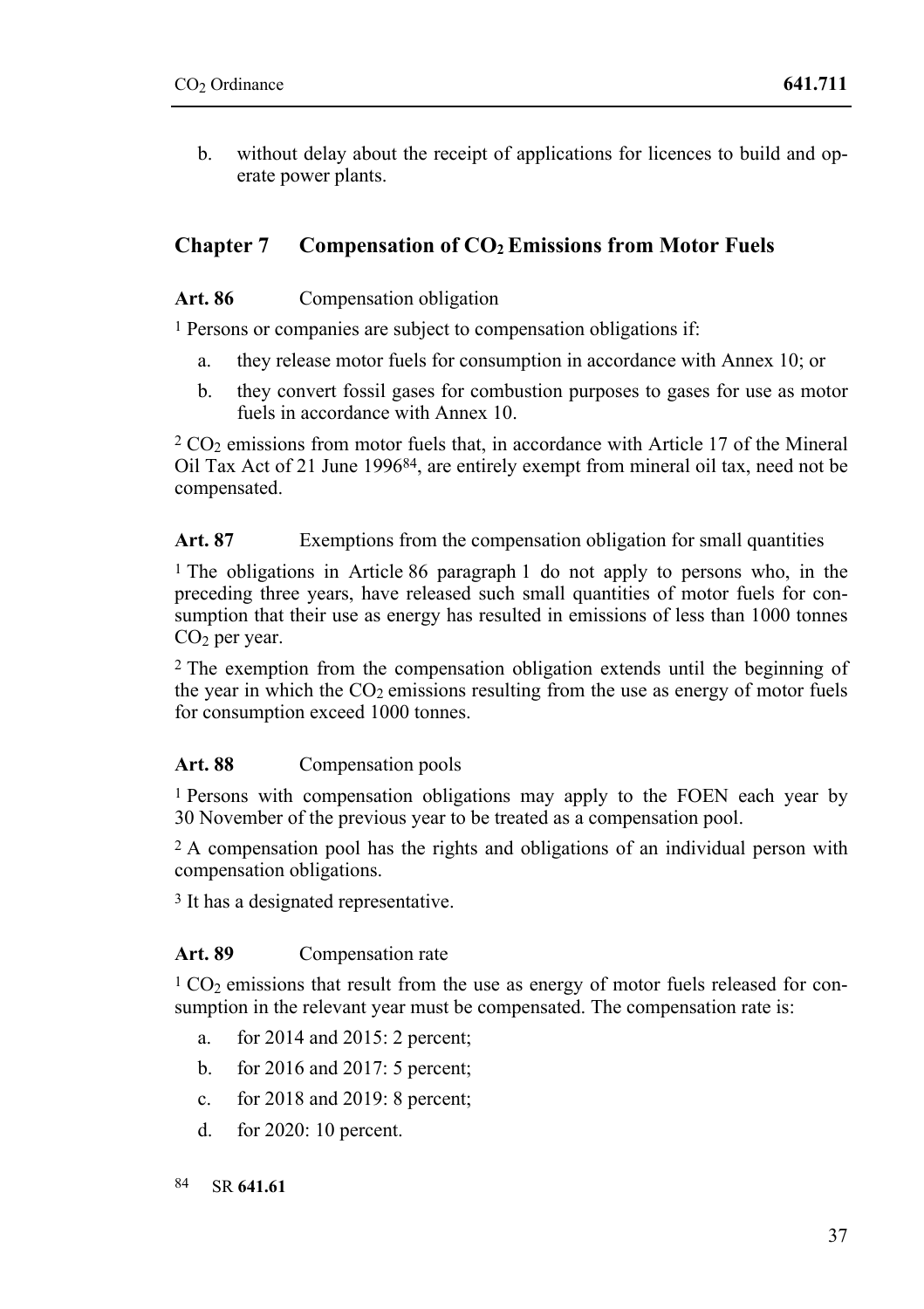b. without delay about the receipt of applications for licences to build and operate power plants.

## Chapter 7 Compensation of $CO_2$ Emissions from Motor Fuels

### Art. 86 Compensation obligation

[1] Persons or companies are subject to compensation obligations if:

a. they release motor fuels for consumption in accordance with Annex 10; or
b. they convert fossil gases for combustion purposes to gases for use as motor fuels in accordance with Annex 10.

[2] $CO_2$ emissions from motor fuels that, in accordance with Article 17 of the Mineral Oil Tax Act of 21 June 1996[84], are entirely exempt from mineral oil tax, need not be compensated.

### Art. 87 Exemptions from the compensation obligation for small quantities

[1] The obligations in Article 86 paragraph 1 do not apply to persons who, in the preceding three years, have released such small quantities of motor fuels for consumption that their use as energy has resulted in emissions of less than 1000 tonnes $CO_2$ per year.

[2] The exemption from the compensation obligation extends until the beginning of the year in which the $CO_2$ emissions resulting from the use as energy of motor fuels for consumption exceed 1000 tonnes.

### Art. 88 Compensation pools

[1] Persons with compensation obligations may apply to the FOEN each year by 30 November of the previous year to be treated as a compensation pool.

[2] A compensation pool has the rights and obligations of an individual person with compensation obligations.

[3] It has a designated representative.

### Art. 89 Compensation rate

[1] $CO_2$ emissions that result from the use as energy of motor fuels released for consumption in the relevant year must be compensated. The compensation rate is:

a. for 2014 and 2015: 2 percent;
b. for 2016 and 2017: 5 percent;
c. for 2018 and 2019: 8 percent;
d. for 2020: 10 percent.

---

[84] SR **641.61**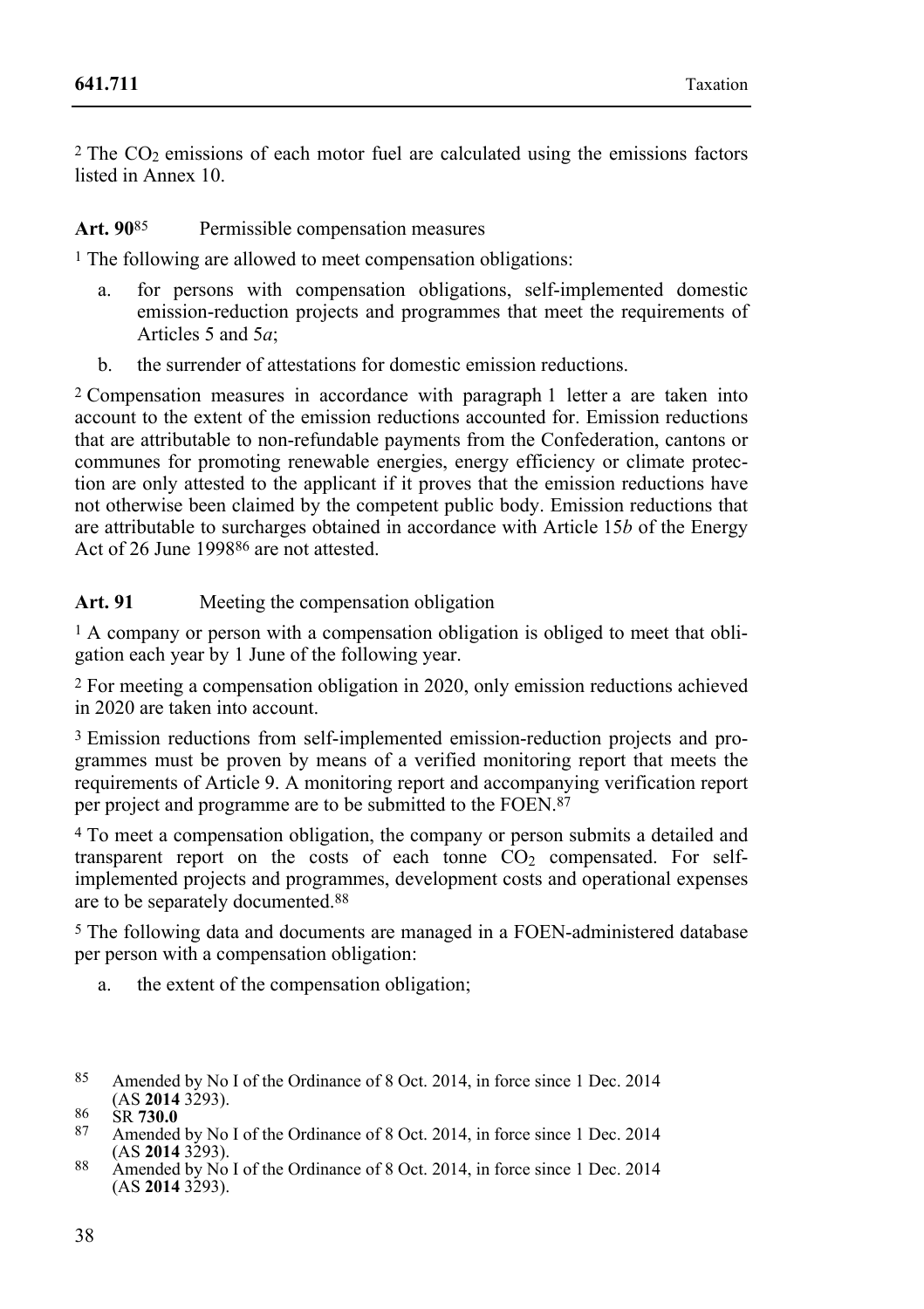[2] The $CO_2$ emissions of each motor fuel are calculated using the emissions factors listed in Annex 10.

**Art. 90**[85] Permissible compensation measures

[1] The following are allowed to meet compensation obligations:

a. for persons with compensation obligations, self-implemented domestic emission-reduction projects and programmes that meet the requirements of Articles 5 and 5*a*;

b. the surrender of attestations for domestic emission reductions.

[2] Compensation measures in accordance with paragraph 1 letter a are taken into account to the extent of the emission reductions accounted for. Emission reductions that are attributable to non-refundable payments from the Confederation, cantons or communes for promoting renewable energies, energy efficiency or climate protection are only attested to the applicant if it proves that the emission reductions have not otherwise been claimed by the competent public body. Emission reductions that are attributable to surcharges obtained in accordance with Article 15*b* of the Energy Act of 26 June 1998[86] are not attested.

**Art. 91** Meeting the compensation obligation

[1] A company or person with a compensation obligation is obliged to meet that obligation each year by 1 June of the following year.

[2] For meeting a compensation obligation in 2020, only emission reductions achieved in 2020 are taken into account.

[3] Emission reductions from self-implemented emission-reduction projects and programmes must be proven by means of a verified monitoring report that meets the requirements of Article 9. A monitoring report and accompanying verification report per project and programme are to be submitted to the FOEN.[87]

[4] To meet a compensation obligation, the company or person submits a detailed and transparent report on the costs of each tonne $CO_2$ compensated. For self-implemented projects and programmes, development costs and operational expenses are to be separately documented.[88]

[5] The following data and documents are managed in a FOEN-administered database per person with a compensation obligation:

a. the extent of the compensation obligation;

[85] Amended by No I of the Ordinance of 8 Oct. 2014, in force since 1 Dec. 2014 (AS **2014** 3293).

[86] SR **730.0**

[87] Amended by No I of the Ordinance of 8 Oct. 2014, in force since 1 Dec. 2014 (AS **2014** 3293).

[88] Amended by No I of the Ordinance of 8 Oct. 2014, in force since 1 Dec. 2014 (AS **2014** 3293).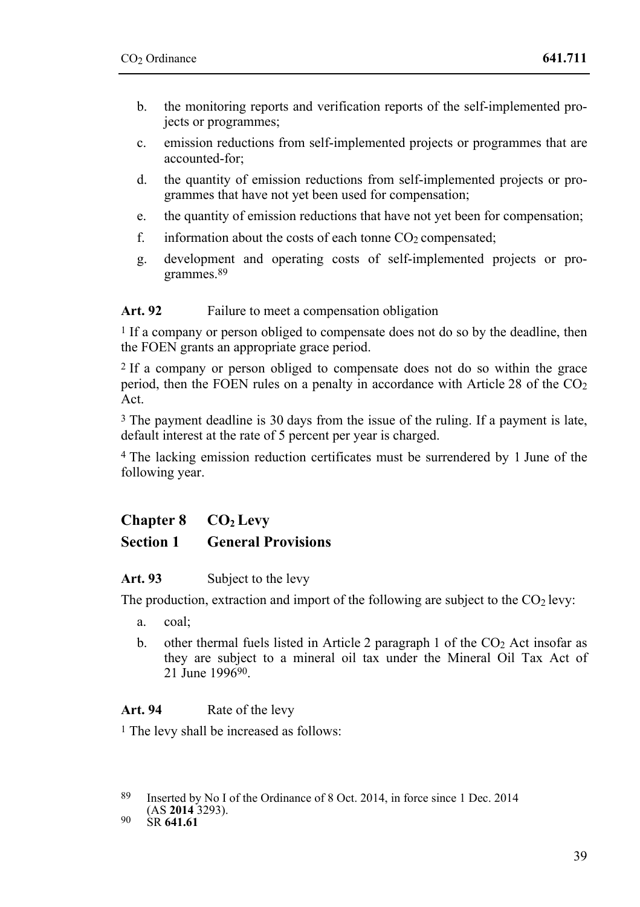b. the monitoring reports and verification reports of the self-implemented projects or programmes;

c. emission reductions from self-implemented projects or programmes that are accounted-for;

d. the quantity of emission reductions from self-implemented projects or programmes that have not yet been used for compensation;

e. the quantity of emission reductions that have not yet been for compensation;

f. information about the costs of each tonne $CO_2$ compensated;

g. development and operating costs of self-implemented projects or programmes.[89]

**Art. 92** Failure to meet a compensation obligation

[1] If a company or person obliged to compensate does not do so by the deadline, then the FOEN grants an appropriate grace period.

[2] If a company or person obliged to compensate does not do so within the grace period, then the FOEN rules on a penalty in accordance with Article 28 of the $CO_2$ Act.

[3] The payment deadline is 30 days from the issue of the ruling. If a payment is late, default interest at the rate of 5 percent per year is charged.

[4] The lacking emission reduction certificates must be surrendered by 1 June of the following year.

## Chapter 8 $CO_2$ Levy

## Section 1 General Provisions

**Art. 93** Subject to the levy

The production, extraction and import of the following are subject to the $CO_2$ levy:

a. coal;

b. other thermal fuels listed in Article 2 paragraph 1 of the $CO_2$ Act insofar as they are subject to a mineral oil tax under the Mineral Oil Tax Act of 21 June 1996[90].

**Art. 94** Rate of the levy

[1] The levy shall be increased as follows:

---

89 Inserted by No I of the Ordinance of 8 Oct. 2014, in force since 1 Dec. 2014 (AS **2014** 3293).

90 SR **641.61**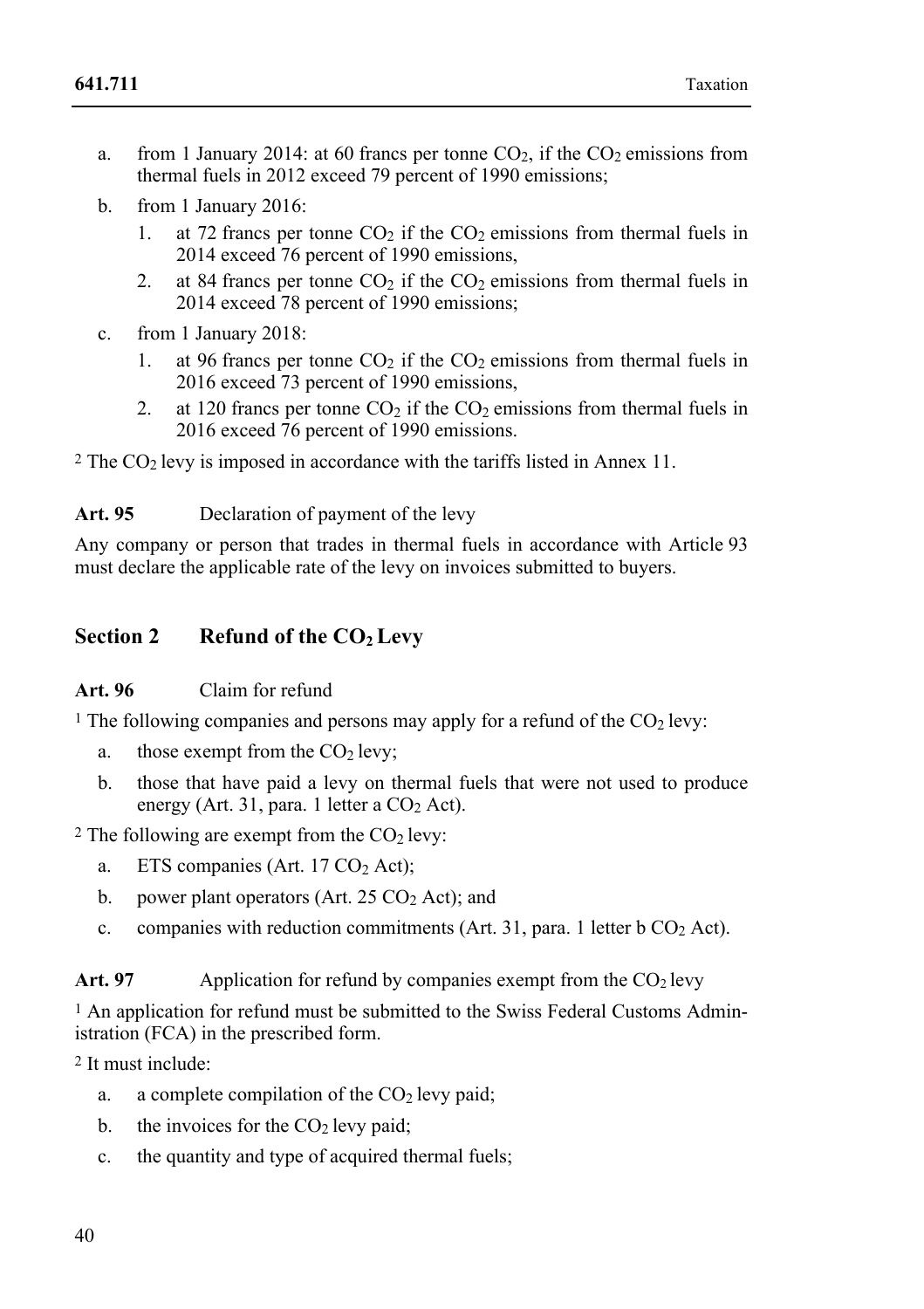a. from 1 January 2014: at 60 francs per tonne $CO_2$, if the $CO_2$ emissions from thermal fuels in 2012 exceed 79 percent of 1990 emissions;

b. from 1 January 2016:

   1. at 72 francs per tonne $CO_2$ if the $CO_2$ emissions from thermal fuels in 2014 exceed 76 percent of 1990 emissions,
   2. at 84 francs per tonne $CO_2$ if the $CO_2$ emissions from thermal fuels in 2014 exceed 78 percent of 1990 emissions;

c. from 1 January 2018:

   1. at 96 francs per tonne $CO_2$ if the $CO_2$ emissions from thermal fuels in 2016 exceed 73 percent of 1990 emissions,
   2. at 120 francs per tonne $CO_2$ if the $CO_2$ emissions from thermal fuels in 2016 exceed 76 percent of 1990 emissions.

[2] The $CO_2$ levy is imposed in accordance with the tariffs listed in Annex 11.

**Art. 95** Declaration of payment of the levy

Any company or person that trades in thermal fuels in accordance with Article 93 must declare the applicable rate of the levy on invoices submitted to buyers.

## Section 2 Refund of the $CO_2$ Levy

**Art. 96** Claim for refund

[1] The following companies and persons may apply for a refund of the $CO_2$ levy:

a. those exempt from the $CO_2$ levy;

b. those that have paid a levy on thermal fuels that were not used to produce energy (Art. 31, para. 1 letter a $CO_2$ Act).

[2] The following are exempt from the $CO_2$ levy:

a. ETS companies (Art. 17 $CO_2$ Act);

b. power plant operators (Art. 25 $CO_2$ Act); and

c. companies with reduction commitments (Art. 31, para. 1 letter b $CO_2$ Act).

**Art. 97** Application for refund by companies exempt from the $CO_2$ levy

[1] An application for refund must be submitted to the Swiss Federal Customs Administration (FCA) in the prescribed form.

[2] It must include:

a. a complete compilation of the $CO_2$ levy paid;

b. the invoices for the $CO_2$ levy paid;

c. the quantity and type of acquired thermal fuels;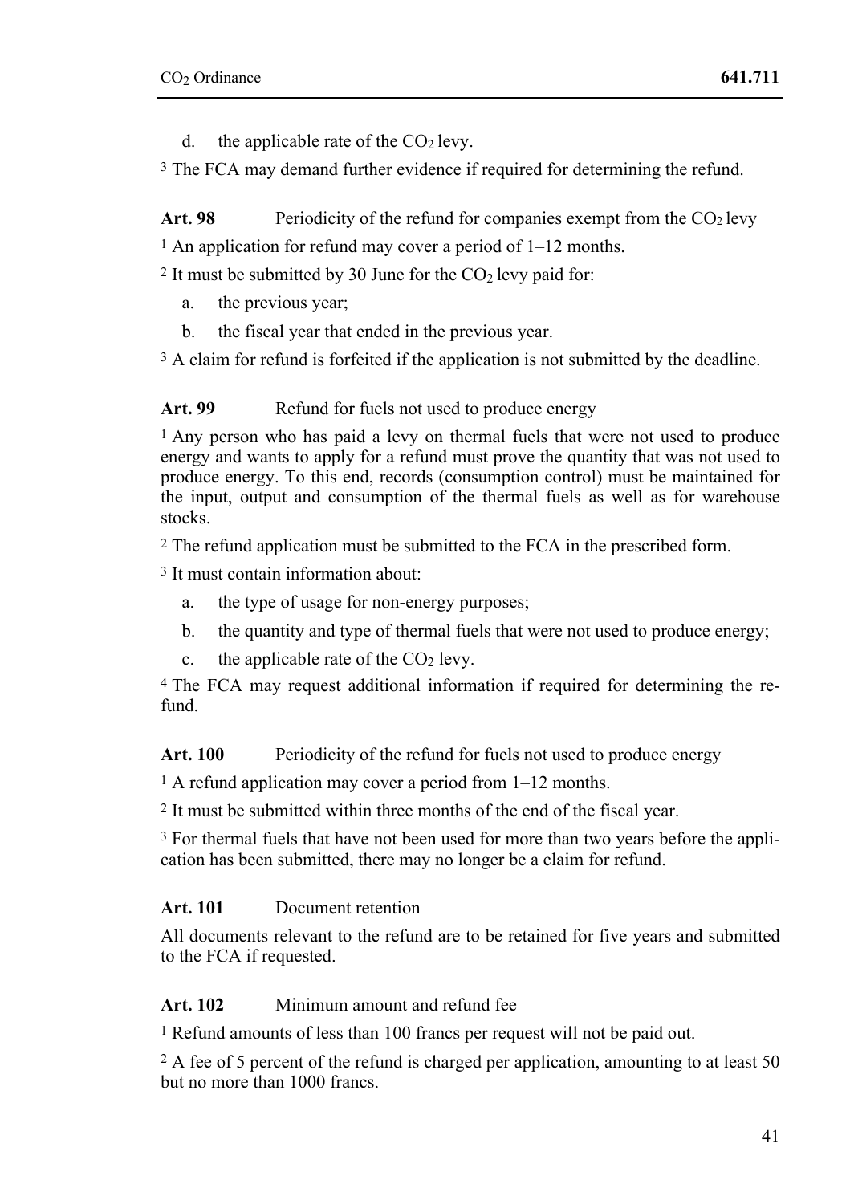d. the applicable rate of the $CO_2$ levy.

[3] The FCA may demand further evidence if required for determining the refund.

**Art. 98** Periodicity of the refund for companies exempt from the $CO_2$ levy

[1] An application for refund may cover a period of 1–12 months.

[2] It must be submitted by 30 June for the $CO_2$ levy paid for:

a. the previous year;

b. the fiscal year that ended in the previous year.

[3] A claim for refund is forfeited if the application is not submitted by the deadline.

**Art. 99** Refund for fuels not used to produce energy

[1] Any person who has paid a levy on thermal fuels that were not used to produce energy and wants to apply for a refund must prove the quantity that was not used to produce energy. To this end, records (consumption control) must be maintained for the input, output and consumption of the thermal fuels as well as for warehouse stocks.

[2] The refund application must be submitted to the FCA in the prescribed form.

[3] It must contain information about:

a. the type of usage for non-energy purposes;

b. the quantity and type of thermal fuels that were not used to produce energy;

c. the applicable rate of the $CO_2$ levy.

[4] The FCA may request additional information if required for determining the refund.

**Art. 100** Periodicity of the refund for fuels not used to produce energy

[1] A refund application may cover a period from 1–12 months.

[2] It must be submitted within three months of the end of the fiscal year.

[3] For thermal fuels that have not been used for more than two years before the application has been submitted, there may no longer be a claim for refund.

**Art. 101** Document retention

All documents relevant to the refund are to be retained for five years and submitted to the FCA if requested.

**Art. 102** Minimum amount and refund fee

[1] Refund amounts of less than 100 francs per request will not be paid out.

[2] A fee of 5 percent of the refund is charged per application, amounting to at least 50 but no more than 1000 francs.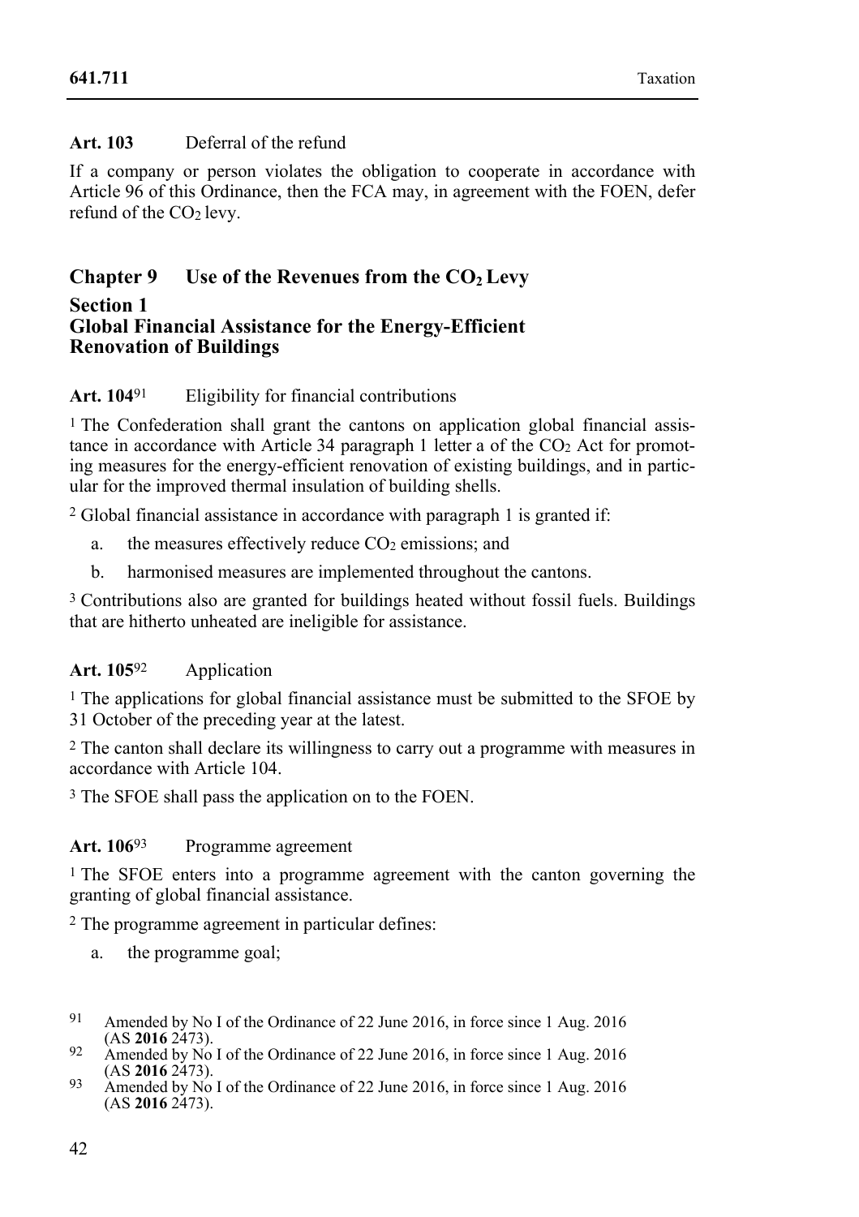**Art. 103** Deferral of the refund

If a company or person violates the obligation to cooperate in accordance with Article 96 of this Ordinance, then the FCA may, in agreement with the FOEN, defer refund of the $CO_2$ levy.

## Chapter 9 Use of the Revenues from the $CO_2$ Levy

### Section 1 Global Financial Assistance for the Energy-Efficient Renovation of Buildings

**Art. 104**[91] Eligibility for financial contributions

[1] The Confederation shall grant the cantons on application global financial assistance in accordance with Article 34 paragraph 1 letter a of the $CO_2$ Act for promoting measures for the energy-efficient renovation of existing buildings, and in particular for the improved thermal insulation of building shells.

[2] Global financial assistance in accordance with paragraph 1 is granted if:

a. the measures effectively reduce $CO_2$ emissions; and

b. harmonised measures are implemented throughout the cantons.

[3] Contributions also are granted for buildings heated without fossil fuels. Buildings that are hitherto unheated are ineligible for assistance.

**Art. 105**[92] Application

[1] The applications for global financial assistance must be submitted to the SFOE by 31 October of the preceding year at the latest.

[2] The canton shall declare its willingness to carry out a programme with measures in accordance with Article 104.

[3] The SFOE shall pass the application on to the FOEN.

**Art. 106**[93] Programme agreement

[1] The SFOE enters into a programme agreement with the canton governing the granting of global financial assistance.

[2] The programme agreement in particular defines:

a. the programme goal;

---

[91] Amended by No I of the Ordinance of 22 June 2016, in force since 1 Aug. 2016 (AS **2016** 2473).

[92] Amended by No I of the Ordinance of 22 June 2016, in force since 1 Aug. 2016 (AS **2016** 2473).

[93] Amended by No I of the Ordinance of 22 June 2016, in force since 1 Aug. 2016 (AS **2016** 2473).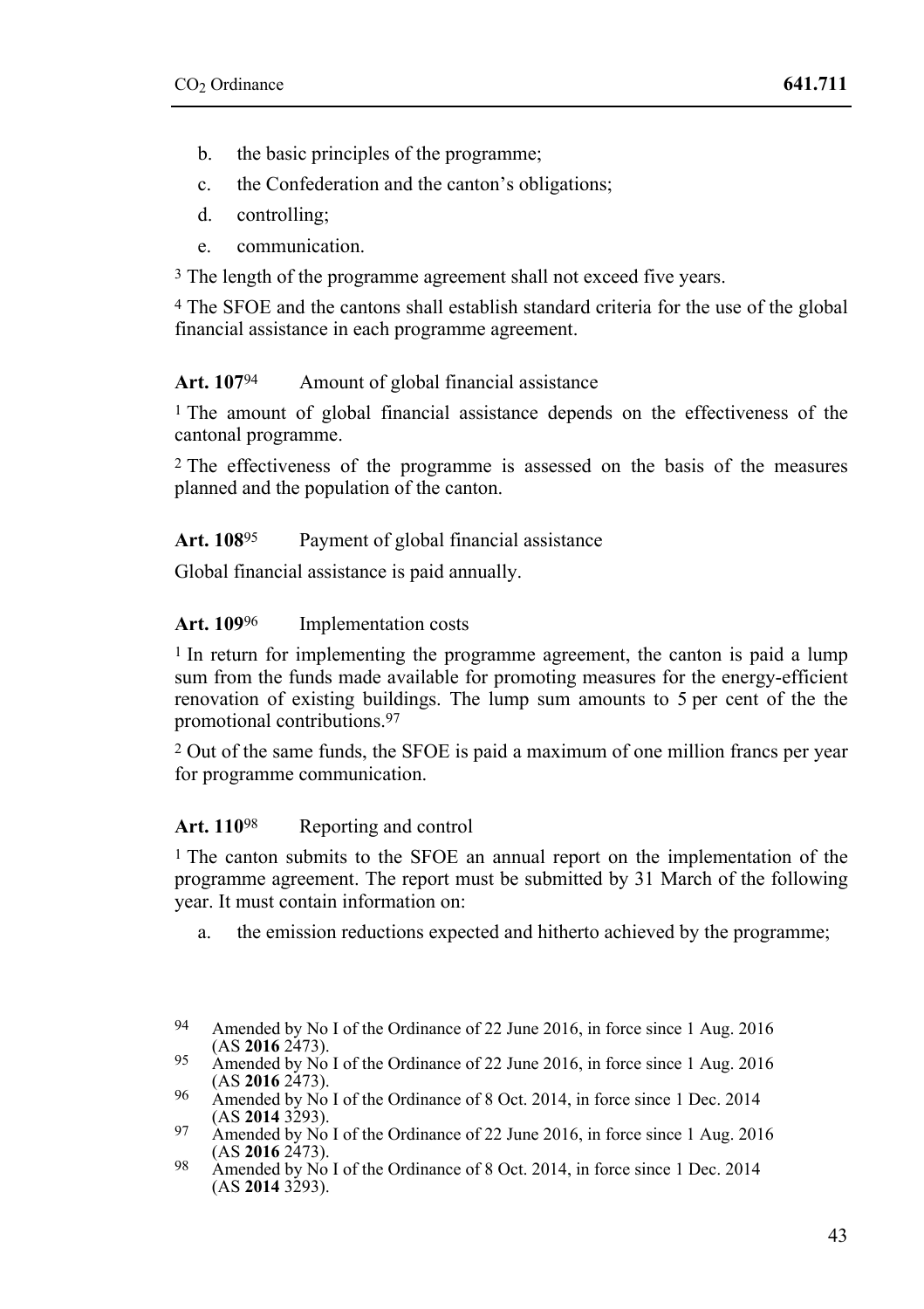b. the basic principles of the programme;

c. the Confederation and the canton's obligations;

d. controlling;

e. communication.

[3] The length of the programme agreement shall not exceed five years.

[4] The SFOE and the cantons shall establish standard criteria for the use of the global financial assistance in each programme agreement.

**Art. 107**[94] Amount of global financial assistance

[1] The amount of global financial assistance depends on the effectiveness of the cantonal programme.

[2] The effectiveness of the programme is assessed on the basis of the measures planned and the population of the canton.

**Art. 108**[95] Payment of global financial assistance

Global financial assistance is paid annually.

**Art. 109**[96] Implementation costs

[1] In return for implementing the programme agreement, the canton is paid a lump sum from the funds made available for promoting measures for the energy-efficient renovation of existing buildings. The lump sum amounts to 5 per cent of the the promotional contributions.[97]

[2] Out of the same funds, the SFOE is paid a maximum of one million francs per year for programme communication.

**Art. 110**[98] Reporting and control

[1] The canton submits to the SFOE an annual report on the implementation of the programme agreement. The report must be submitted by 31 March of the following year. It must contain information on:

a. the emission reductions expected and hitherto achieved by the programme;

---

[94] Amended by No I of the Ordinance of 22 June 2016, in force since 1 Aug. 2016 (AS **2016** 2473).

[95] Amended by No I of the Ordinance of 22 June 2016, in force since 1 Aug. 2016 (AS **2016** 2473).

[96] Amended by No I of the Ordinance of 8 Oct. 2014, in force since 1 Dec. 2014 (AS **2014** 3293).

[97] Amended by No I of the Ordinance of 22 June 2016, in force since 1 Aug. 2016 (AS **2016** 2473).

[98] Amended by No I of the Ordinance of 8 Oct. 2014, in force since 1 Dec. 2014 (AS **2014** 3293).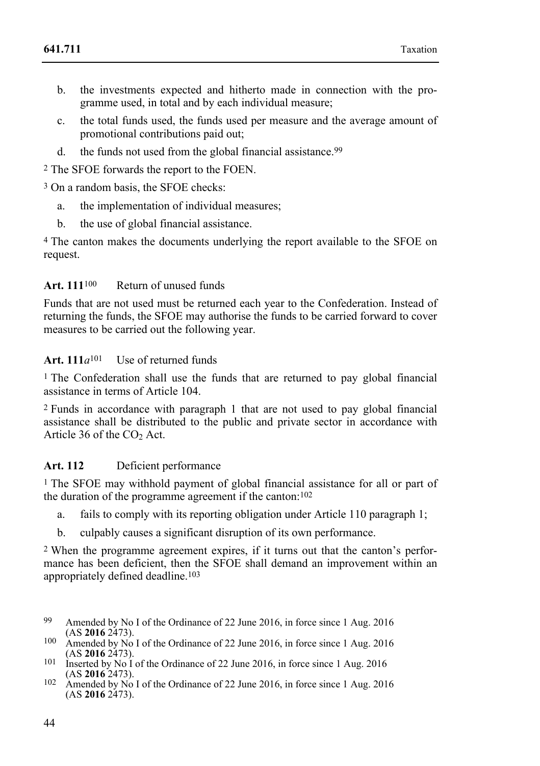b. the investments expected and hitherto made in connection with the programme used, in total and by each individual measure;

c. the total funds used, the funds used per measure and the average amount of promotional contributions paid out;

d. the funds not used from the global financial assistance.[99]

[2] The SFOE forwards the report to the FOEN.

[3] On a random basis, the SFOE checks:

a. the implementation of individual measures;

b. the use of global financial assistance.

[4] The canton makes the documents underlying the report available to the SFOE on request.

### Art. 111[100] Return of unused funds

Funds that are not used must be returned each year to the Confederation. Instead of returning the funds, the SFOE may authorise the funds to be carried forward to cover measures to be carried out the following year.

### Art. 111*a*[101] Use of returned funds

[1] The Confederation shall use the funds that are returned to pay global financial assistance in terms of Article 104.

[2] Funds in accordance with paragraph 1 that are not used to pay global financial assistance shall be distributed to the public and private sector in accordance with Article 36 of the $CO_2$ Act.

### Art. 112 Deficient performance

[1] The SFOE may withhold payment of global financial assistance for all or part of the duration of the programme agreement if the canton:[102]

a. fails to comply with its reporting obligation under Article 110 paragraph 1;

b. culpably causes a significant disruption of its own performance.

[2] When the programme agreement expires, if it turns out that the canton's performance has been deficient, then the SFOE shall demand an improvement within an appropriately defined deadline.[103]

---

[99] Amended by No I of the Ordinance of 22 June 2016, in force since 1 Aug. 2016 (AS **2016** 2473).

[100] Amended by No I of the Ordinance of 22 June 2016, in force since 1 Aug. 2016 (AS **2016** 2473).

[101] Inserted by No I of the Ordinance of 22 June 2016, in force since 1 Aug. 2016 (AS **2016** 2473).

[102] Amended by No I of the Ordinance of 22 June 2016, in force since 1 Aug. 2016 (AS **2016** 2473).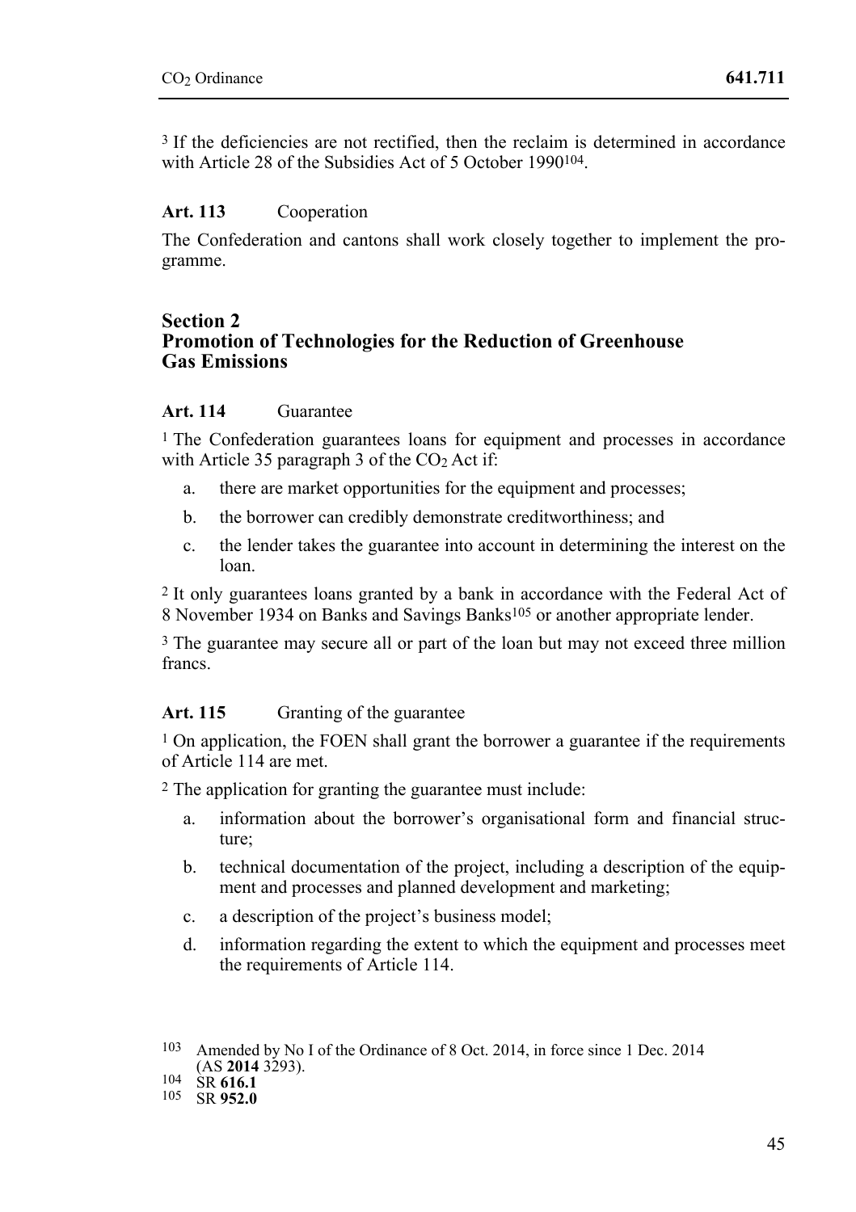[3] If the deficiencies are not rectified, then the reclaim is determined in accordance with Article 28 of the Subsidies Act of 5 October 1990[104].

**Art. 113** Cooperation

The Confederation and cantons shall work closely together to implement the programme.

## Section 2 Promotion of Technologies for the Reduction of Greenhouse Gas Emissions

**Art. 114** Guarantee

[1] The Confederation guarantees loans for equipment and processes in accordance with Article 35 paragraph 3 of the $CO_2$ Act if:

a. there are market opportunities for the equipment and processes;

b. the borrower can credibly demonstrate creditworthiness; and

c. the lender takes the guarantee into account in determining the interest on the loan.

[2] It only guarantees loans granted by a bank in accordance with the Federal Act of 8 November 1934 on Banks and Savings Banks[105] or another appropriate lender.

[3] The guarantee may secure all or part of the loan but may not exceed three million francs.

**Art. 115** Granting of the guarantee

[1] On application, the FOEN shall grant the borrower a guarantee if the requirements of Article 114 are met.

[2] The application for granting the guarantee must include:

a. information about the borrower's organisational form and financial structure;

b. technical documentation of the project, including a description of the equipment and processes and planned development and marketing;

c. a description of the project's business model;

d. information regarding the extent to which the equipment and processes meet the requirements of Article 114.

---

103 Amended by No I of the Ordinance of 8 Oct. 2014, in force since 1 Dec. 2014 (AS **2014** 3293).

104 SR **616.1**

105 SR **952.0**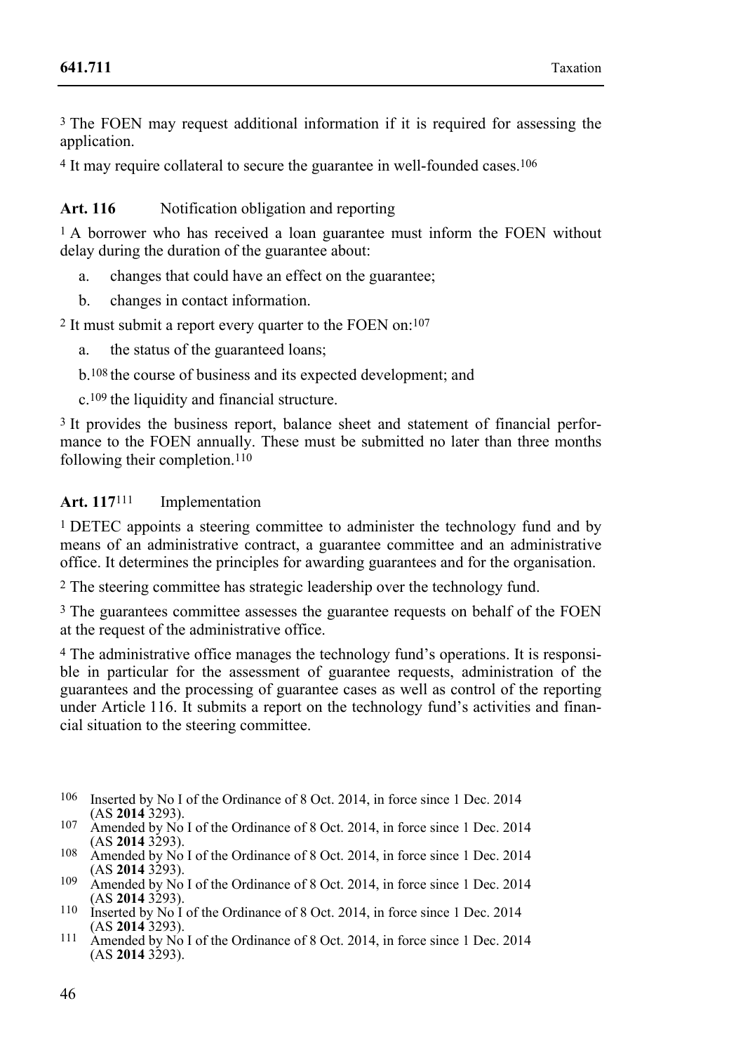[3] The FOEN may request additional information if it is required for assessing the application.

[4] It may require collateral to secure the guarantee in well-founded cases.[106]

**Art. 116** Notification obligation and reporting

[1] A borrower who has received a loan guarantee must inform the FOEN without delay during the duration of the guarantee about:

a. changes that could have an effect on the guarantee;

b. changes in contact information.

[2] It must submit a report every quarter to the FOEN on:[107]

a. the status of the guaranteed loans;

b.[108] the course of business and its expected development; and

c.[109] the liquidity and financial structure.

[3] It provides the business report, balance sheet and statement of financial performance to the FOEN annually. These must be submitted no later than three months following their completion.[110]

**Art. 117**[111] Implementation

[1] DETEC appoints a steering committee to administer the technology fund and by means of an administrative contract, a guarantee committee and an administrative office. It determines the principles for awarding guarantees and for the organisation.

[2] The steering committee has strategic leadership over the technology fund.

[3] The guarantees committee assesses the guarantee requests on behalf of the FOEN at the request of the administrative office.

[4] The administrative office manages the technology fund's operations. It is responsible in particular for the assessment of guarantee requests, administration of the guarantees and the processing of guarantee cases as well as control of the reporting under Article 116. It submits a report on the technology fund's activities and financial situation to the steering committee.

---

[106] Inserted by No I of the Ordinance of 8 Oct. 2014, in force since 1 Dec. 2014 (AS **2014** 3293).

[107] Amended by No I of the Ordinance of 8 Oct. 2014, in force since 1 Dec. 2014 (AS **2014** 3293).

[108] Amended by No I of the Ordinance of 8 Oct. 2014, in force since 1 Dec. 2014 (AS **2014** 3293).

[109] Amended by No I of the Ordinance of 8 Oct. 2014, in force since 1 Dec. 2014 (AS **2014** 3293).

[110] Inserted by No I of the Ordinance of 8 Oct. 2014, in force since 1 Dec. 2014 (AS **2014** 3293).

[111] Amended by No I of the Ordinance of 8 Oct. 2014, in force since 1 Dec. 2014 (AS **2014** 3293).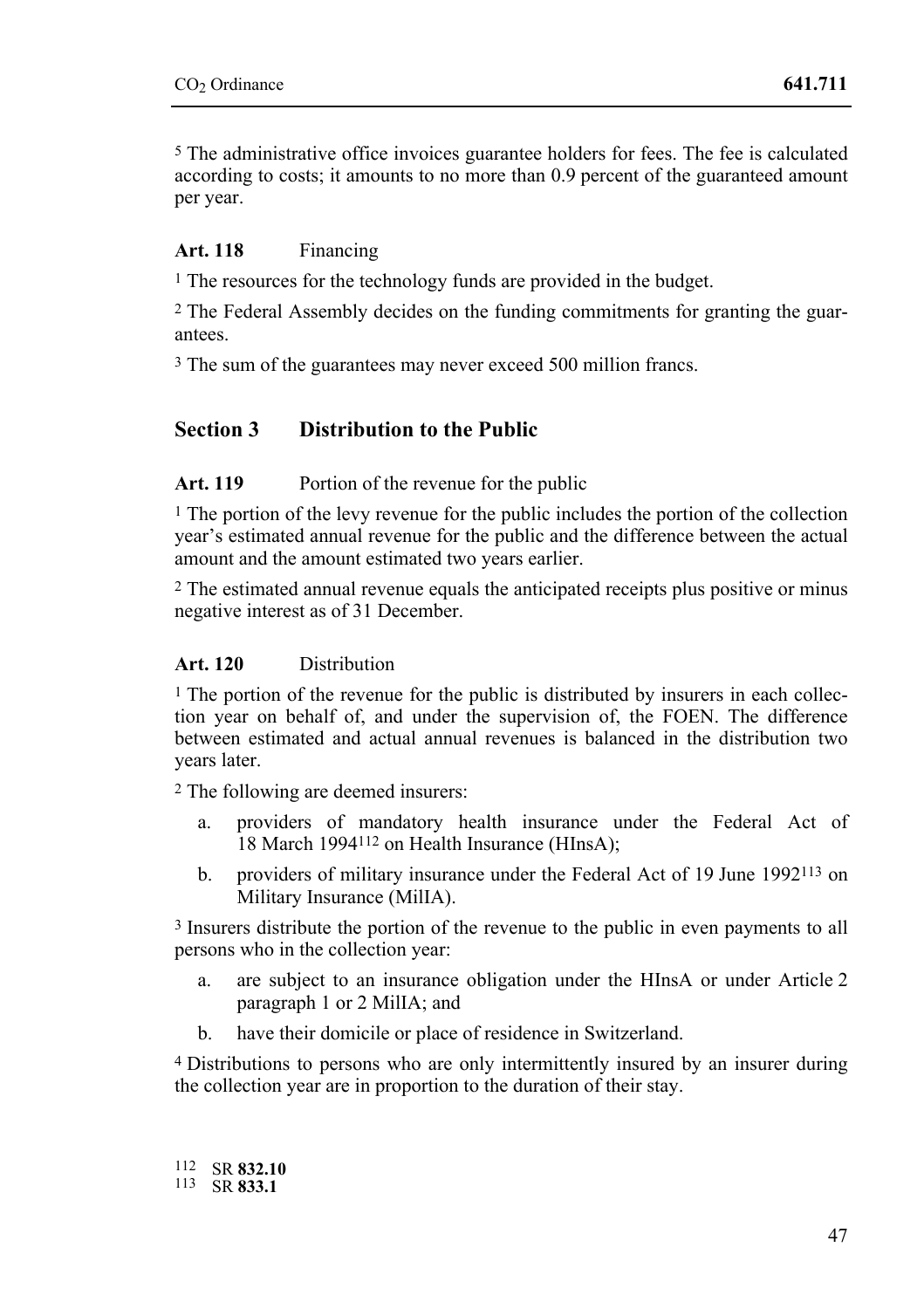[5] The administrative office invoices guarantee holders for fees. The fee is calculated according to costs; it amounts to no more than 0.9 percent of the guaranteed amount per year.

**Art. 118** Financing

[1] The resources for the technology funds are provided in the budget.

[2] The Federal Assembly decides on the funding commitments for granting the guarantees.

[3] The sum of the guarantees may never exceed 500 million francs.

## Section 3 Distribution to the Public

**Art. 119** Portion of the revenue for the public

[1] The portion of the levy revenue for the public includes the portion of the collection year's estimated annual revenue for the public and the difference between the actual amount and the amount estimated two years earlier.

[2] The estimated annual revenue equals the anticipated receipts plus positive or minus negative interest as of 31 December.

**Art. 120** Distribution

[1] The portion of the revenue for the public is distributed by insurers in each collection year on behalf of, and under the supervision of, the FOEN. The difference between estimated and actual annual revenues is balanced in the distribution two years later.

[2] The following are deemed insurers:

a. providers of mandatory health insurance under the Federal Act of 18 March 1994[112] on Health Insurance (HInsA);

b. providers of military insurance under the Federal Act of 19 June 1992[113] on Military Insurance (MilIA).

[3] Insurers distribute the portion of the revenue to the public in even payments to all persons who in the collection year:

a. are subject to an insurance obligation under the HInsA or under Article 2 paragraph 1 or 2 MilIA; and

b. have their domicile or place of residence in Switzerland.

[4] Distributions to persons who are only intermittently insured by an insurer during the collection year are in proportion to the duration of their stay.

[112] SR **832.10**
[113] SR **833.1**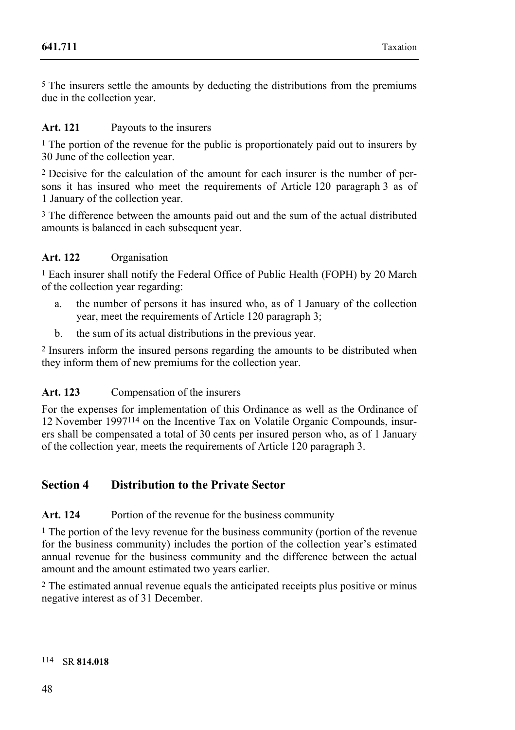[5] The insurers settle the amounts by deducting the distributions from the premiums due in the collection year.

**Art. 121** Payouts to the insurers

[1] The portion of the revenue for the public is proportionately paid out to insurers by 30 June of the collection year.

[2] Decisive for the calculation of the amount for each insurer is the number of persons it has insured who meet the requirements of Article 120 paragraph 3 as of 1 January of the collection year.

[3] The difference between the amounts paid out and the sum of the actual distributed amounts is balanced in each subsequent year.

**Art. 122** Organisation

[1] Each insurer shall notify the Federal Office of Public Health (FOPH) by 20 March of the collection year regarding:

a. the number of persons it has insured who, as of 1 January of the collection year, meet the requirements of Article 120 paragraph 3;
b. the sum of its actual distributions in the previous year.

[2] Insurers inform the insured persons regarding the amounts to be distributed when they inform them of new premiums for the collection year.

**Art. 123** Compensation of the insurers

For the expenses for implementation of this Ordinance as well as the Ordinance of 12 November 1997[114] on the Incentive Tax on Volatile Organic Compounds, insurers shall be compensated a total of 30 cents per insured person who, as of 1 January of the collection year, meets the requirements of Article 120 paragraph 3.

## Section 4 Distribution to the Private Sector

**Art. 124** Portion of the revenue for the business community

[1] The portion of the levy revenue for the business community (portion of the revenue for the business community) includes the portion of the collection year's estimated annual revenue for the business community and the difference between the actual amount and the amount estimated two years earlier.

[2] The estimated annual revenue equals the anticipated receipts plus positive or minus negative interest as of 31 December.

[114] SR **814.018**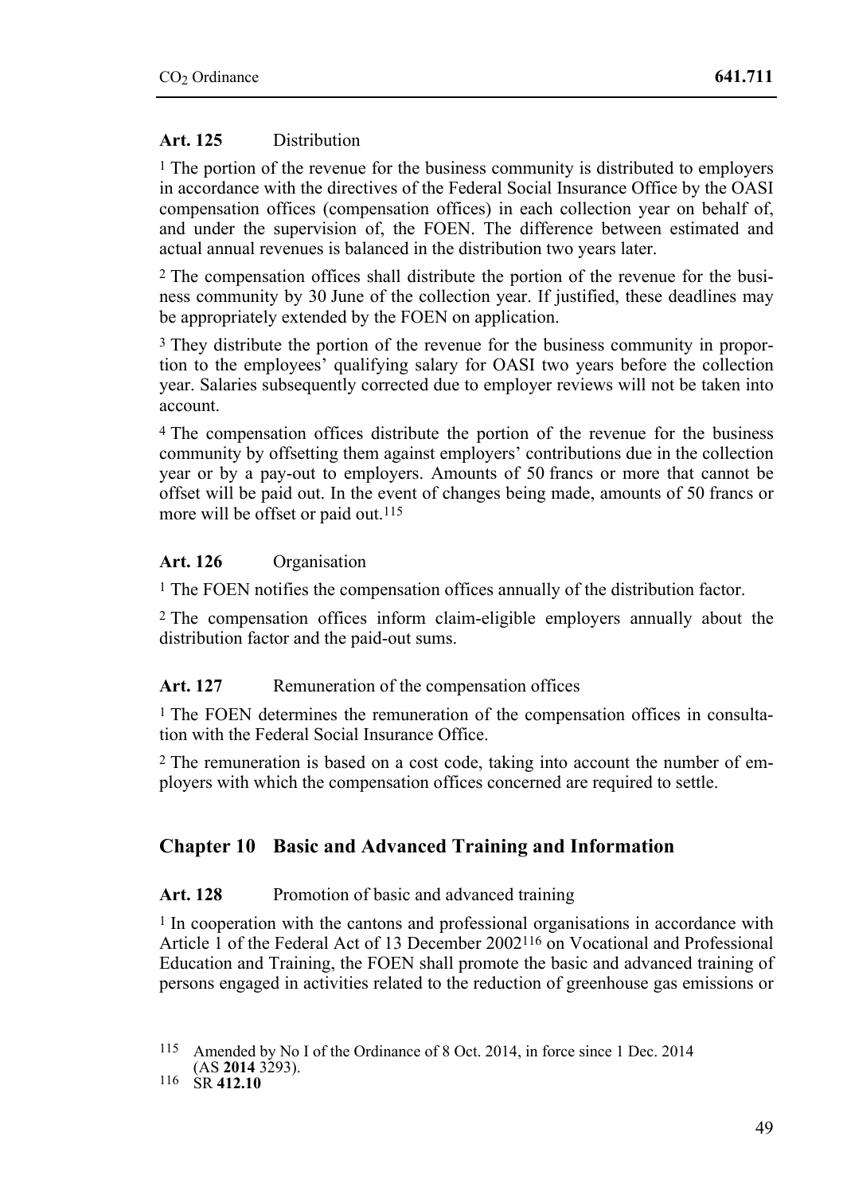**Art. 125** Distribution

[1] The portion of the revenue for the business community is distributed to employers in accordance with the directives of the Federal Social Insurance Office by the OASI compensation offices (compensation offices) in each collection year on behalf of, and under the supervision of, the FOEN. The difference between estimated and actual annual revenues is balanced in the distribution two years later.

[2] The compensation offices shall distribute the portion of the revenue for the business community by 30 June of the collection year. If justified, these deadlines may be appropriately extended by the FOEN on application.

[3] They distribute the portion of the revenue for the business community in proportion to the employees' qualifying salary for OASI two years before the collection year. Salaries subsequently corrected due to employer reviews will not be taken into account.

[4] The compensation offices distribute the portion of the revenue for the business community by offsetting them against employers' contributions due in the collection year or by a pay-out to employers. Amounts of 50 francs or more that cannot be offset will be paid out. In the event of changes being made, amounts of 50 francs or more will be offset or paid out.[115]

**Art. 126** Organisation

[1] The FOEN notifies the compensation offices annually of the distribution factor.

[2] The compensation offices inform claim-eligible employers annually about the distribution factor and the paid-out sums.

**Art. 127** Remuneration of the compensation offices

[1] The FOEN determines the remuneration of the compensation offices in consultation with the Federal Social Insurance Office.

[2] The remuneration is based on a cost code, taking into account the number of employers with which the compensation offices concerned are required to settle.

## Chapter 10 Basic and Advanced Training and Information

**Art. 128** Promotion of basic and advanced training

[1] In cooperation with the cantons and professional organisations in accordance with Article 1 of the Federal Act of 13 December 2002[116] on Vocational and Professional Education and Training, the FOEN shall promote the basic and advanced training of persons engaged in activities related to the reduction of greenhouse gas emissions or

---

115 Amended by No I of the Ordinance of 8 Oct. 2014, in force since 1 Dec. 2014 (AS **2014** 3293).

116 SR **412.10**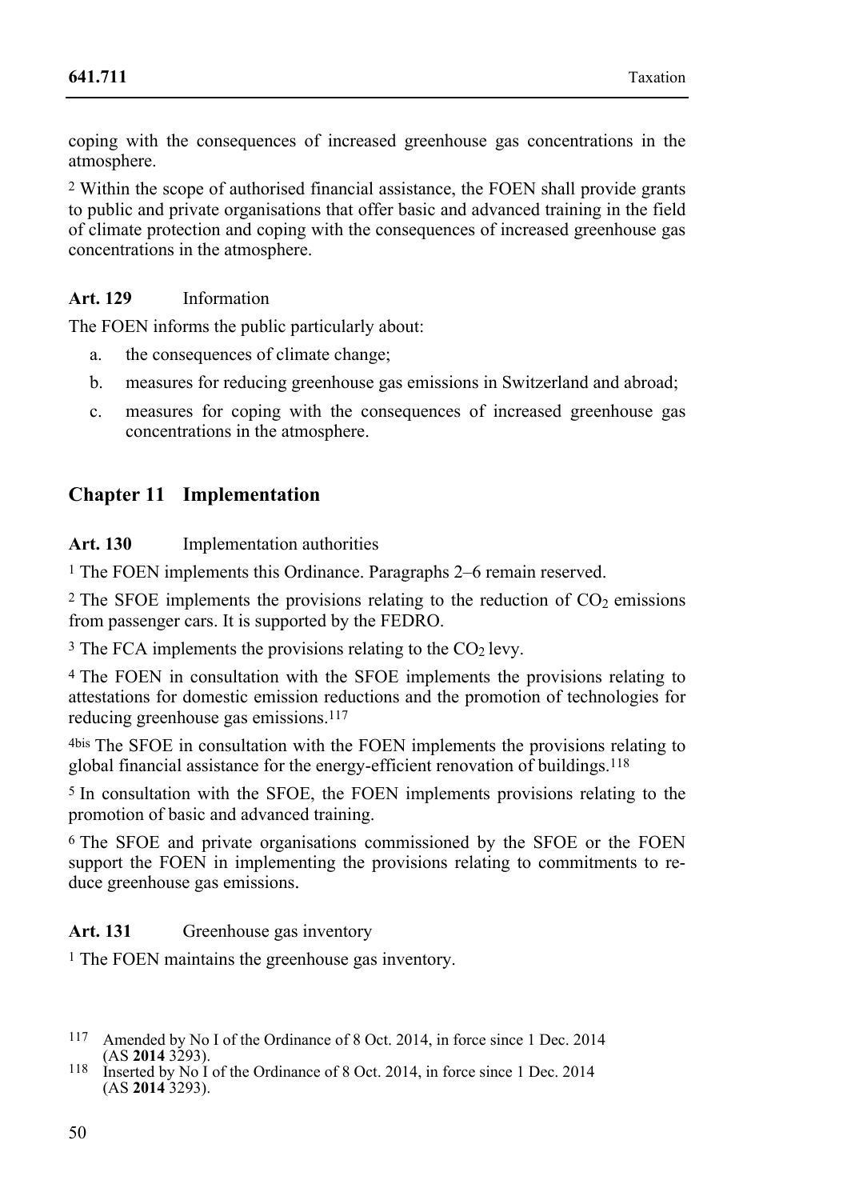coping with the consequences of increased greenhouse gas concentrations in the atmosphere.

[2] Within the scope of authorised financial assistance, the FOEN shall provide grants to public and private organisations that offer basic and advanced training in the field of climate protection and coping with the consequences of increased greenhouse gas concentrations in the atmosphere.

**Art. 129** Information

The FOEN informs the public particularly about:

a. the consequences of climate change;

b. measures for reducing greenhouse gas emissions in Switzerland and abroad;

c. measures for coping with the consequences of increased greenhouse gas concentrations in the atmosphere.

## Chapter 11 Implementation

**Art. 130** Implementation authorities

[1] The FOEN implements this Ordinance. Paragraphs 2–6 remain reserved.

[2] The SFOE implements the provisions relating to the reduction of $CO_2$ emissions from passenger cars. It is supported by the FEDRO.

[3] The FCA implements the provisions relating to the $CO_2$ levy.

[4] The FOEN in consultation with the SFOE implements the provisions relating to attestations for domestic emission reductions and the promotion of technologies for reducing greenhouse gas emissions.[117]

[4bis] The SFOE in consultation with the FOEN implements the provisions relating to global financial assistance for the energy-efficient renovation of buildings.[118]

[5] In consultation with the SFOE, the FOEN implements provisions relating to the promotion of basic and advanced training.

[6] The SFOE and private organisations commissioned by the SFOE or the FOEN support the FOEN in implementing the provisions relating to commitments to reduce greenhouse gas emissions.

**Art. 131** Greenhouse gas inventory

[1] The FOEN maintains the greenhouse gas inventory.

---

117 Amended by No I of the Ordinance of 8 Oct. 2014, in force since 1 Dec. 2014 (AS **2014** 3293).

118 Inserted by No I of the Ordinance of 8 Oct. 2014, in force since 1 Dec. 2014 (AS **2014** 3293).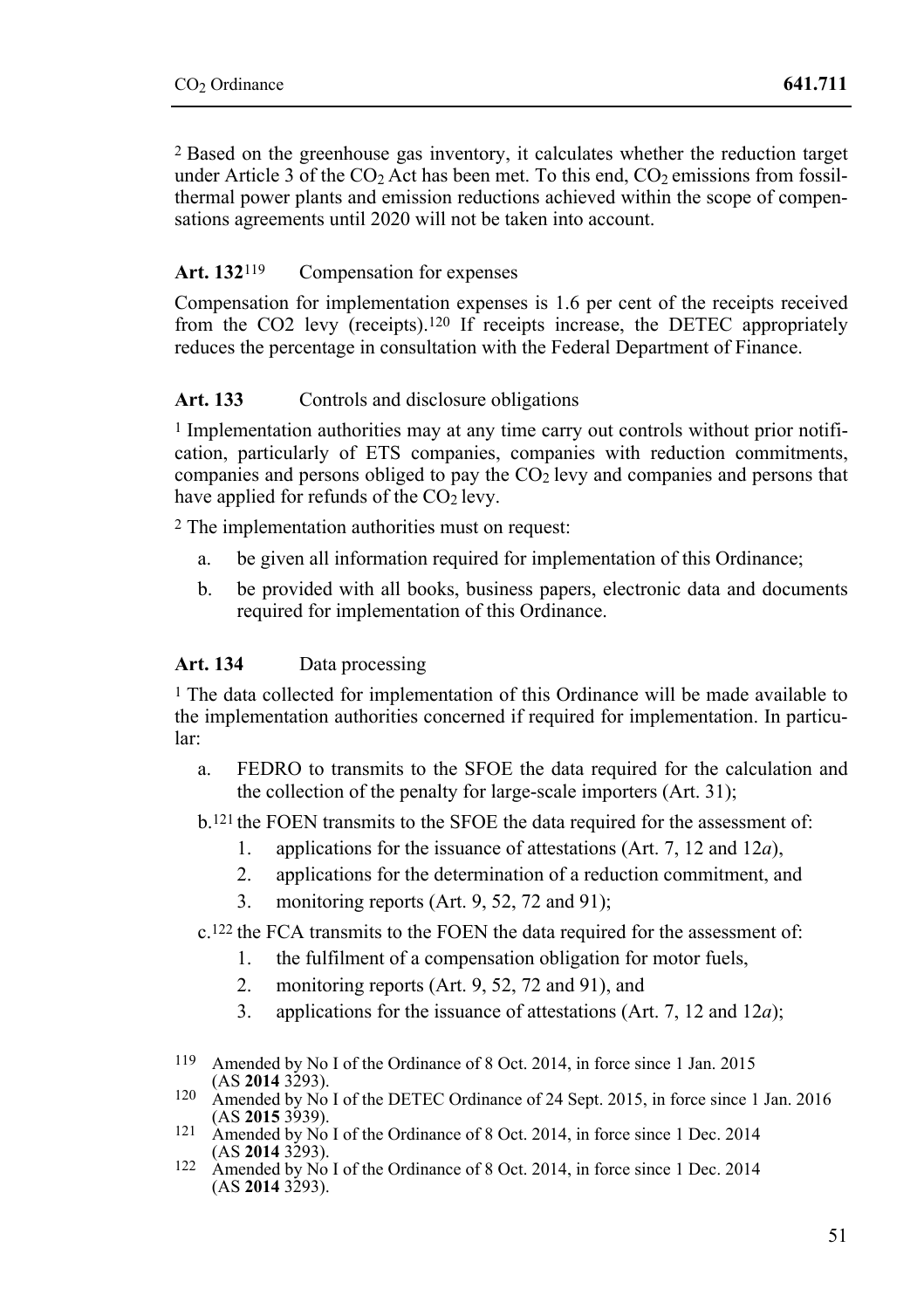[2] Based on the greenhouse gas inventory, it calculates whether the reduction target under Article 3 of the $CO_2$ Act has been met. To this end, $CO_2$ emissions from fossil-thermal power plants and emission reductions achieved within the scope of compensations agreements until 2020 will not be taken into account.

### Art. 132[119] Compensation for expenses

Compensation for implementation expenses is 1.6 per cent of the receipts received from the CO2 levy (receipts).[120] If receipts increase, the DETEC appropriately reduces the percentage in consultation with the Federal Department of Finance.

### Art. 133 Controls and disclosure obligations

[1] Implementation authorities may at any time carry out controls without prior notification, particularly of ETS companies, companies with reduction commitments, companies and persons obliged to pay the $CO_2$ levy and companies and persons that have applied for refunds of the $CO_2$ levy.

[2] The implementation authorities must on request:

a. be given all information required for implementation of this Ordinance;
b. be provided with all books, business papers, electronic data and documents required for implementation of this Ordinance.

### Art. 134 Data processing

[1] The data collected for implementation of this Ordinance will be made available to the implementation authorities concerned if required for implementation. In particular:

a. FEDRO to transmits to the SFOE the data required for the calculation and the collection of the penalty for large-scale importers (Art. 31);

b.[121] the FOEN transmits to the SFOE the data required for the assessment of:
   1. applications for the issuance of attestations (Art. 7, 12 and 12*a*),
   2. applications for the determination of a reduction commitment, and
   3. monitoring reports (Art. 9, 52, 72 and 91);

c.[122] the FCA transmits to the FOEN the data required for the assessment of:
   1. the fulfilment of a compensation obligation for motor fuels,
   2. monitoring reports (Art. 9, 52, 72 and 91), and
   3. applications for the issuance of attestations (Art. 7, 12 and 12*a*);

---

119 Amended by No I of the Ordinance of 8 Oct. 2014, in force since 1 Jan. 2015 (AS **2014** 3293).

120 Amended by No I of the DETEC Ordinance of 24 Sept. 2015, in force since 1 Jan. 2016 (AS **2015** 3939).

121 Amended by No I of the Ordinance of 8 Oct. 2014, in force since 1 Dec. 2014 (AS **2014** 3293).

122 Amended by No I of the Ordinance of 8 Oct. 2014, in force since 1 Dec. 2014 (AS **2014** 3293).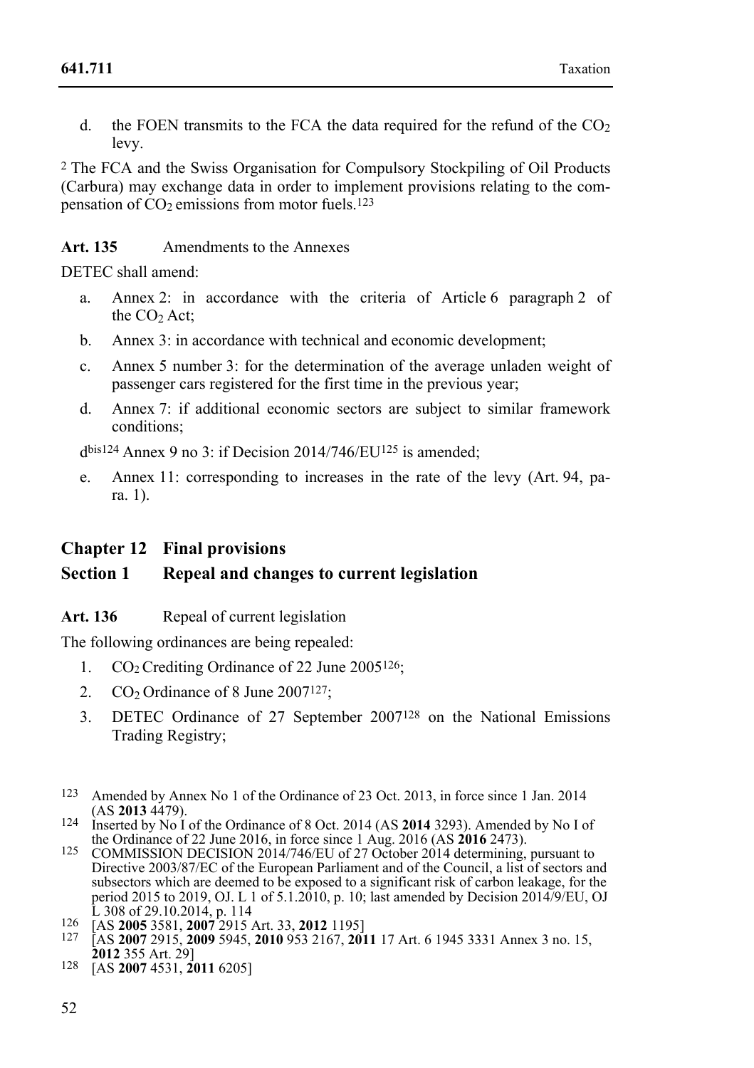d. the FOEN transmits to the FCA the data required for the refund of the $CO_2$ levy.

[2] The FCA and the Swiss Organisation for Compulsory Stockpiling of Oil Products (Carbura) may exchange data in order to implement provisions relating to the compensation of $CO_2$ emissions from motor fuels.[123]

**Art. 135** Amendments to the Annexes

DETEC shall amend:

a. Annex 2: in accordance with the criteria of Article 6 paragraph 2 of the $CO_2$ Act;

b. Annex 3: in accordance with technical and economic development;

c. Annex 5 number 3: for the determination of the average unladen weight of passenger cars registered for the first time in the previous year;

d. Annex 7: if additional economic sectors are subject to similar framework conditions;

d[bis][124] Annex 9 no 3: if Decision 2014/746/EU[125] is amended;

e. Annex 11: corresponding to increases in the rate of the levy (Art. 94, para. 1).

## Chapter 12 Final provisions

## Section 1 Repeal and changes to current legislation

**Art. 136** Repeal of current legislation

The following ordinances are being repealed:

1. $CO_2$ Crediting Ordinance of 22 June 2005[126];
2. $CO_2$ Ordinance of 8 June 2007[127];
3. DETEC Ordinance of 27 September 2007[128] on the National Emissions Trading Registry;

---

[123] Amended by Annex No 1 of the Ordinance of 23 Oct. 2013, in force since 1 Jan. 2014 (AS **2013** 4479).

[124] Inserted by No I of the Ordinance of 8 Oct. 2014 (AS **2014** 3293). Amended by No I of the Ordinance of 22 June 2016, in force since 1 Aug. 2016 (AS **2016** 2473).

[125] COMMISSION DECISION 2014/746/EU of 27 October 2014 determining, pursuant to Directive 2003/87/EC of the European Parliament and of the Council, a list of sectors and subsectors which are deemed to be exposed to a significant risk of carbon leakage, for the period 2015 to 2019, OJ. L 1 of 5.1.2010, p. 10; last amended by Decision 2014/9/EU, OJ L 308 of 29.10.2014, p. 114

[126] [AS **2005** 3581, **2007** 2915 Art. 33, **2012** 1195]

[127] [AS **2007** 2915, **2009** 5945, **2010** 953 2167, **2011** 17 Art. 6 1945 3331 Annex 3 no. 15, **2012** 355 Art. 29]

[128] [AS **2007** 4531, **2011** 6205]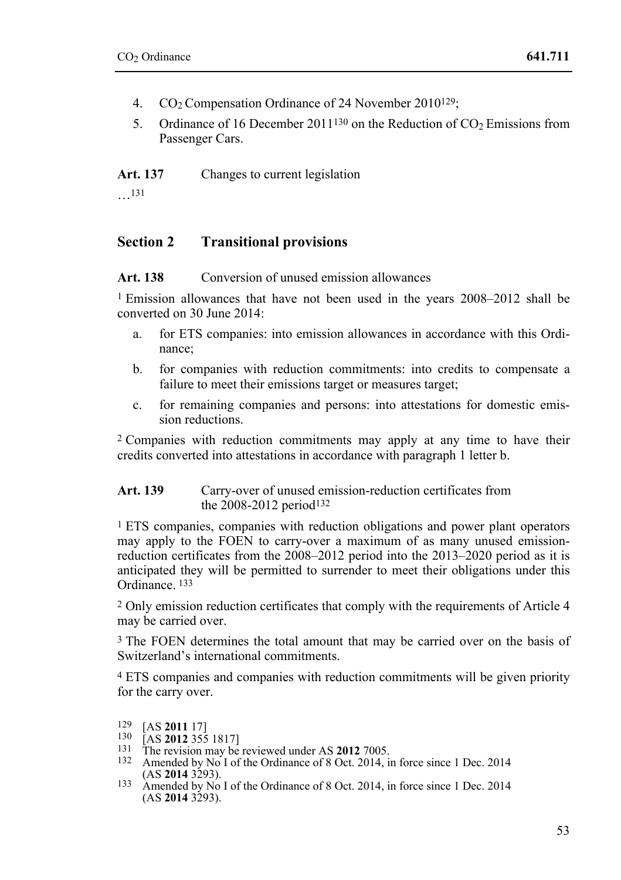4. $CO_2$ Compensation Ordinance of 24 November 2010[129];
5. Ordinance of 16 December 2011[130] on the Reduction of $CO_2$ Emissions from Passenger Cars.

**Art. 137** Changes to current legislation

…[131]

## Section 2 Transitional provisions

**Art. 138** Conversion of unused emission allowances

[1] Emission allowances that have not been used in the years 2008–2012 shall be converted on 30 June 2014:

a. for ETS companies: into emission allowances in accordance with this Ordinance;

b. for companies with reduction commitments: into credits to compensate a failure to meet their emissions target or measures target;

c. for remaining companies and persons: into attestations for domestic emission reductions.

[2] Companies with reduction commitments may apply at any time to have their credits converted into attestations in accordance with paragraph 1 letter b.

**Art. 139** Carry-over of unused emission-reduction certificates from the 2008-2012 period[132]

[1] ETS companies, companies with reduction obligations and power plant operators may apply to the FOEN to carry-over a maximum of as many unused emission-reduction certificates from the 2008–2012 period into the 2013–2020 period as it is anticipated they will be permitted to surrender to meet their obligations under this Ordinance. [133]

[2] Only emission reduction certificates that comply with the requirements of Article 4 may be carried over.

[3] The FOEN determines the total amount that may be carried over on the basis of Switzerland's international commitments.

[4] ETS companies and companies with reduction commitments will be given priority for the carry over.

---

129 [AS **2011** 17]

130 [AS **2012** 355 1817]

131 The revision may be reviewed under AS **2012** 7005.

132 Amended by No I of the Ordinance of 8 Oct. 2014, in force since 1 Dec. 2014 (AS **2014** 3293).

133 Amended by No I of the Ordinance of 8 Oct. 2014, in force since 1 Dec. 2014 (AS **2014** 3293).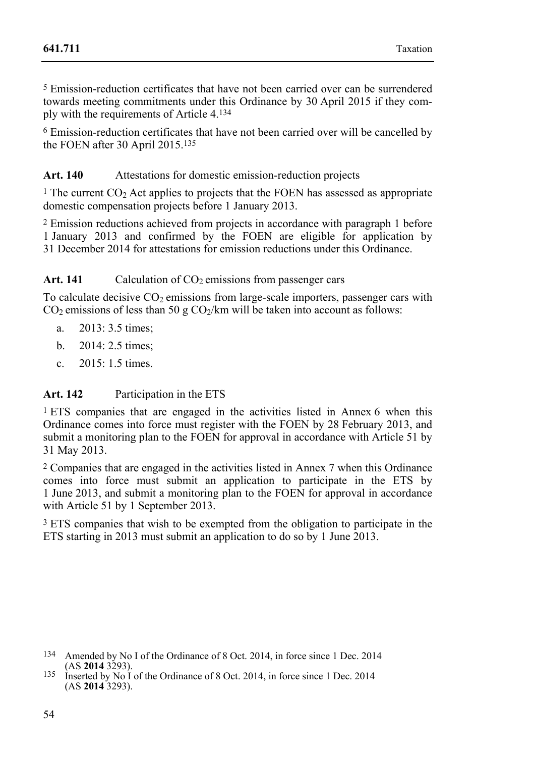[5] Emission-reduction certificates that have not been carried over can be surrendered towards meeting commitments under this Ordinance by 30 April 2015 if they comply with the requirements of Article 4.[134]

[6] Emission-reduction certificates that have not been carried over will be cancelled by the FOEN after 30 April 2015.[135]

**Art. 140** Attestations for domestic emission-reduction projects

[1] The current $CO_2$ Act applies to projects that the FOEN has assessed as appropriate domestic compensation projects before 1 January 2013.

[2] Emission reductions achieved from projects in accordance with paragraph 1 before 1 January 2013 and confirmed by the FOEN are eligible for application by 31 December 2014 for attestations for emission reductions under this Ordinance.

**Art. 141** Calculation of $CO_2$ emissions from passenger cars

To calculate decisive $CO_2$ emissions from large-scale importers, passenger cars with $CO_2$ emissions of less than 50 g $CO_2$/km will be taken into account as follows:

a. 2013: 3.5 times;

b. 2014: 2.5 times;

c. 2015: 1.5 times.

**Art. 142** Participation in the ETS

[1] ETS companies that are engaged in the activities listed in Annex 6 when this Ordinance comes into force must register with the FOEN by 28 February 2013, and submit a monitoring plan to the FOEN for approval in accordance with Article 51 by 31 May 2013.

[2] Companies that are engaged in the activities listed in Annex 7 when this Ordinance comes into force must submit an application to participate in the ETS by 1 June 2013, and submit a monitoring plan to the FOEN for approval in accordance with Article 51 by 1 September 2013.

[3] ETS companies that wish to be exempted from the obligation to participate in the ETS starting in 2013 must submit an application to do so by 1 June 2013.

---

[134] Amended by No I of the Ordinance of 8 Oct. 2014, in force since 1 Dec. 2014 (AS **2014** 3293).

[135] Inserted by No I of the Ordinance of 8 Oct. 2014, in force since 1 Dec. 2014 (AS **2014** 3293).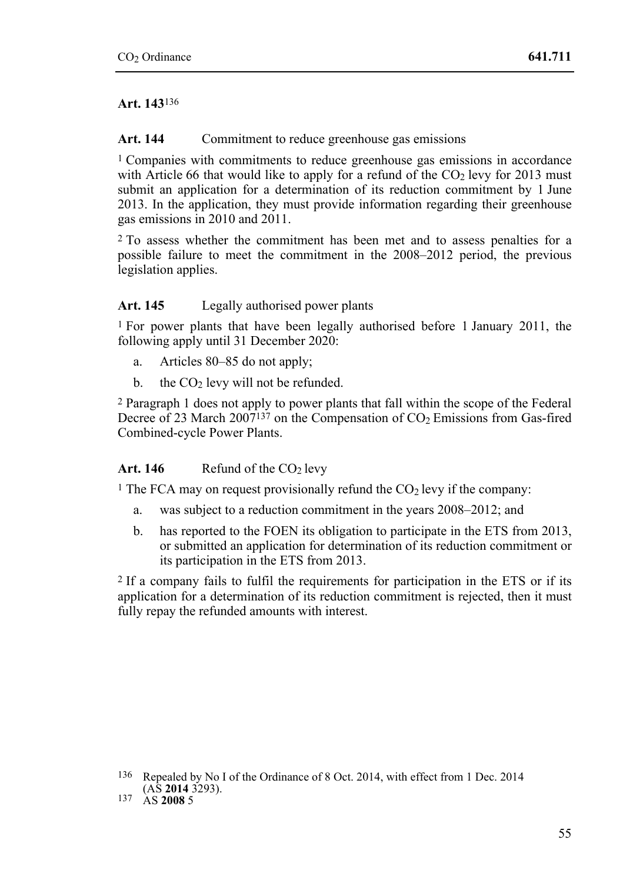**Art. 143**[136]

**Art. 144** Commitment to reduce greenhouse gas emissions

[1] Companies with commitments to reduce greenhouse gas emissions in accordance with Article 66 that would like to apply for a refund of the $CO_2$ levy for 2013 must submit an application for a determination of its reduction commitment by 1 June 2013. In the application, they must provide information regarding their greenhouse gas emissions in 2010 and 2011.

[2] To assess whether the commitment has been met and to assess penalties for a possible failure to meet the commitment in the 2008–2012 period, the previous legislation applies.

**Art. 145** Legally authorised power plants

[1] For power plants that have been legally authorised before 1 January 2011, the following apply until 31 December 2020:

a. Articles 80–85 do not apply;

b. the $CO_2$ levy will not be refunded.

[2] Paragraph 1 does not apply to power plants that fall within the scope of the Federal Decree of 23 March 2007[137] on the Compensation of $CO_2$ Emissions from Gas-fired Combined-cycle Power Plants.

**Art. 146** Refund of the $CO_2$ levy

[1] The FCA may on request provisionally refund the $CO_2$ levy if the company:

a. was subject to a reduction commitment in the years 2008–2012; and

b. has reported to the FOEN its obligation to participate in the ETS from 2013, or submitted an application for determination of its reduction commitment or its participation in the ETS from 2013.

[2] If a company fails to fulfil the requirements for participation in the ETS or if its application for a determination of its reduction commitment is rejected, then it must fully repay the refunded amounts with interest.

---

136 Repealed by No I of the Ordinance of 8 Oct. 2014, with effect from 1 Dec. 2014 (AS **2014** 3293).

137 AS **2008** 5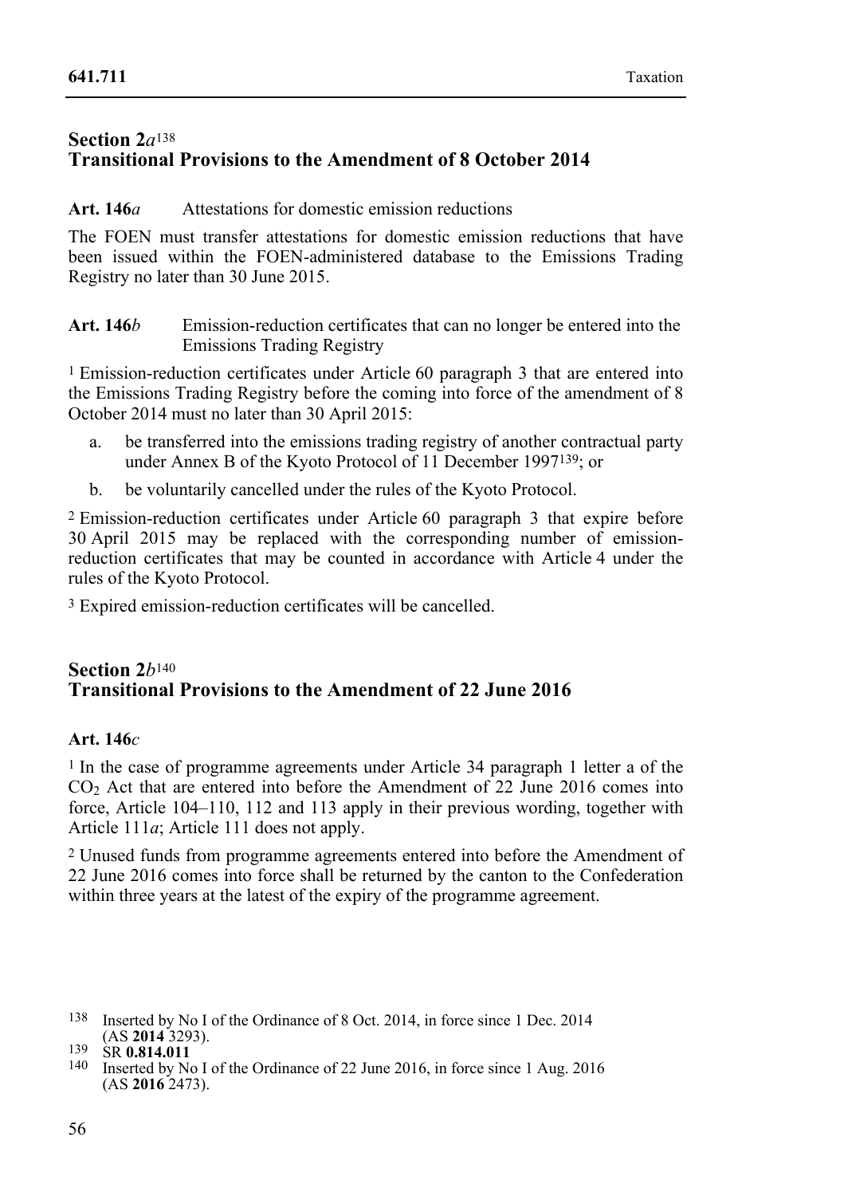## Section 2*a*[138]
## Transitional Provisions to the Amendment of 8 October 2014

**Art. 146*a*** Attestations for domestic emission reductions

The FOEN must transfer attestations for domestic emission reductions that have been issued within the FOEN-administered database to the Emissions Trading Registry no later than 30 June 2015.

**Art. 146*b*** Emission-reduction certificates that can no longer be entered into the Emissions Trading Registry

[1] Emission-reduction certificates under Article 60 paragraph 3 that are entered into the Emissions Trading Registry before the coming into force of the amendment of 8 October 2014 must no later than 30 April 2015:

a. be transferred into the emissions trading registry of another contractual party under Annex B of the Kyoto Protocol of 11 December 1997[139]; or

b. be voluntarily cancelled under the rules of the Kyoto Protocol.

[2] Emission-reduction certificates under Article 60 paragraph 3 that expire before 30 April 2015 may be replaced with the corresponding number of emission-reduction certificates that may be counted in accordance with Article 4 under the rules of the Kyoto Protocol.

[3] Expired emission-reduction certificates will be cancelled.

## Section 2*b*[140]
## Transitional Provisions to the Amendment of 22 June 2016

**Art. 146*c***

[1] In the case of programme agreements under Article 34 paragraph 1 letter a of the $CO_2$ Act that are entered into before the Amendment of 22 June 2016 comes into force, Article 104–110, 112 and 113 apply in their previous wording, together with Article 111*a*; Article 111 does not apply.

[2] Unused funds from programme agreements entered into before the Amendment of 22 June 2016 comes into force shall be returned by the canton to the Confederation within three years at the latest of the expiry of the programme agreement.

---

[138] Inserted by No I of the Ordinance of 8 Oct. 2014, in force since 1 Dec. 2014 (AS **2014** 3293).

[139] SR **0.814.011**

[140] Inserted by No I of the Ordinance of 22 June 2016, in force since 1 Aug. 2016 (AS **2016** 2473).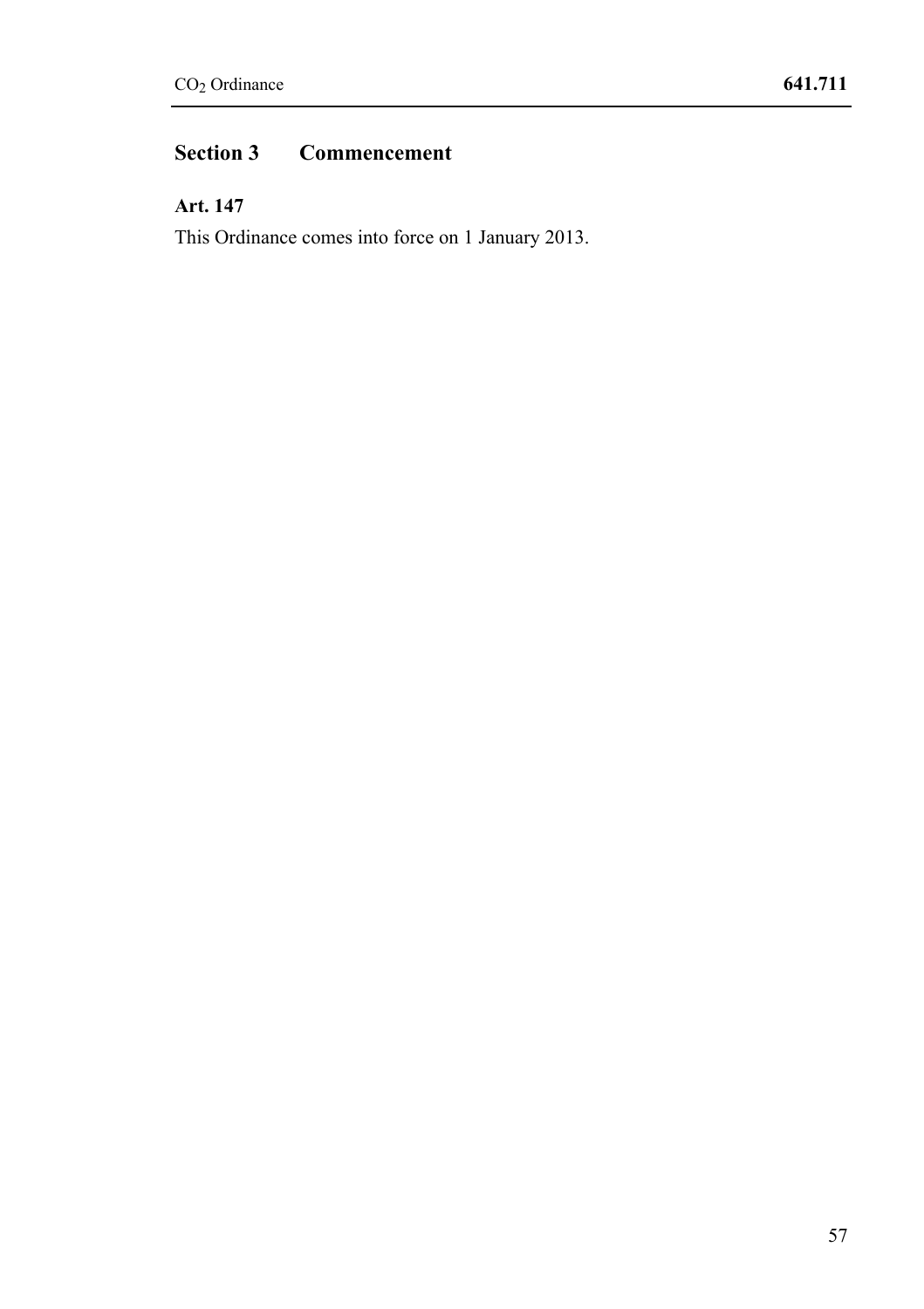## Section 3 Commencement

**Art. 147**

This Ordinance comes into force on 1 January 2013.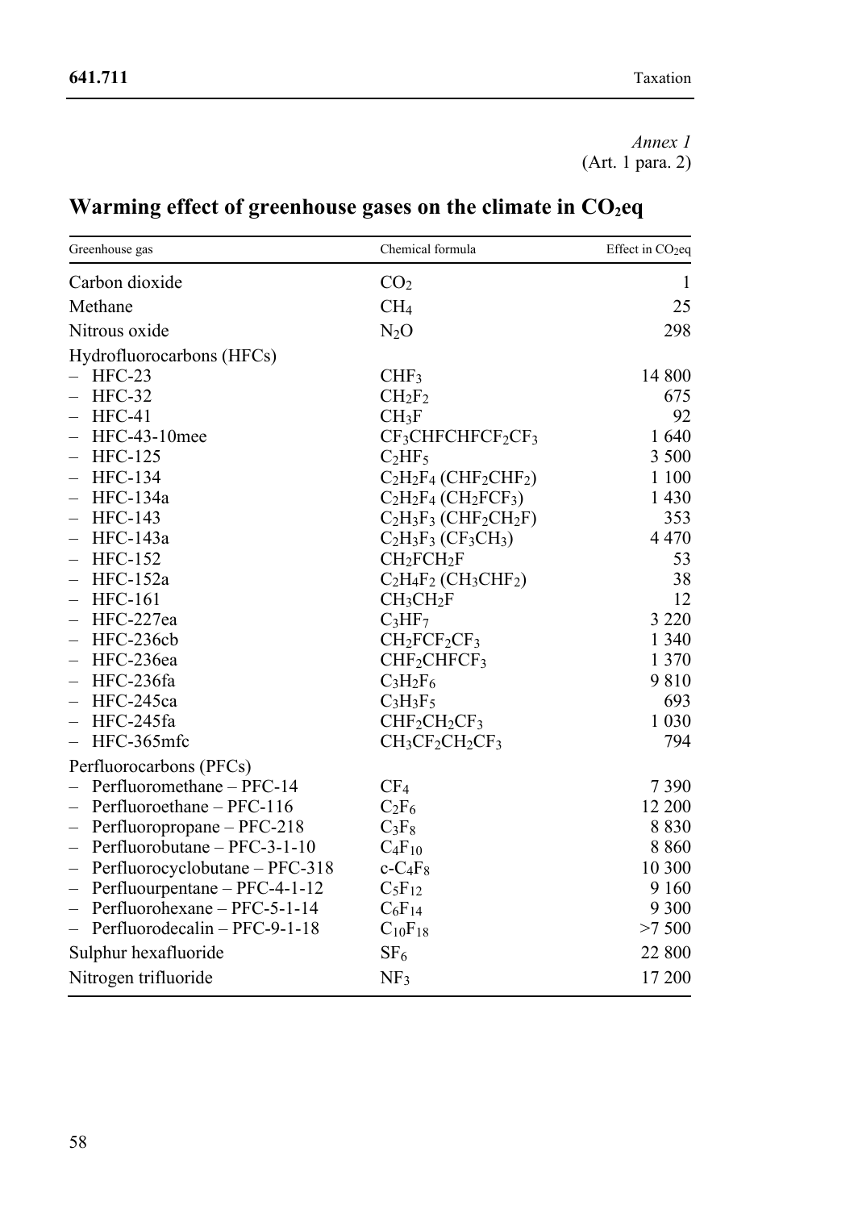*Annex 1*
(Art. 1 para. 2)

# Warming effect of greenhouse gases on the climate in $CO_2$eq

| Greenhouse gas | Chemical formula | Effect in $CO_2$eq |
|---|---|---|
| Carbon dioxide | $CO_2$ | 1 |
| Methane | $CH_4$ | 25 |
| Nitrous oxide | $N_2O$ | 298 |
| Hydrofluorocarbons (HFCs) | | |
| – HFC-23 | $CHF_3$ | 14 800 |
| – HFC-32 | $CH_2F_2$ | 675 |
| – HFC-41 | $CH_3F$ | 92 |
| – HFC-43-10mee | $CF_3CHFCHFCF_2CF_3$ | 1 640 |
| – HFC-125 | $C_2HF_5$ | 3 500 |
| – HFC-134 | $C_2H_2F_4$ ($CHF_2CHF_2$) | 1 100 |
| – HFC-134a | $C_2H_2F_4$ ($CH_2FCF_3$) | 1 430 |
| – HFC-143 | $C_2H_3F_3$ ($CHF_2CH_2F$) | 353 |
| – HFC-143a | $C_2H_3F_3$ ($CF_3CH_3$) | 4 470 |
| – HFC-152 | $CH_2FCH_2F$ | 53 |
| – HFC-152a | $C_2H_4F_2$ ($CH_3CHF_2$) | 38 |
| – HFC-161 | $CH_3CH_2F$ | 12 |
| – HFC-227ea | $C_3HF_7$ | 3 220 |
| – HFC-236cb | $CH_2FCF_2CF_3$ | 1 340 |
| – HFC-236ea | $CHF_2CHFCF_3$ | 1 370 |
| – HFC-236fa | $C_3H_2F_6$ | 9 810 |
| – HFC-245ca | $C_3H_3F_5$ | 693 |
| – HFC-245fa | $CHF_2CH_2CF_3$ | 1 030 |
| – HFC-365mfc | $CH_3CF_2CH_2CF_3$ | 794 |
| Perfluorocarbons (PFCs) | | |
| – Perfluoromethane – PFC-14 | $CF_4$ | 7 390 |
| – Perfluoroethane – PFC-116 | $C_2F_6$ | 12 200 |
| – Perfluoropropane – PFC-218 | $C_3F_8$ | 8 830 |
| – Perfluorobutane – PFC-3-1-10 | $C_4F_{10}$ | 8 860 |
| – Perfluorocyclobutane – PFC-318 | c-$C_4F_8$ | 10 300 |
| – Perfluourpentane – PFC-4-1-12 | $C_5F_{12}$ | 9 160 |
| – Perfluorohexane – PFC-5-1-14 | $C_6F_{14}$ | 9 300 |
| – Perfluorodecalin – PFC-9-1-18 | $C_{10}F_{18}$ | >7 500 |
| Sulphur hexafluoride | $SF_6$ | 22 800 |
| Nitrogen trifluoride | $NF_3$ | 17 200 |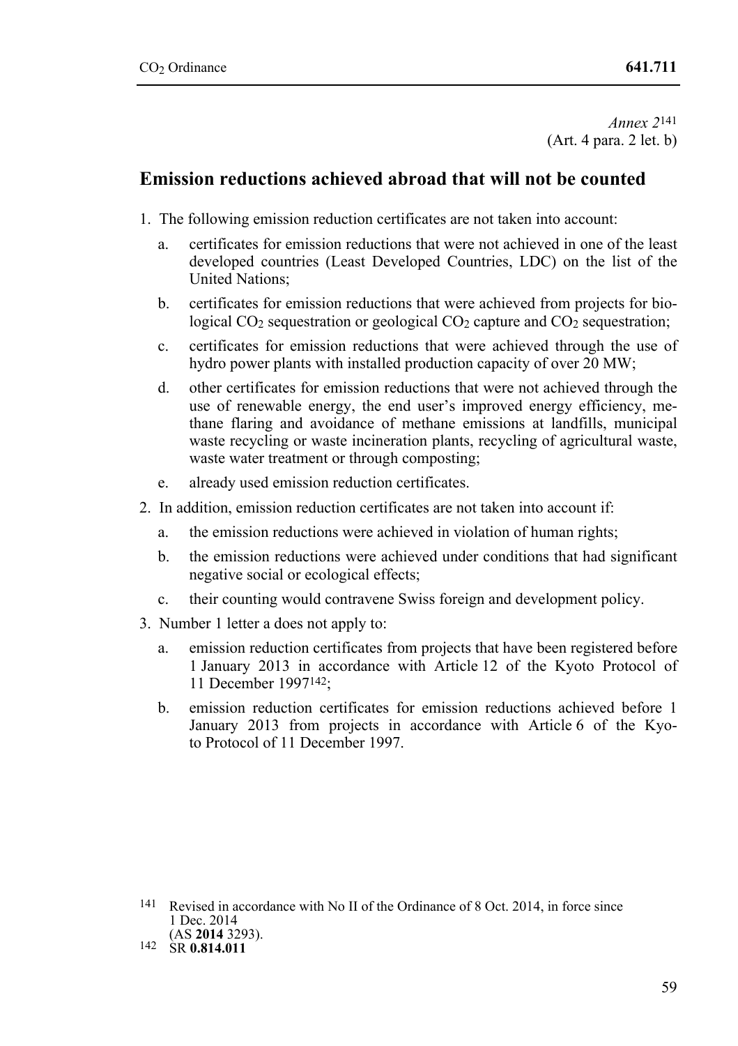*Annex 2*[141]
(Art. 4 para. 2 let. b)

## Emission reductions achieved abroad that will not be counted

1. The following emission reduction certificates are not taken into account:
   a. certificates for emission reductions that were not achieved in one of the least developed countries (Least Developed Countries, LDC) on the list of the United Nations;
   b. certificates for emission reductions that were achieved from projects for biological $CO_2$ sequestration or geological $CO_2$ capture and $CO_2$ sequestration;
   c. certificates for emission reductions that were achieved through the use of hydro power plants with installed production capacity of over 20 MW;
   d. other certificates for emission reductions that were not achieved through the use of renewable energy, the end user's improved energy efficiency, methane flaring and avoidance of methane emissions at landfills, municipal waste recycling or waste incineration plants, recycling of agricultural waste, waste water treatment or through composting;
   e. already used emission reduction certificates.
2. In addition, emission reduction certificates are not taken into account if:
   a. the emission reductions were achieved in violation of human rights;
   b. the emission reductions were achieved under conditions that had significant negative social or ecological effects;
   c. their counting would contravene Swiss foreign and development policy.
3. Number 1 letter a does not apply to:
   a. emission reduction certificates from projects that have been registered before 1 January 2013 in accordance with Article 12 of the Kyoto Protocol of 11 December 1997[142];
   b. emission reduction certificates for emission reductions achieved before 1 January 2013 from projects in accordance with Article 6 of the Kyoto Protocol of 11 December 1997.

---

[141] Revised in accordance with No II of the Ordinance of 8 Oct. 2014, in force since 1 Dec. 2014 (AS **2014** 3293).

[142] SR **0.814.011**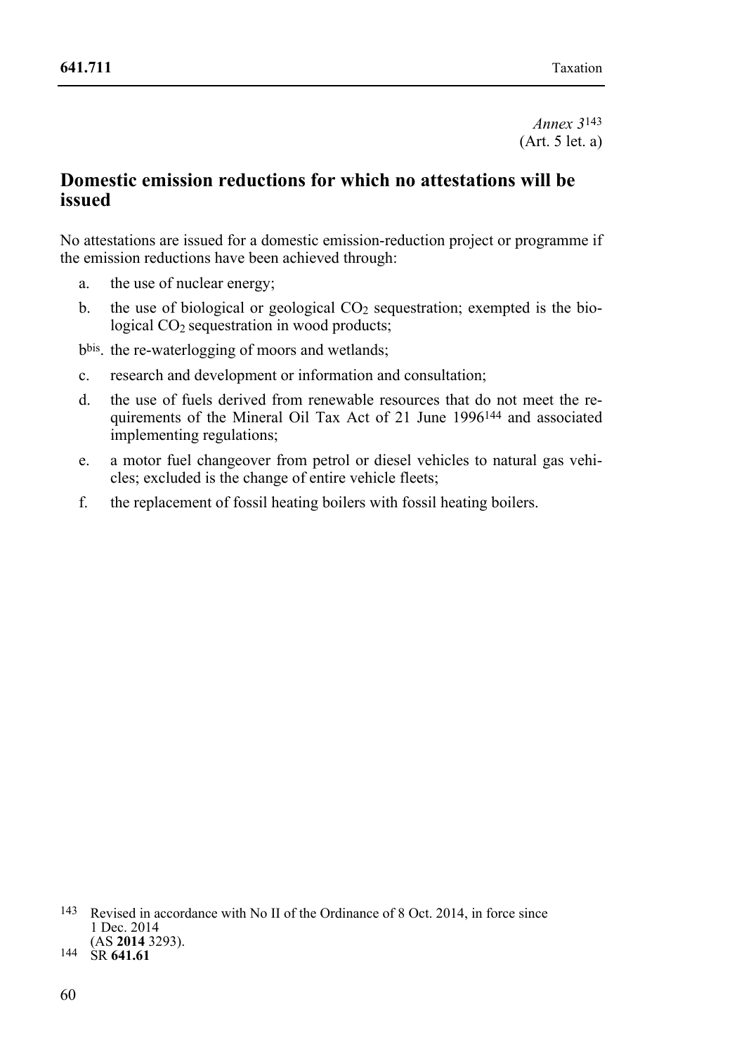*Annex 3*[143]
(Art. 5 let. a)

## Domestic emission reductions for which no attestations will be issued

No attestations are issued for a domestic emission-reduction project or programme if the emission reductions have been achieved through:

a. the use of nuclear energy;

b. the use of biological or geological $CO_2$ sequestration; exempted is the biological $CO_2$ sequestration in wood products;

b[bis]. the re-waterlogging of moors and wetlands;

c. research and development or information and consultation;

d. the use of fuels derived from renewable resources that do not meet the requirements of the Mineral Oil Tax Act of 21 June 1996[144] and associated implementing regulations;

e. a motor fuel changeover from petrol or diesel vehicles to natural gas vehicles; excluded is the change of entire vehicle fleets;

f. the replacement of fossil heating boilers with fossil heating boilers.

---

[143] Revised in accordance with No II of the Ordinance of 8 Oct. 2014, in force since 1 Dec. 2014 (AS **2014** 3293).

[144] SR **641.61**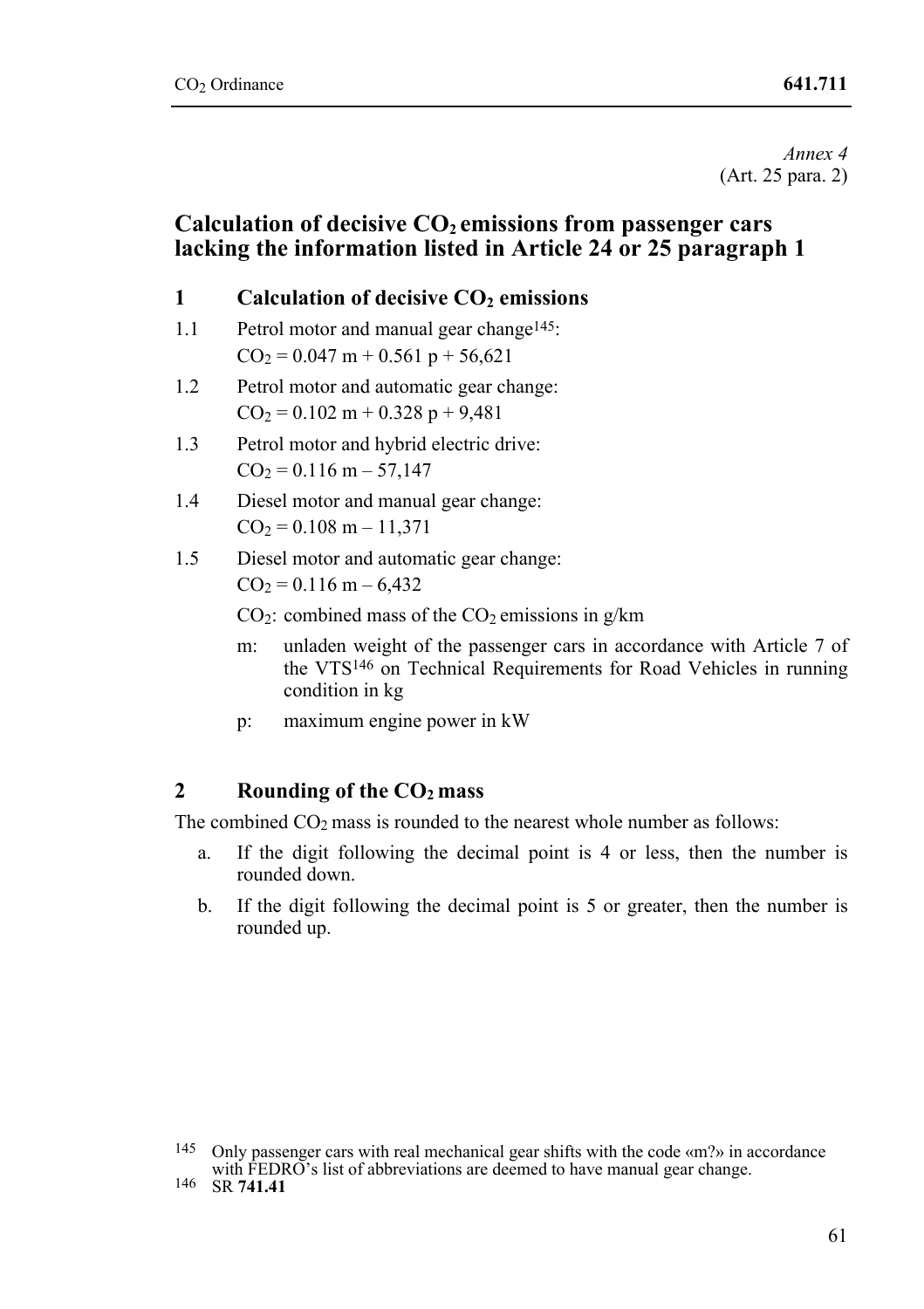*Annex 4*
(Art. 25 para. 2)

# Calculation of decisive $CO_2$ emissions from passenger cars lacking the information listed in Article 24 or 25 paragraph 1

## 1 Calculation of decisive $CO_2$ emissions

1.1 Petrol motor and manual gear change[145]:
$CO_2 = 0.047\ m + 0.561\ p + 56{,}621$

1.2 Petrol motor and automatic gear change:
$CO_2 = 0.102\ m + 0.328\ p + 9{,}481$

1.3 Petrol motor and hybrid electric drive:
$CO_2 = 0.116\ m – 57{,}147$

1.4 Diesel motor and manual gear change:
$CO_2 = 0.108\ m – 11{,}371$

1.5 Diesel motor and automatic gear change:
$CO_2 = 0.116\ m – 6{,}432$

$CO_2$: combined mass of the $CO_2$ emissions in g/km

m: unladen weight of the passenger cars in accordance with Article 7 of the VTS[146] on Technical Requirements for Road Vehicles in running condition in kg

p: maximum engine power in kW

## 2 Rounding of the $CO_2$ mass

The combined $CO_2$ mass is rounded to the nearest whole number as follows:

a. If the digit following the decimal point is 4 or less, then the number is rounded down.

b. If the digit following the decimal point is 5 or greater, then the number is rounded up.

---

[145] Only passenger cars with real mechanical gear shifts with the code «m?» in accordance with FEDRO's list of abbreviations are deemed to have manual gear change.

[146] SR **741.41**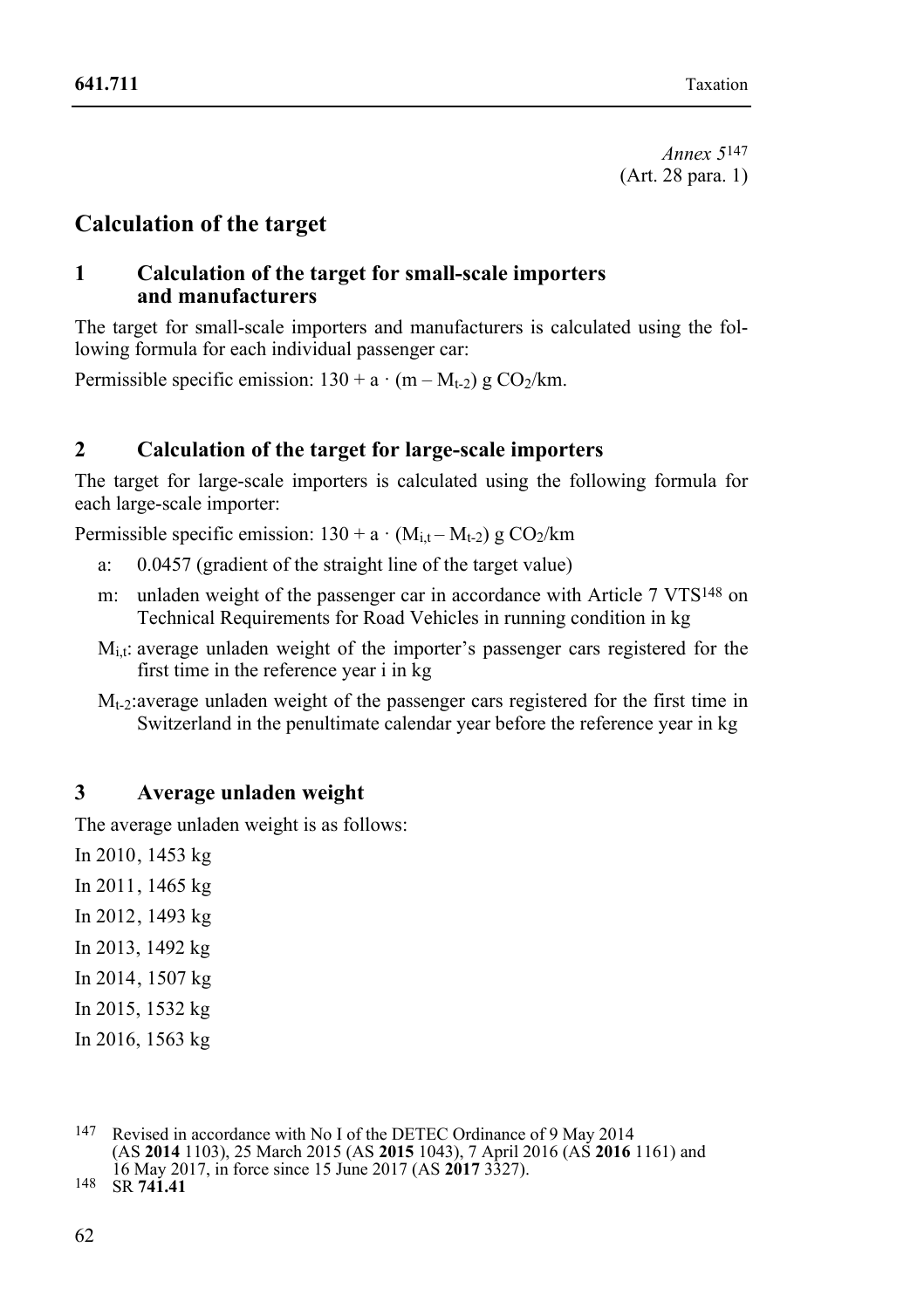*Annex 5*[147]
(Art. 28 para. 1)

## Calculation of the target

### 1 Calculation of the target for small-scale importers and manufacturers

The target for small-scale importers and manufacturers is calculated using the following formula for each individual passenger car:

Permissible specific emission: $130 + a \cdot (m - M_{t-2})$ g $CO_2$/km.

### 2 Calculation of the target for large-scale importers

The target for large-scale importers is calculated using the following formula for each large-scale importer:

Permissible specific emission: $130 + a \cdot (M_{i,t} - M_{t-2})$ g $CO_2$/km

- a: 0.0457 (gradient of the straight line of the target value)
- m: unladen weight of the passenger car in accordance with Article 7 VTS[148] on Technical Requirements for Road Vehicles in running condition in kg
- $M_{i,t}$: average unladen weight of the importer's passenger cars registered for the first time in the reference year i in kg
- $M_{t-2}$: average unladen weight of the passenger cars registered for the first time in Switzerland in the penultimate calendar year before the reference year in kg

### 3 Average unladen weight

The average unladen weight is as follows:

In 2010, 1453 kg

In 2011, 1465 kg

In 2012, 1493 kg

In 2013, 1492 kg

In 2014, 1507 kg

In 2015, 1532 kg

In 2016, 1563 kg

---

147 Revised in accordance with No I of the DETEC Ordinance of 9 May 2014 (AS **2014** 1103), 25 March 2015 (AS **2015** 1043), 7 April 2016 (AS **2016** 1161) and 16 May 2017, in force since 15 June 2017 (AS **2017** 3327).

148 SR **741.41**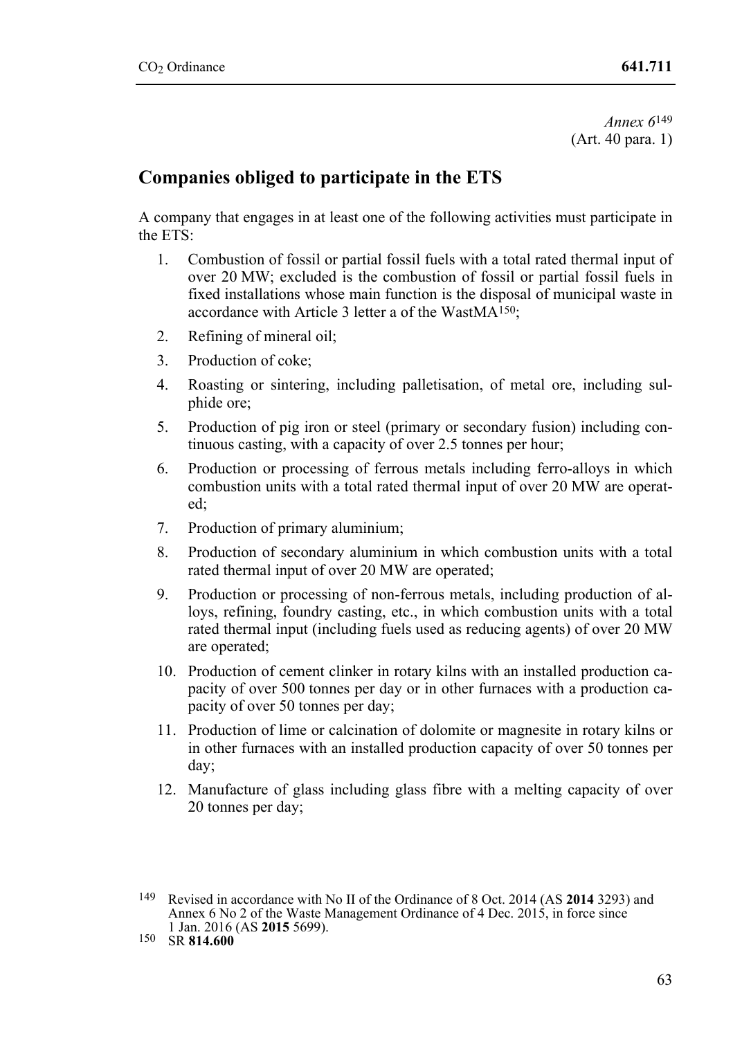*Annex 6*[149]
(Art. 40 para. 1)

## Companies obliged to participate in the ETS

A company that engages in at least one of the following activities must participate in the ETS:

1. Combustion of fossil or partial fossil fuels with a total rated thermal input of over 20 MW; excluded is the combustion of fossil or partial fossil fuels in fixed installations whose main function is the disposal of municipal waste in accordance with Article 3 letter a of the WastMA[150];
2. Refining of mineral oil;
3. Production of coke;
4. Roasting or sintering, including palletisation, of metal ore, including sulphide ore;
5. Production of pig iron or steel (primary or secondary fusion) including continuous casting, with a capacity of over 2.5 tonnes per hour;
6. Production or processing of ferrous metals including ferro-alloys in which combustion units with a total rated thermal input of over 20 MW are operated;
7. Production of primary aluminium;
8. Production of secondary aluminium in which combustion units with a total rated thermal input of over 20 MW are operated;
9. Production or processing of non-ferrous metals, including production of alloys, refining, foundry casting, etc., in which combustion units with a total rated thermal input (including fuels used as reducing agents) of over 20 MW are operated;
10. Production of cement clinker in rotary kilns with an installed production capacity of over 500 tonnes per day or in other furnaces with a production capacity of over 50 tonnes per day;
11. Production of lime or calcination of dolomite or magnesite in rotary kilns or in other furnaces with an installed production capacity of over 50 tonnes per day;
12. Manufacture of glass including glass fibre with a melting capacity of over 20 tonnes per day;

---

[149] Revised in accordance with No II of the Ordinance of 8 Oct. 2014 (AS **2014** 3293) and Annex 6 No 2 of the Waste Management Ordinance of 4 Dec. 2015, in force since 1 Jan. 2016 (AS **2015** 5699).

[150] SR **814.600**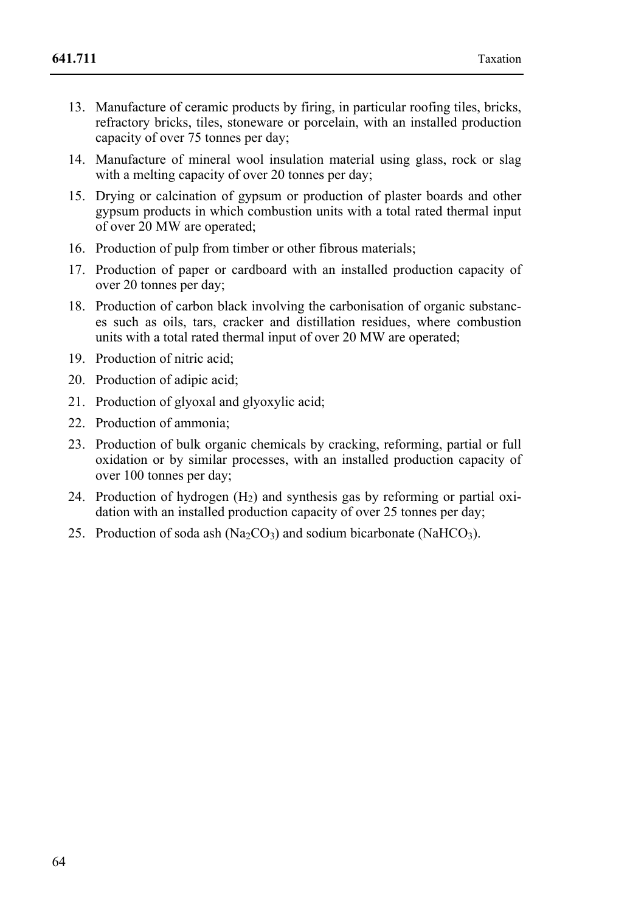13. Manufacture of ceramic products by firing, in particular roofing tiles, bricks, refractory bricks, tiles, stoneware or porcelain, with an installed production capacity of over 75 tonnes per day;
14. Manufacture of mineral wool insulation material using glass, rock or slag with a melting capacity of over 20 tonnes per day;
15. Drying or calcination of gypsum or production of plaster boards and other gypsum products in which combustion units with a total rated thermal input of over 20 MW are operated;
16. Production of pulp from timber or other fibrous materials;
17. Production of paper or cardboard with an installed production capacity of over 20 tonnes per day;
18. Production of carbon black involving the carbonisation of organic substances such as oils, tars, cracker and distillation residues, where combustion units with a total rated thermal input of over 20 MW are operated;
19. Production of nitric acid;
20. Production of adipic acid;
21. Production of glyoxal and glyoxylic acid;
22. Production of ammonia;
23. Production of bulk organic chemicals by cracking, reforming, partial or full oxidation or by similar processes, with an installed production capacity of over 100 tonnes per day;
24. Production of hydrogen ($H_2$) and synthesis gas by reforming or partial oxidation with an installed production capacity of over 25 tonnes per day;
25. Production of soda ash ($Na_2CO_3$) and sodium bicarbonate ($NaHCO_3$).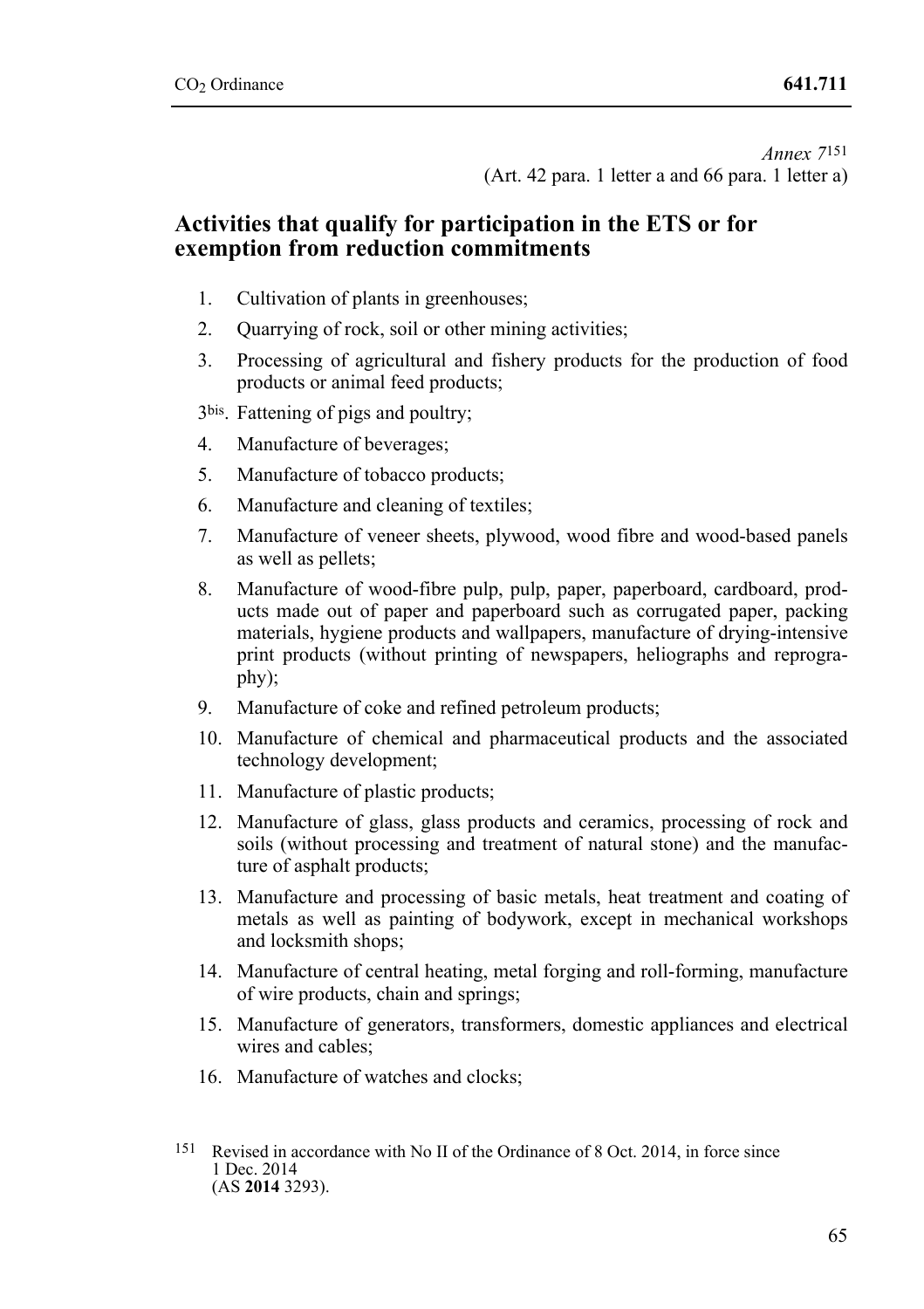*Annex 7*[151]
(Art. 42 para. 1 letter a and 66 para. 1 letter a)

## Activities that qualify for participation in the ETS or for exemption from reduction commitments

1. Cultivation of plants in greenhouses;
2. Quarrying of rock, soil or other mining activities;
3. Processing of agricultural and fishery products for the production of food products or animal feed products;

3[bis]. Fattening of pigs and poultry;

4. Manufacture of beverages;
5. Manufacture of tobacco products;
6. Manufacture and cleaning of textiles;
7. Manufacture of veneer sheets, plywood, wood fibre and wood-based panels as well as pellets;
8. Manufacture of wood-fibre pulp, pulp, paper, paperboard, cardboard, products made out of paper and paperboard such as corrugated paper, packing materials, hygiene products and wallpapers, manufacture of drying-intensive print products (without printing of newspapers, heliographs and reprography);
9. Manufacture of coke and refined petroleum products;
10. Manufacture of chemical and pharmaceutical products and the associated technology development;
11. Manufacture of plastic products;
12. Manufacture of glass, glass products and ceramics, processing of rock and soils (without processing and treatment of natural stone) and the manufacture of asphalt products;
13. Manufacture and processing of basic metals, heat treatment and coating of metals as well as painting of bodywork, except in mechanical workshops and locksmith shops;
14. Manufacture of central heating, metal forging and roll-forming, manufacture of wire products, chain and springs;
15. Manufacture of generators, transformers, domestic appliances and electrical wires and cables;
16. Manufacture of watches and clocks;

---

151 Revised in accordance with No II of the Ordinance of 8 Oct. 2014, in force since 1 Dec. 2014 (AS **2014** 3293).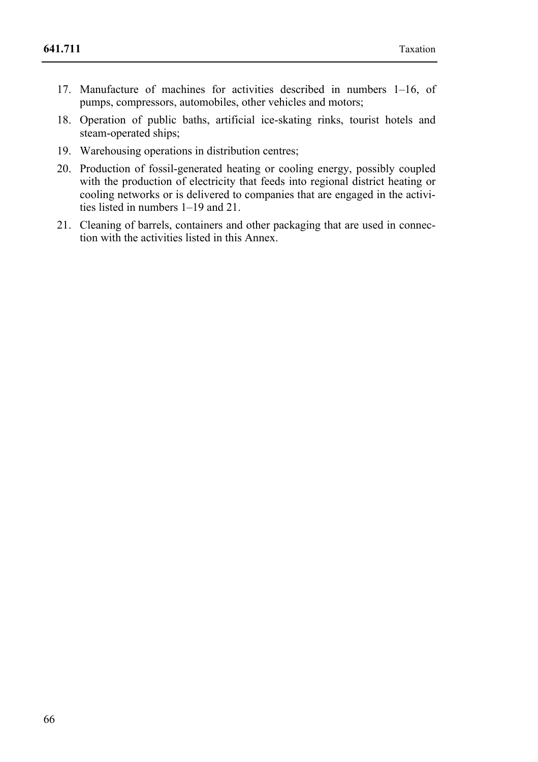17. Manufacture of machines for activities described in numbers 1–16, of pumps, compressors, automobiles, other vehicles and motors;
18. Operation of public baths, artificial ice-skating rinks, tourist hotels and steam-operated ships;
19. Warehousing operations in distribution centres;
20. Production of fossil-generated heating or cooling energy, possibly coupled with the production of electricity that feeds into regional district heating or cooling networks or is delivered to companies that are engaged in the activities listed in numbers 1–19 and 21.
21. Cleaning of barrels, containers and other packaging that are used in connection with the activities listed in this Annex.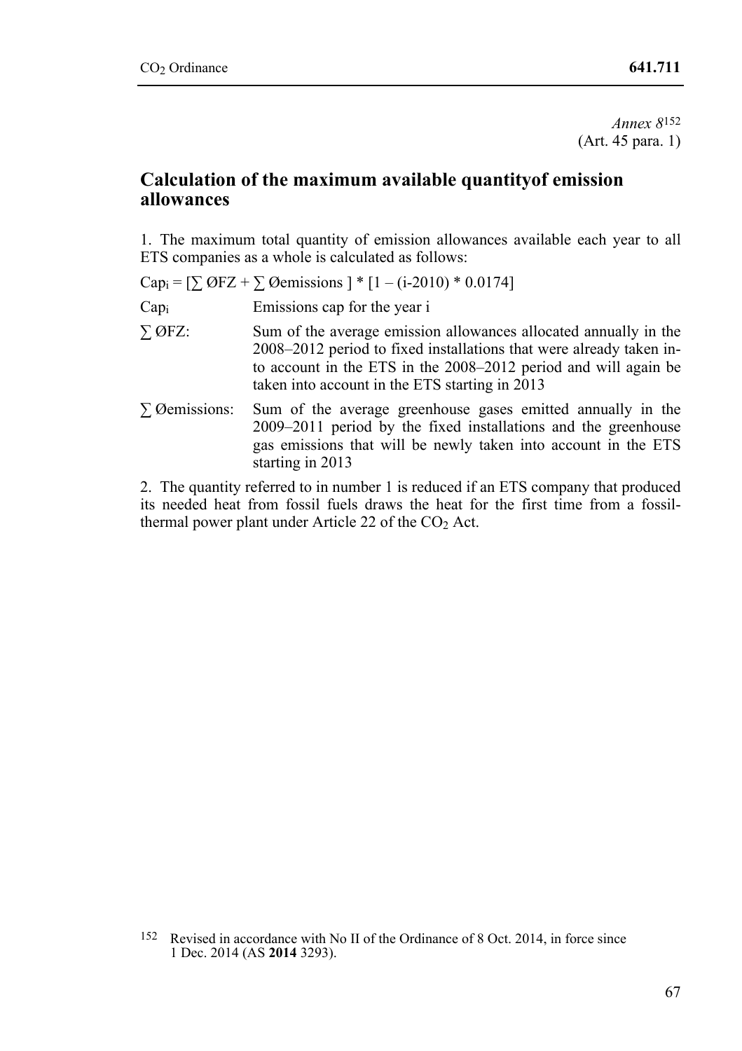*Annex 8*[152]
(Art. 45 para. 1)

## Calculation of the maximum available quantityof emission allowances

1. The maximum total quantity of emission allowances available each year to all ETS companies as a whole is calculated as follows:

$Cap_i = [\sum ØFZ + \sum Øemissions] * [1 – (i-2010) * 0.0174]$

| | |
|---|---|
| $Cap_i$ | Emissions cap for the year i |
| ∑ ØFZ: | Sum of the average emission allowances allocated annually in the 2008–2012 period to fixed installations that were already taken into account in the ETS in the 2008–2012 period and will again be taken into account in the ETS starting in 2013 |
| ∑ Øemissions: | Sum of the average greenhouse gases emitted annually in the 2009–2011 period by the fixed installations and the greenhouse gas emissions that will be newly taken into account in the ETS starting in 2013 |

2. The quantity referred to in number 1 is reduced if an ETS company that produced its needed heat from fossil fuels draws the heat for the first time from a fossil-thermal power plant under Article 22 of the $CO_2$ Act.

[152] Revised in accordance with No II of the Ordinance of 8 Oct. 2014, in force since 1 Dec. 2014 (AS **2014** 3293).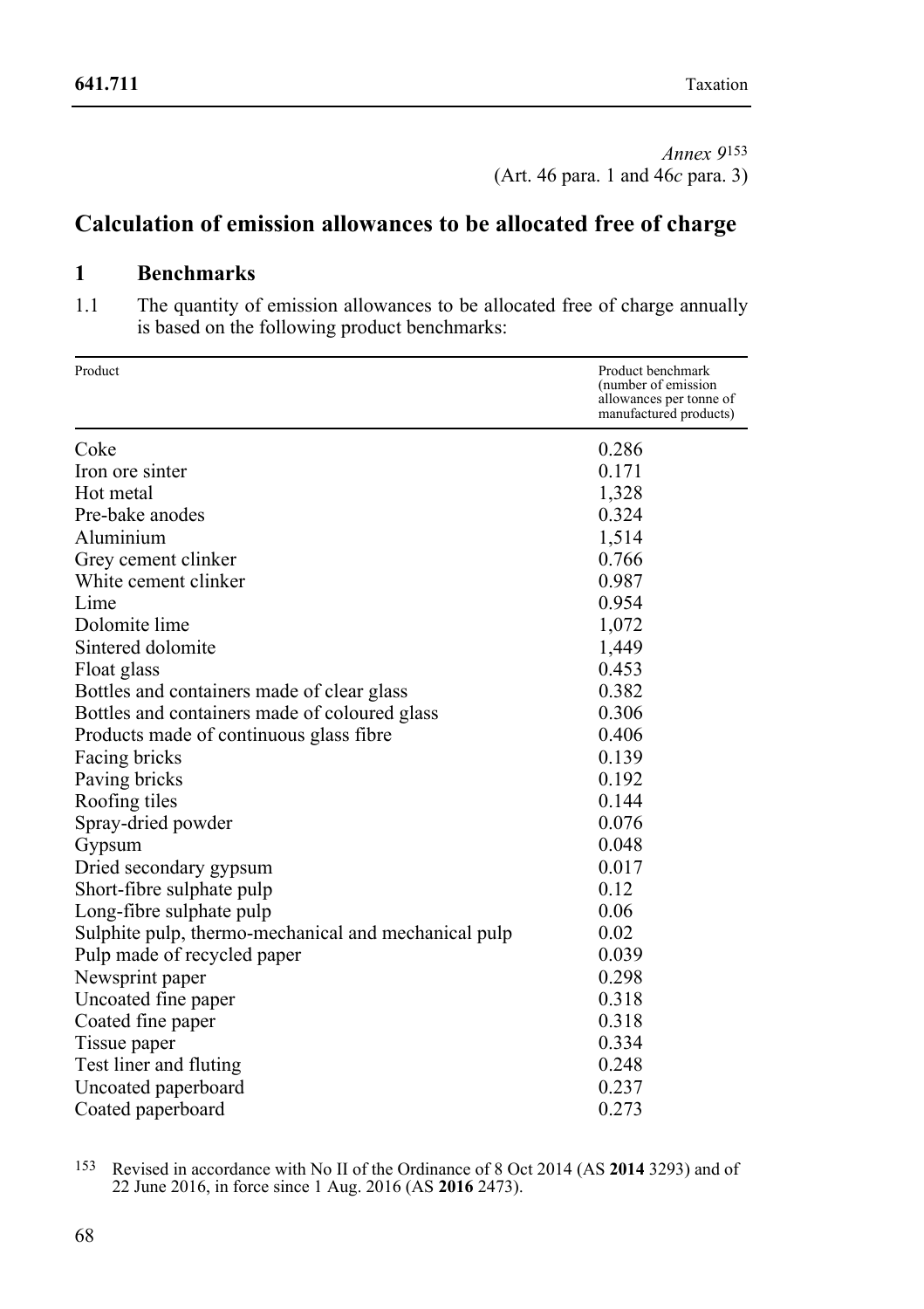*Annex 9*[153]
(Art. 46 para. 1 and 46*c* para. 3)

# Calculation of emission allowances to be allocated free of charge

## 1 Benchmarks

1.1 The quantity of emission allowances to be allocated free of charge annually is based on the following product benchmarks:

| Product | Product benchmark (number of emission allowances per tonne of manufactured products) |
|---|---|
| Coke | 0.286 |
| Iron ore sinter | 0.171 |
| Hot metal | 1,328 |
| Pre-bake anodes | 0.324 |
| Aluminium | 1,514 |
| Grey cement clinker | 0.766 |
| White cement clinker | 0.987 |
| Lime | 0.954 |
| Dolomite lime | 1,072 |
| Sintered dolomite | 1,449 |
| Float glass | 0.453 |
| Bottles and containers made of clear glass | 0.382 |
| Bottles and containers made of coloured glass | 0.306 |
| Products made of continuous glass fibre | 0.406 |
| Facing bricks | 0.139 |
| Paving bricks | 0.192 |
| Roofing tiles | 0.144 |
| Spray-dried powder | 0.076 |
| Gypsum | 0.048 |
| Dried secondary gypsum | 0.017 |
| Short-fibre sulphate pulp | 0.12 |
| Long-fibre sulphate pulp | 0.06 |
| Sulphite pulp, thermo-mechanical and mechanical pulp | 0.02 |
| Pulp made of recycled paper | 0.039 |
| Newsprint paper | 0.298 |
| Uncoated fine paper | 0.318 |
| Coated fine paper | 0.318 |
| Tissue paper | 0.334 |
| Test liner and fluting | 0.248 |
| Uncoated paperboard | 0.237 |
| Coated paperboard | 0.273 |

[153] Revised in accordance with No II of the Ordinance of 8 Oct 2014 (AS **2014** 3293) and of 22 June 2016, in force since 1 Aug. 2016 (AS **2016** 2473).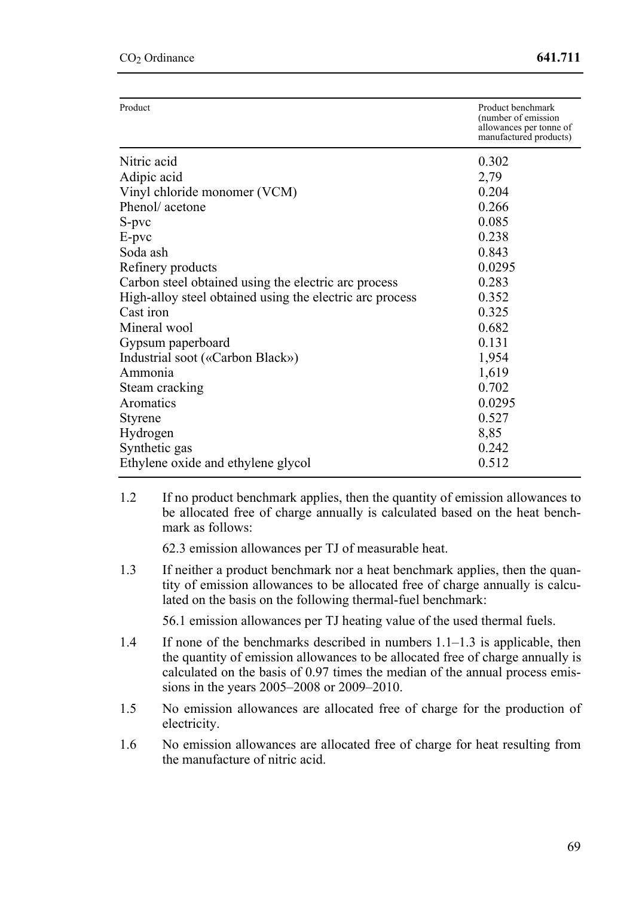| Product | Product benchmark (number of emission allowances per tonne of manufactured products) |
|---|---|
| Nitric acid | 0.302 |
| Adipic acid | 2,79 |
| Vinyl chloride monomer (VCM) | 0.204 |
| Phenol/ acetone | 0.266 |
| S-pvc | 0.085 |
| E-pvc | 0.238 |
| Soda ash | 0.843 |
| Refinery products | 0.0295 |
| Carbon steel obtained using the electric arc process | 0.283 |
| High-alloy steel obtained using the electric arc process | 0.352 |
| Cast iron | 0.325 |
| Mineral wool | 0.682 |
| Gypsum paperboard | 0.131 |
| Industrial soot («Carbon Black») | 1,954 |
| Ammonia | 1,619 |
| Steam cracking | 0.702 |
| Aromatics | 0.0295 |
| Styrene | 0.527 |
| Hydrogen | 8,85 |
| Synthetic gas | 0.242 |
| Ethylene oxide and ethylene glycol | 0.512 |

1.2 If no product benchmark applies, then the quantity of emission allowances to be allocated free of charge annually is calculated based on the heat benchmark as follows:

62.3 emission allowances per TJ of measurable heat.

1.3 If neither a product benchmark nor a heat benchmark applies, then the quantity of emission allowances to be allocated free of charge annually is calculated on the basis on the following thermal-fuel benchmark:

56.1 emission allowances per TJ heating value of the used thermal fuels.

1.4 If none of the benchmarks described in numbers 1.1–1.3 is applicable, then the quantity of emission allowances to be allocated free of charge annually is calculated on the basis of 0.97 times the median of the annual process emissions in the years 2005–2008 or 2009–2010.

1.5 No emission allowances are allocated free of charge for the production of electricity.

1.6 No emission allowances are allocated free of charge for heat resulting from the manufacture of nitric acid.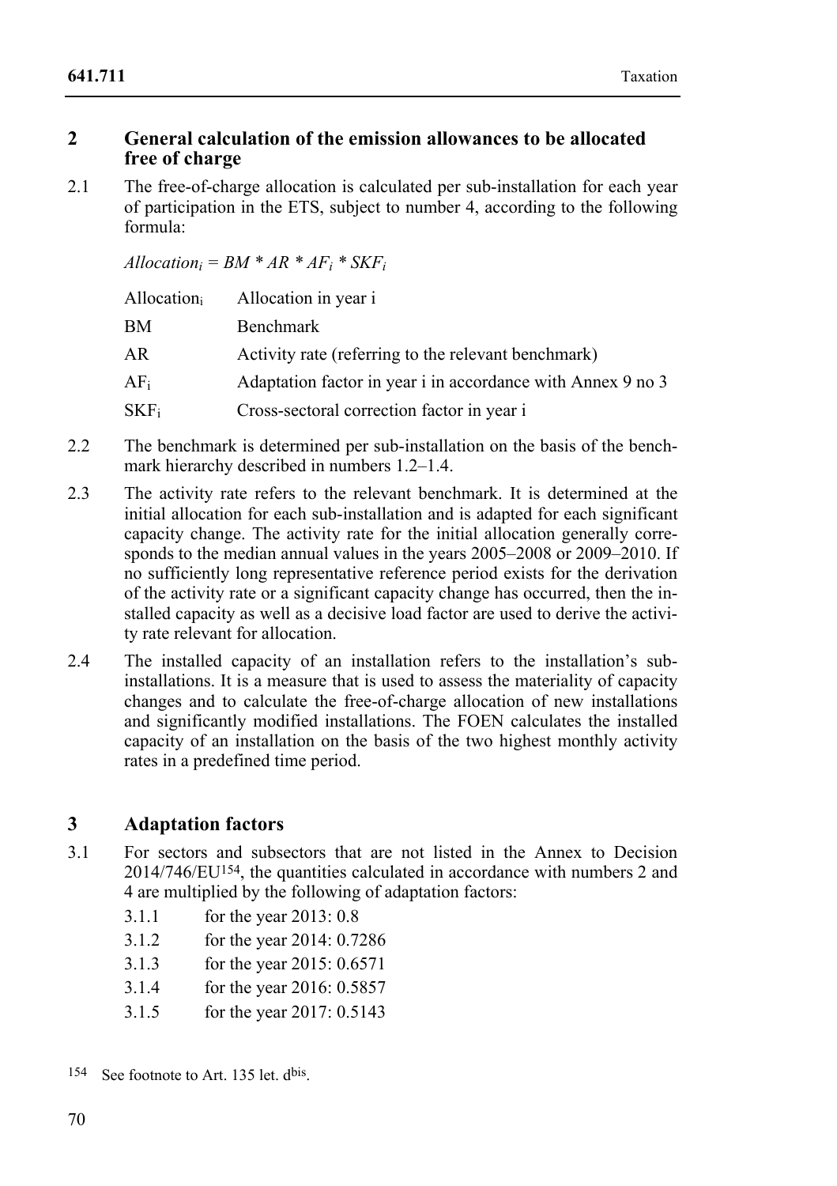## 2 General calculation of the emission allowances to be allocated free of charge

2.1 The free-of-charge allocation is calculated per sub-installation for each year of participation in the ETS, subject to number 4, according to the following formula:

$$Allocation_i = BM * AR * AF_i * SKF_i$$

| | |
|---|---|
| $Allocation_i$ | Allocation in year i |
| BM | Benchmark |
| AR | Activity rate (referring to the relevant benchmark) |
| $AF_i$ | Adaptation factor in year i in accordance with Annex 9 no 3 |
| $SKF_i$ | Cross-sectoral correction factor in year i |

2.2 The benchmark is determined per sub-installation on the basis of the benchmark hierarchy described in numbers 1.2–1.4.

2.3 The activity rate refers to the relevant benchmark. It is determined at the initial allocation for each sub-installation and is adapted for each significant capacity change. The activity rate for the initial allocation generally corresponds to the median annual values in the years 2005–2008 or 2009–2010. If no sufficiently long representative reference period exists for the derivation of the activity rate or a significant capacity change has occurred, then the installed capacity as well as a decisive load factor are used to derive the activity rate relevant for allocation.

2.4 The installed capacity of an installation refers to the installation's sub-installations. It is a measure that is used to assess the materiality of capacity changes and to calculate the free-of-charge allocation of new installations and significantly modified installations. The FOEN calculates the installed capacity of an installation on the basis of the two highest monthly activity rates in a predefined time period.

## 3 Adaptation factors

3.1 For sectors and subsectors that are not listed in the Annex to Decision 2014/746/EU[154], the quantities calculated in accordance with numbers 2 and 4 are multiplied by the following of adaptation factors:

3.1.1 for the year 2013: 0.8

3.1.2 for the year 2014: 0.7286

3.1.3 for the year 2015: 0.6571

3.1.4 for the year 2016: 0.5857

3.1.5 for the year 2017: 0.5143

[154] See footnote to Art. 135 let. $d^{bis}$.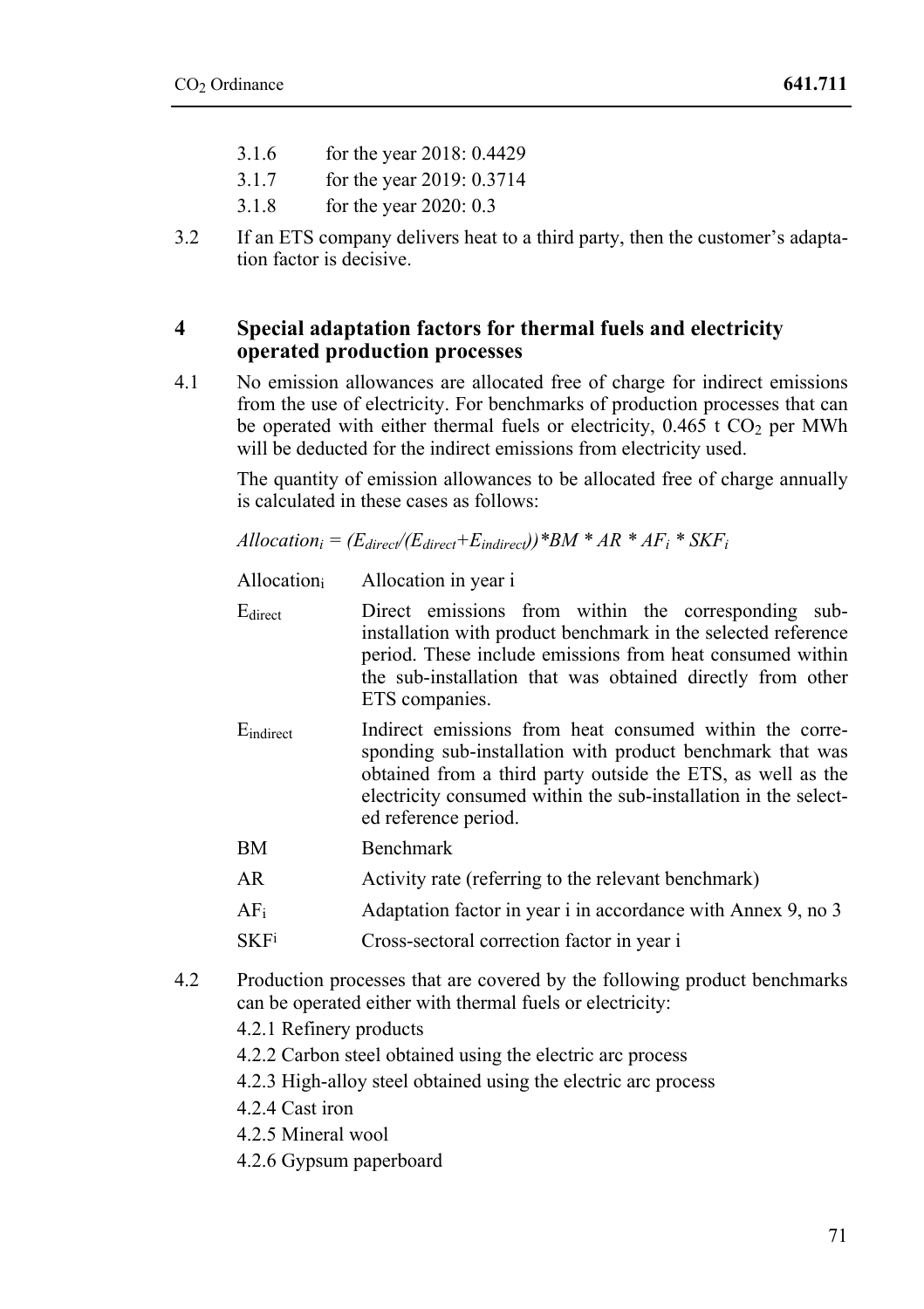3.1.6 for the year 2018: 0.4429

3.1.7 for the year 2019: 0.3714

3.1.8 for the year 2020: 0.3

3.2 If an ETS company delivers heat to a third party, then the customer's adaptation factor is decisive.

## 4 Special adaptation factors for thermal fuels and electricity operated production processes

4.1 No emission allowances are allocated free of charge for indirect emissions from the use of electricity. For benchmarks of production processes that can be operated with either thermal fuels or electricity, 0.465 t $CO_2$ per MWh will be deducted for the indirect emissions from electricity used.

The quantity of emission allowances to be allocated free of charge annually is calculated in these cases as follows:

$$Allocation_i = (E_{direct}/(E_{direct}+E_{indirect}))*BM * AR * AF_i * SKF_i$$

| | |
|---|---|
| $Allocation_i$ | Allocation in year i |
| $E_{direct}$ | Direct emissions from within the corresponding sub-installation with product benchmark in the selected reference period. These include emissions from heat consumed within the sub-installation that was obtained directly from other ETS companies. |
| $E_{indirect}$ | Indirect emissions from heat consumed within the corresponding sub-installation with product benchmark that was obtained from a third party outside the ETS, as well as the electricity consumed within the sub-installation in the selected reference period. |
| BM | Benchmark |
| AR | Activity rate (referring to the relevant benchmark) |
| $AF_i$ | Adaptation factor in year i in accordance with Annex 9, no 3 |
| $SKF^i$ | Cross-sectoral correction factor in year i |

4.2 Production processes that are covered by the following product benchmarks can be operated either with thermal fuels or electricity:

4.2.1 Refinery products

4.2.2 Carbon steel obtained using the electric arc process

4.2.3 High-alloy steel obtained using the electric arc process

4.2.4 Cast iron

4.2.5 Mineral wool

4.2.6 Gypsum paperboard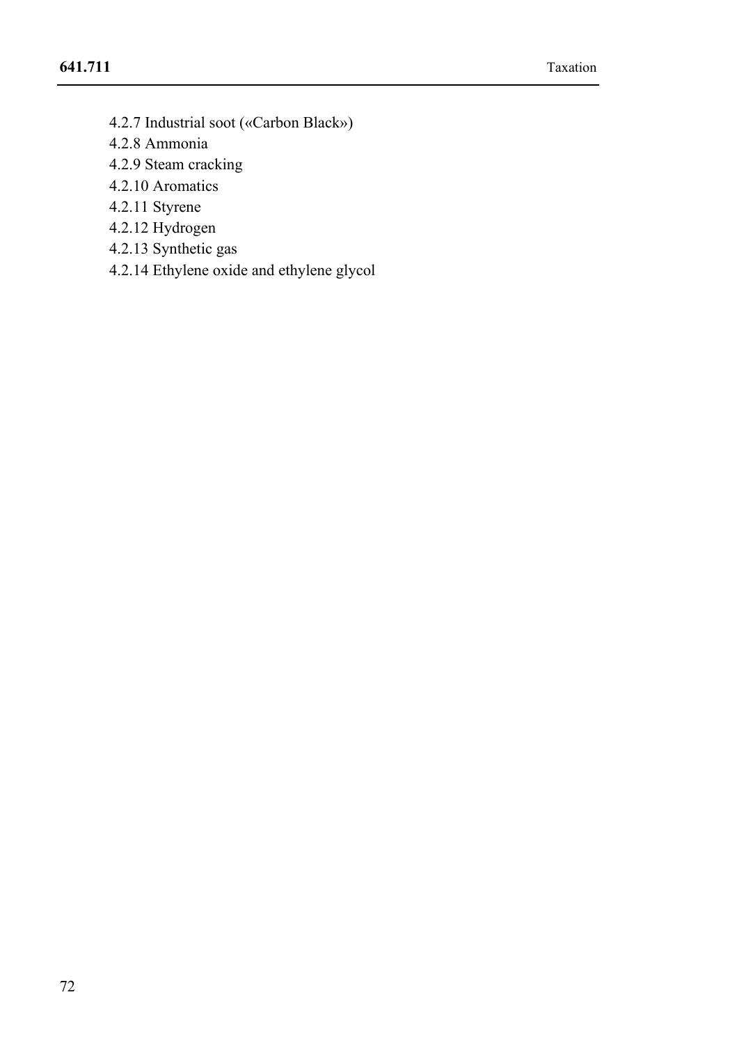4.2.7 Industrial soot («Carbon Black»)
4.2.8 Ammonia
4.2.9 Steam cracking
4.2.10 Aromatics
4.2.11 Styrene
4.2.12 Hydrogen
4.2.13 Synthetic gas
4.2.14 Ethylene oxide and ethylene glycol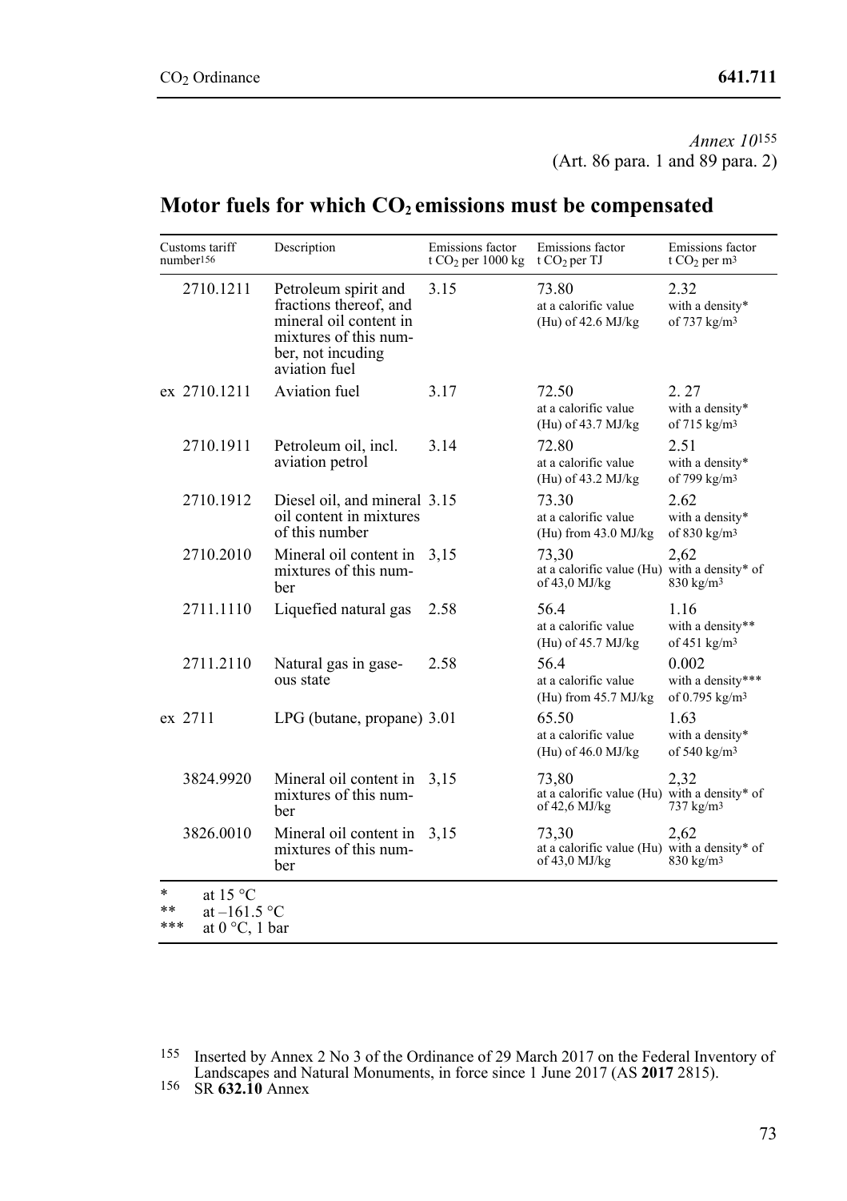*Annex 10*[155]
(Art. 86 para. 1 and 89 para. 2)

# Motor fuels for which $CO_2$ emissions must be compensated

| Customs tariff number[156] | Description | Emissions factor t $CO_2$ per 1000 kg | Emissions factor t $CO_2$ per TJ | Emissions factor t $CO_2$ per m[3] |
|---|---|---|---|---|
| 2710.1211 | Petroleum spirit and fractions thereof, and mineral oil content in mixtures of this number, not incuding aviation fuel | 3.15 | 73.80 at a calorific value (Hu) of 42.6 MJ/kg | 2.32 with a density* of 737 kg/m[3] |
| ex 2710.1211 | Aviation fuel | 3.17 | 72.50 at a calorific value (Hu) of 43.7 MJ/kg | 2. 27 with a density* of 715 kg/m[3] |
| 2710.1911 | Petroleum oil, incl. aviation petrol | 3.14 | 72.80 at a calorific value (Hu) of 43.2 MJ/kg | 2.51 with a density* of 799 kg/m[3] |
| 2710.1912 | Diesel oil, and mineral oil content in mixtures of this number | 3.15 | 73.30 at a calorific value (Hu) from 43.0 MJ/kg | 2.62 with a density* of 830 kg/m[3] |
| 2710.2010 | Mineral oil content in mixtures of this number | 3,15 | 73,30 at a calorific value (Hu) of 43,0 MJ/kg | 2,62 with a density* of 830 kg/m[3] |
| 2711.1110 | Liquefied natural gas | 2.58 | 56.4 at a calorific value (Hu) of 45.7 MJ/kg | 1.16 with a density** of 451 kg/m[3] |
| 2711.2110 | Natural gas in gaseous state | 2.58 | 56.4 at a calorific value (Hu) from 45.7 MJ/kg | 0.002 with a density*** of 0.795 kg/m[3] |
| ex 2711 | LPG (butane, propane) | 3.01 | 65.50 at a calorific value (Hu) of 46.0 MJ/kg | 1.63 with a density* of 540 kg/m[3] |
| 3824.9920 | Mineral oil content in mixtures of this number | 3,15 | 73,80 at a calorific value (Hu) of 42,6 MJ/kg | 2,32 with a density* of 737 kg/m[3] |
| 3826.0010 | Mineral oil content in mixtures of this number | 3,15 | 73,30 at a calorific value (Hu) of 43,0 MJ/kg | 2,62 with a density* of 830 kg/m[3] |

\* at 15 °C
\*\* at –161.5 °C
\*\*\* at 0 °C, 1 bar

[155] Inserted by Annex 2 No 3 of the Ordinance of 29 March 2017 on the Federal Inventory of Landscapes and Natural Monuments, in force since 1 June 2017 (AS **2017** 2815).

[156] SR **632.10** Annex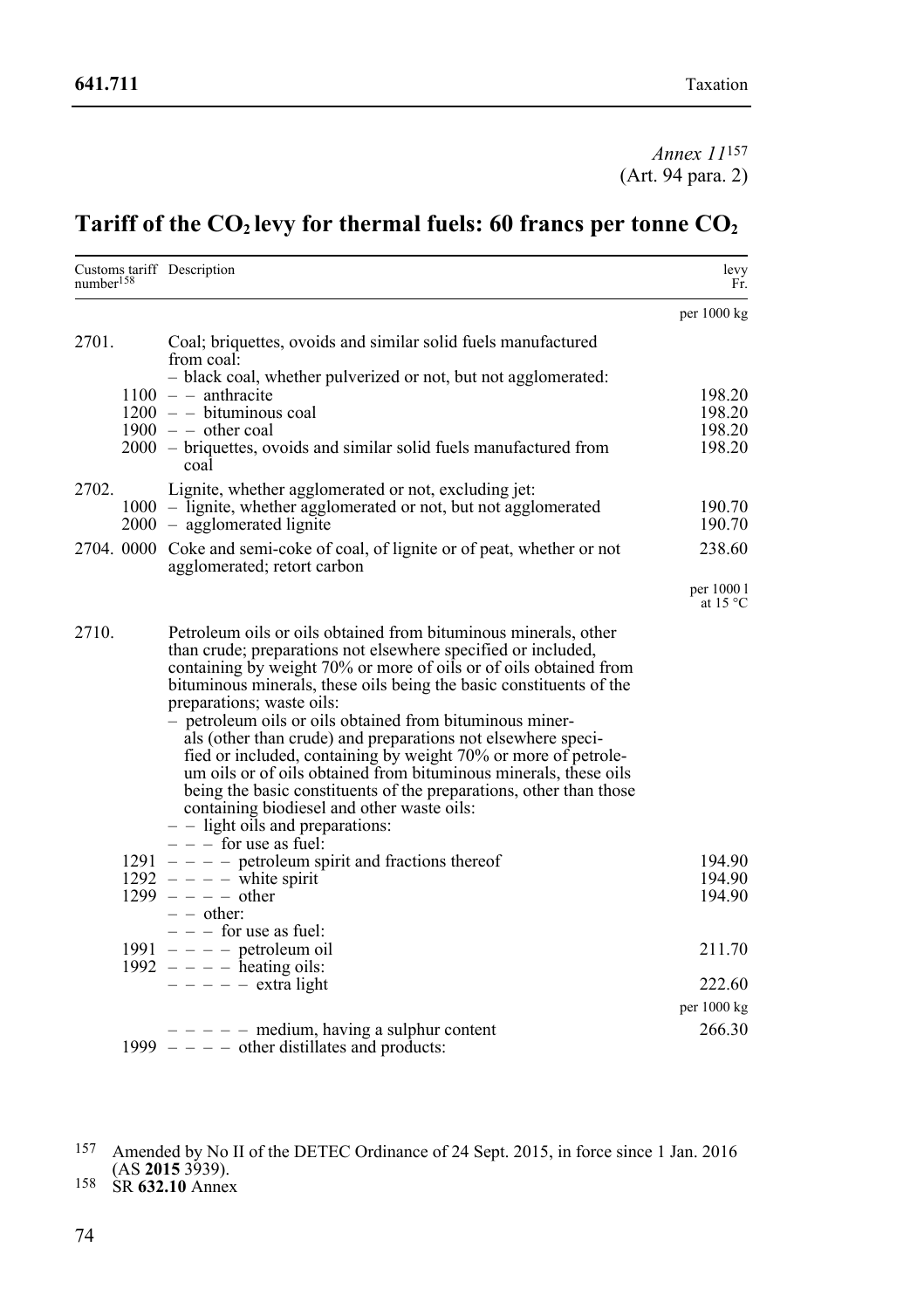*Annex 11*[157]
(Art. 94 para. 2)

# Tariff of the $CO_2$ levy for thermal fuels: 60 francs per tonne $CO_2$

| Customs tariff number[158] | Description | levy Fr. |
|---|---|---|
| | | per 1000 kg |
| 2701. | Coal; briquettes, ovoids and similar solid fuels manufactured from coal: | |
| | – black coal, whether pulverized or not, but not agglomerated: | |
| 1100 | – – anthracite | 198.20 |
| 1200 | – – bituminous coal | 198.20 |
| 1900 | – – other coal | 198.20 |
| 2000 | – briquettes, ovoids and similar solid fuels manufactured from coal | 198.20 |
| 2702. | Lignite, whether agglomerated or not, excluding jet: | |
| 1000 | – lignite, whether agglomerated or not, but not agglomerated | 190.70 |
| 2000 | – agglomerated lignite | 190.70 |
| 2704. 0000 | Coke and semi-coke of coal, of lignite or of peat, whether or not agglomerated; retort carbon | 238.60 |
| | | per 1000 l at 15 °C |
| 2710. | Petroleum oils or oils obtained from bituminous minerals, other than crude; preparations not elsewhere specified or included, containing by weight 70% or more of oils or of oils obtained from bituminous minerals, these oils being the basic constituents of the preparations; waste oils: | |
| | – petroleum oils or oils obtained from bituminous minerals (other than crude) and preparations not elsewhere specified or included, containing by weight 70% or more of petroleum oils or of oils obtained from bituminous minerals, these oils being the basic constituents of the preparations, other than those containing biodiesel and other waste oils: | |
| | – – light oils and preparations: | |
| | – – – for use as fuel: | |
| 1291 | – – – – petroleum spirit and fractions thereof | 194.90 |
| 1292 | – – – – white spirit | 194.90 |
| 1299 | – – – – other | 194.90 |
| | – – other: | |
| | – – – for use as fuel: | |
| 1991 | – – – – petroleum oil | 211.70 |
| 1992 | – – – – heating oils: | |
| | – – – – – extra light | 222.60 |
| | | per 1000 kg |
| | – – – – – medium, having a sulphur content | 266.30 |
| 1999 | – – – – other distillates and products: | |

[157] Amended by No II of the DETEC Ordinance of 24 Sept. 2015, in force since 1 Jan. 2016 (AS **2015** 3939).

[158] SR **632.10** Annex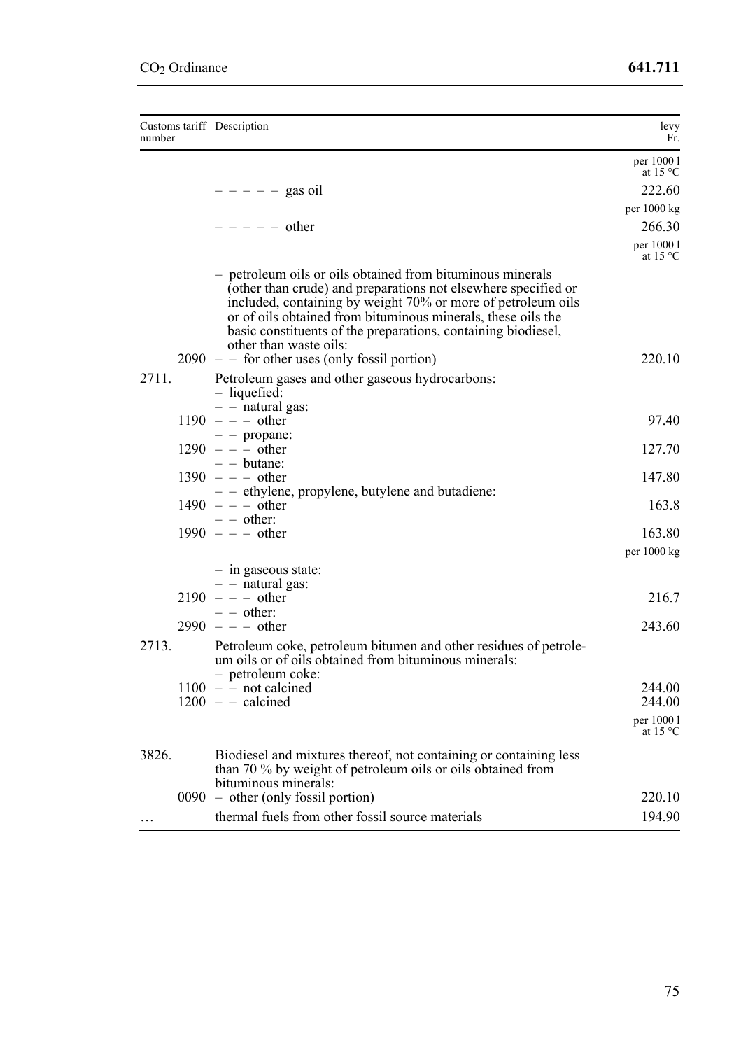| Customs tariff number | Description | levy Fr. |
|---|---|---|
| | | per 1000 l at 15 °C |
| | – – – – – gas oil | 222.60 |
| | | per 1000 kg |
| | – – – – – other | 266.30 |
| | | per 1000 l at 15 °C |
| | – petroleum oils or oils obtained from bituminous minerals (other than crude) and preparations not elsewhere specified or included, containing by weight 70% or more of petroleum oils or of oils obtained from bituminous minerals, these oils the basic constituents of the preparations, containing biodiesel, other than waste oils: | |
| 2090 | – – for other uses (only fossil portion) | 220.10 |
| 2711. | Petroleum gases and other gaseous hydrocarbons: | |
| | – liquefied: | |
| | – – natural gas: | |
| 1190 | – – – other | 97.40 |
| | – – propane: | |
| 1290 | – – – other | 127.70 |
| | – – butane: | |
| 1390 | – – – other | 147.80 |
| | – – ethylene, propylene, butylene and butadiene: | |
| 1490 | – – – other | 163.8 |
| | – – other: | |
| 1990 | – – – other | 163.80 |
| | | per 1000 kg |
| | – in gaseous state: | |
| | – – natural gas: | |
| 2190 | – – – other | 216.7 |
| | – – other: | |
| 2990 | – – – other | 243.60 |
| 2713. | Petroleum coke, petroleum bitumen and other residues of petroleum oils or of oils obtained from bituminous minerals: | |
| | – petroleum coke: | |
| 1100 | – – not calcined | 244.00 |
| 1200 | – – calcined | 244.00 |
| | | per 1000 l at 15 °C |
| 3826. | Biodiesel and mixtures thereof, not containing or containing less than 70 % by weight of petroleum oils or oils obtained from bituminous minerals: | |
| 0090 | – other (only fossil portion) | 220.10 |
| … | thermal fuels from other fossil source materials | 194.90 |